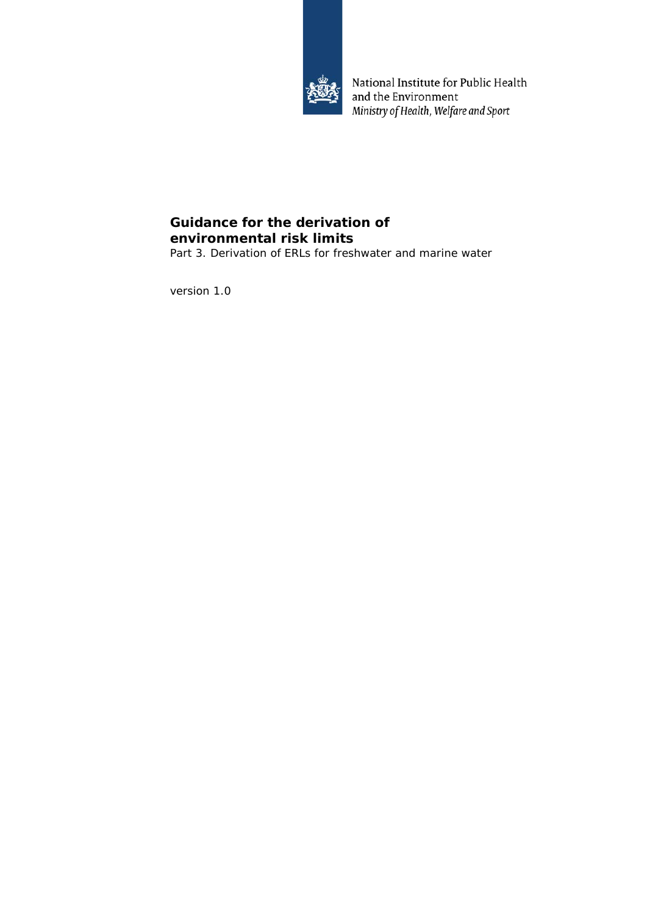National Institute for Public Health and the Environment
*Ministry of Health, Welfare and Sport*

# Guidance for the derivation of environmental risk limits

Part 3. Derivation of ERLs for freshwater and marine water

version 1.0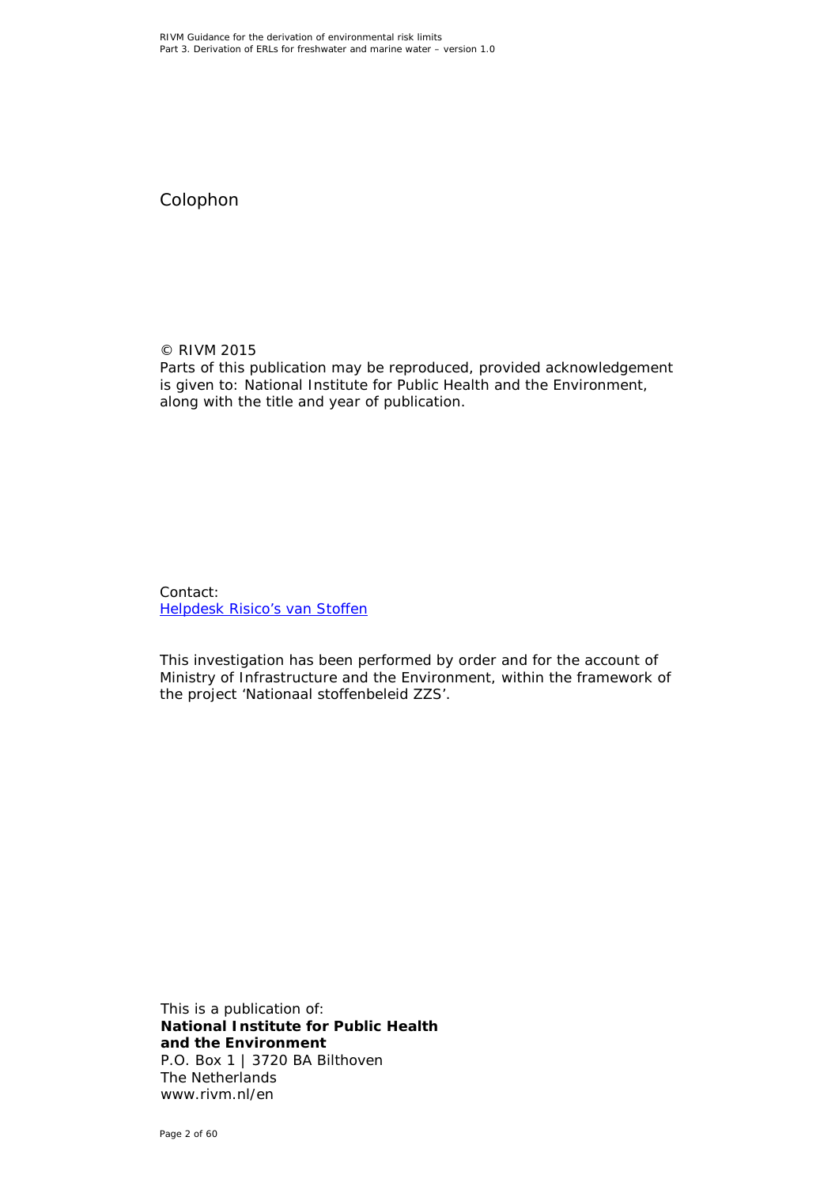# Colophon

© RIVM 2015
Parts of this publication may be reproduced, provided acknowledgement is given to: National Institute for Public Health and the Environment, along with the title and year of publication.

Contact:
[Helpdesk Risico's van Stoffen]

This investigation has been performed by order and for the account of Ministry of Infrastructure and the Environment, within the framework of the project 'Nationaal stoffenbeleid ZZS'.

This is a publication of:
**National Institute for Public Health and the Environment**
P.O. Box 1 | 3720 BA Bilthoven
The Netherlands
www.rivm.nl/en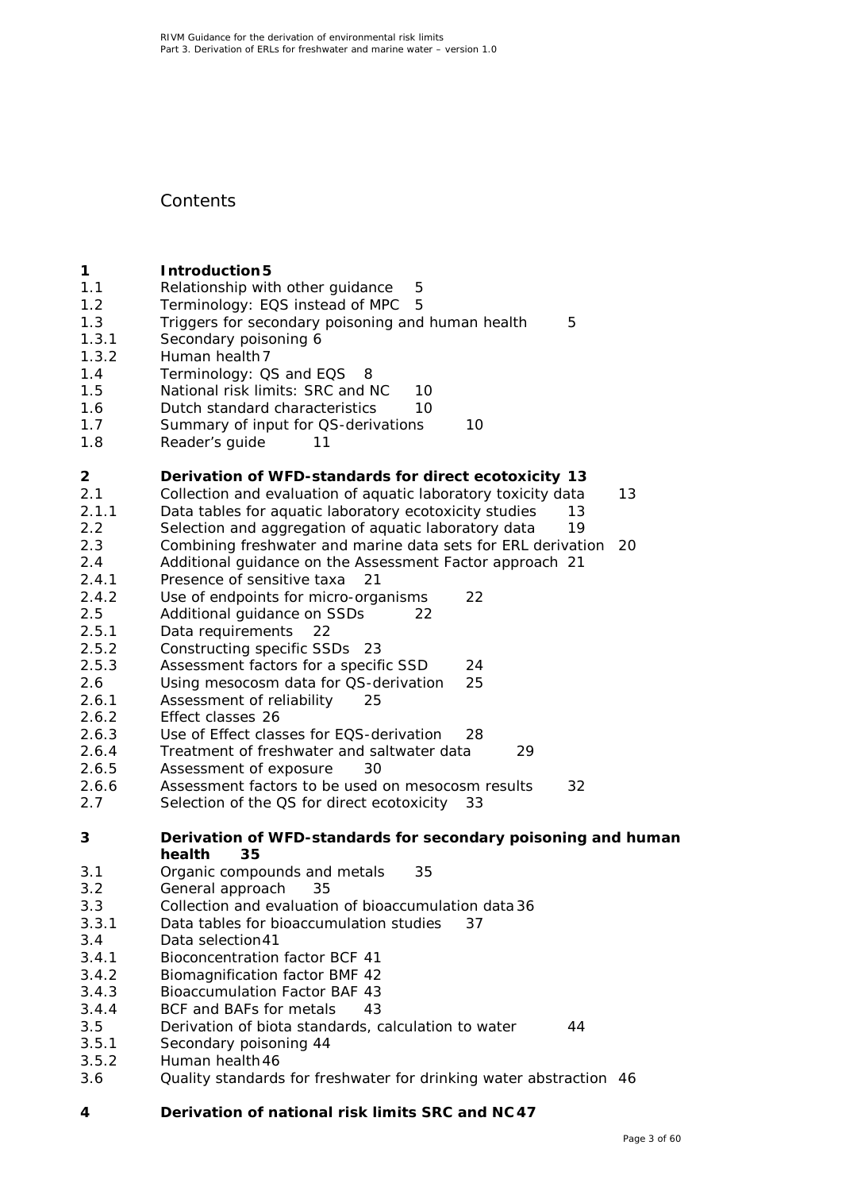# Contents

**1 Introduction 5**
1.1 Relationship with other guidance 5
1.2 Terminology: EQS instead of MPC 5
1.3 Triggers for secondary poisoning and human health 5
1.3.1 Secondary poisoning 6
1.3.2 Human health 7
1.4 Terminology: QS and EQS 8
1.5 National risk limits: SRC and NC 10
1.6 Dutch standard characteristics 10
1.7 Summary of input for QS-derivations 10
1.8 Reader's guide 11

**2 Derivation of WFD-standards for direct ecotoxicity 13**
2.1 Collection and evaluation of aquatic laboratory toxicity data 13
2.1.1 Data tables for aquatic laboratory ecotoxicity studies 13
2.2 Selection and aggregation of aquatic laboratory data 19
2.3 Combining freshwater and marine data sets for ERL derivation 20
2.4 Additional guidance on the Assessment Factor approach 21
2.4.1 Presence of sensitive taxa 21
2.4.2 Use of endpoints for micro-organisms 22
2.5 Additional guidance on SSDs 22
2.5.1 Data requirements 22
2.5.2 Constructing specific SSDs 23
2.5.3 Assessment factors for a specific SSD 24
2.6 Using mesocosm data for QS-derivation 25
2.6.1 Assessment of reliability 25
2.6.2 Effect classes 26
2.6.3 Use of Effect classes for EQS-derivation 28
2.6.4 Treatment of freshwater and saltwater data 29
2.6.5 Assessment of exposure 30
2.6.6 Assessment factors to be used on mesocosm results 32
2.7 Selection of the QS for direct ecotoxicity 33

**3 Derivation of WFD-standards for secondary poisoning and human health 35**
3.1 Organic compounds and metals 35
3.2 General approach 35
3.3 Collection and evaluation of bioaccumulation data 36
3.3.1 Data tables for bioaccumulation studies 37
3.4 Data selection 41
3.4.1 Bioconcentration factor BCF 41
3.4.2 Biomagnification factor BMF 42
3.4.3 Bioaccumulation Factor BAF 43
3.4.4 BCF and BAFs for metals 43
3.5 Derivation of biota standards, calculation to water 44
3.5.1 Secondary poisoning 44
3.5.2 Human health 46
3.6 Quality standards for freshwater for drinking water abstraction 46

**4 Derivation of national risk limits SRC and NC 47**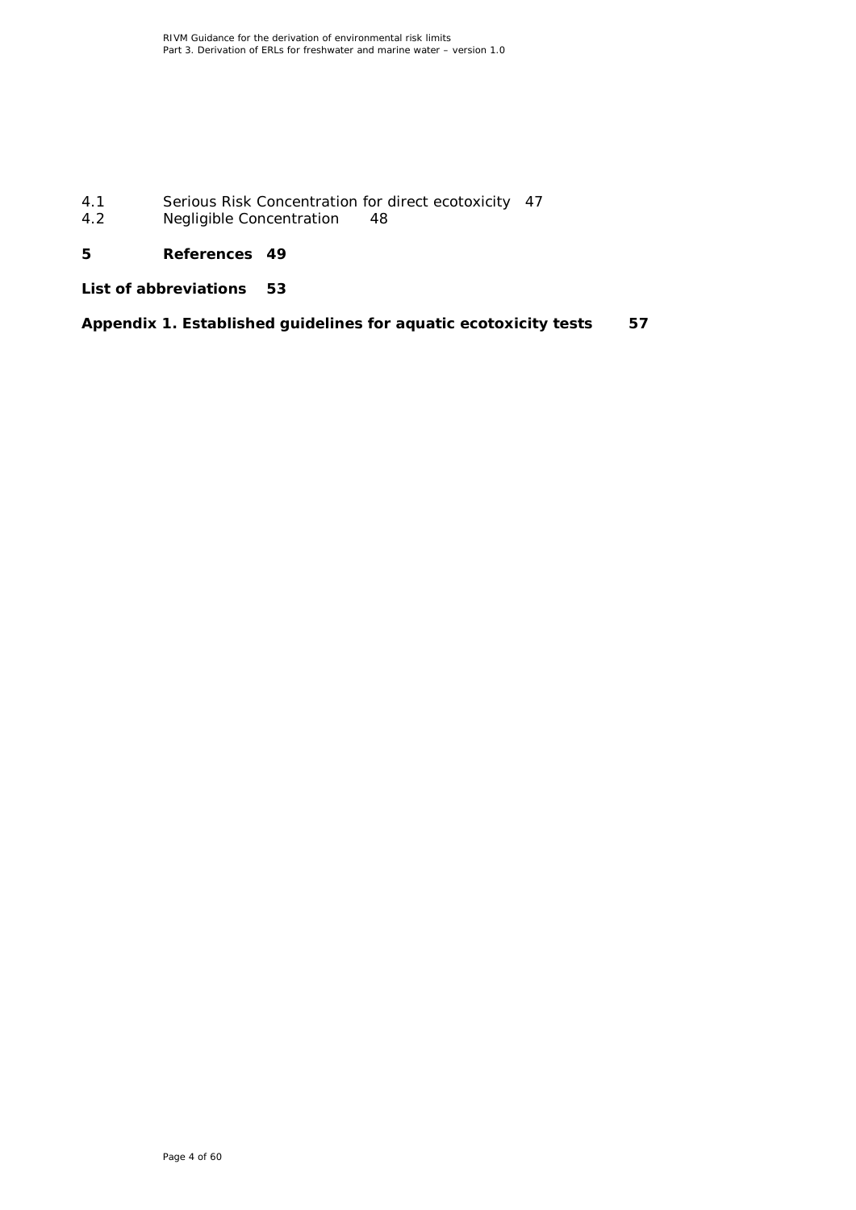4.1 Serious Risk Concentration for direct ecotoxicity 47
4.2 Negligible Concentration 48

**5 References 49**

**List of abbreviations 53**

**Appendix 1. Established guidelines for aquatic ecotoxicity tests 57**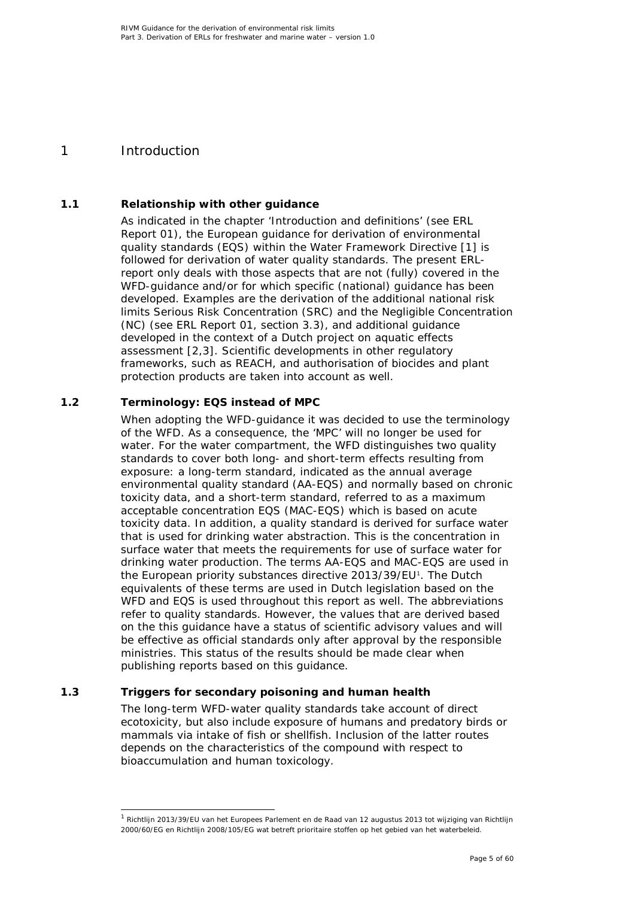# 1 Introduction

## 1.1 Relationship with other guidance

As indicated in the chapter 'Introduction and definitions' (see ERL Report 01), the European guidance for derivation of environmental quality standards (EQS) within the Water Framework Directive [1] is followed for derivation of water quality standards. The present ERL-report only deals with those aspects that are not (fully) covered in the WFD-guidance and/or for which specific (national) guidance has been developed. Examples are the derivation of the additional national risk limits Serious Risk Concentration (SRC) and the Negligible Concentration (NC) (see ERL Report 01, section 3.3), and additional guidance developed in the context of a Dutch project on aquatic effects assessment [2,3]. Scientific developments in other regulatory frameworks, such as REACH, and authorisation of biocides and plant protection products are taken into account as well.

## 1.2 Terminology: EQS instead of MPC

When adopting the WFD-guidance it was decided to use the terminology of the WFD. As a consequence, the 'MPC' will no longer be used for water. For the water compartment, the WFD distinguishes two quality standards to cover both long- and short-term effects resulting from exposure: a long-term standard, indicated as the annual average environmental quality standard (AA-EQS) and normally based on chronic toxicity data, and a short-term standard, referred to as a maximum acceptable concentration EQS (MAC-EQS) which is based on acute toxicity data. In addition, a quality standard is derived for surface water that is used for drinking water abstraction. This is the concentration in surface water that meets the requirements for use of surface water for drinking water production. The terms AA-EQS and MAC-EQS are used in the European priority substances directive 2013/39/EU[1]. The Dutch equivalents of these terms are used in Dutch legislation based on the WFD and EQS is used throughout this report as well. The abbreviations refer to quality standards. However, the values that are derived based on the this guidance have a status of scientific advisory values and will be effective as official standards only after approval by the responsible ministries. This status of the results should be made clear when publishing reports based on this guidance.

## 1.3 Triggers for secondary poisoning and human health

The long-term WFD-water quality standards take account of direct ecotoxicity, but also include exposure of humans and predatory birds or mammals via intake of fish or shellfish. Inclusion of the latter routes depends on the characteristics of the compound with respect to bioaccumulation and human toxicology.

[1] Richtlijn 2013/39/EU van het Europees Parlement en de Raad van 12 augustus 2013 tot wijziging van Richtlijn 2000/60/EG en Richtlijn 2008/105/EG wat betreft prioritaire stoffen op het gebied van het waterbeleid.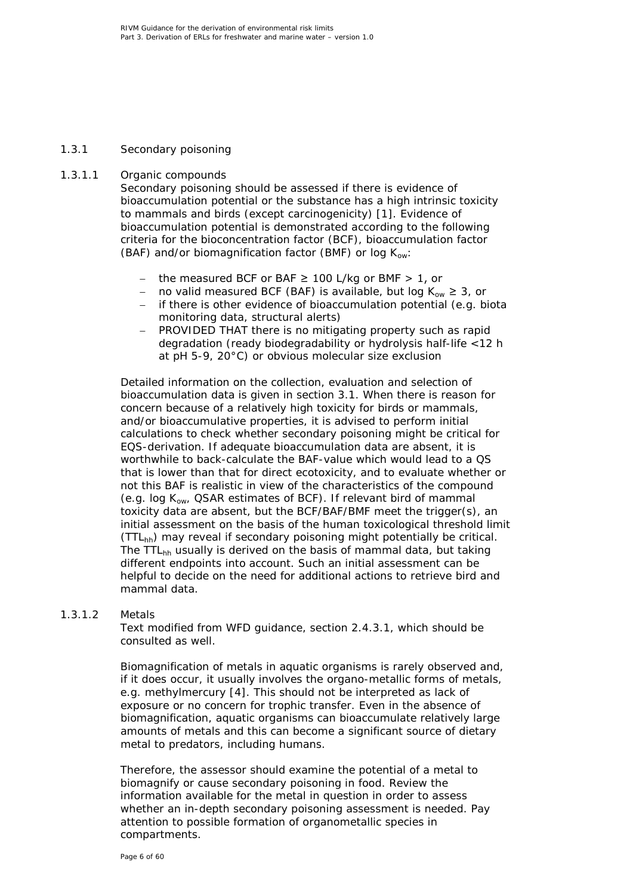### 1.3.1 Secondary poisoning

#### 1.3.1.1 Organic compounds

Secondary poisoning should be assessed if there is evidence of bioaccumulation potential or the substance has a high intrinsic toxicity to mammals and birds (except carcinogenicity) [1]. Evidence of bioaccumulation potential is demonstrated according to the following criteria for the bioconcentration factor (BCF), bioaccumulation factor (BAF) and/or biomagnification factor (BMF) or log $K_{ow}$:

- the measured BCF or BAF ≥ 100 L/kg or BMF > 1, or
- no valid measured BCF (BAF) is available, but log $K_{ow}$ ≥ 3, or
- if there is other evidence of bioaccumulation potential (e.g. biota monitoring data, structural alerts)
- PROVIDED THAT there is no mitigating property such as rapid degradation (ready biodegradability or hydrolysis half-life <12 h at pH 5-9, 20°C) or obvious molecular size exclusion

Detailed information on the collection, evaluation and selection of bioaccumulation data is given in section 3.1. When there is reason for concern because of a relatively high toxicity for birds or mammals, and/or bioaccumulative properties, it is advised to perform initial calculations to check whether secondary poisoning might be critical for EQS-derivation. If adequate bioaccumulation data are absent, it is worthwhile to back-calculate the BAF-value which would lead to a QS that is lower than that for direct ecotoxicity, and to evaluate whether or not this BAF is realistic in view of the characteristics of the compound (e.g. log $K_{ow}$, QSAR estimates of BCF). If relevant bird of mammal toxicity data are absent, but the BCF/BAF/BMF meet the trigger(s), an initial assessment on the basis of the human toxicological threshold limit ($TTL_{hh}$) may reveal if secondary poisoning might potentially be critical. The $TTL_{hh}$ usually is derived on the basis of mammal data, but taking different endpoints into account. Such an initial assessment can be helpful to decide on the need for additional actions to retrieve bird and mammal data.

#### 1.3.1.2 Metals

Text modified from WFD guidance, section 2.4.3.1, which should be consulted as well.

Biomagnification of metals in aquatic organisms is rarely observed and, if it does occur, it usually involves the organo-metallic forms of metals, e.g. methylmercury [4]. This should not be interpreted as lack of exposure or no concern for trophic transfer. Even in the absence of biomagnification, aquatic organisms can bioaccumulate relatively large amounts of metals and this can become a significant source of dietary metal to predators, including humans.

Therefore, the assessor should examine the potential of a metal to biomagnify or cause secondary poisoning in food. Review the information available for the metal in question in order to assess whether an in-depth secondary poisoning assessment is needed. Pay attention to possible formation of organometallic species in compartments.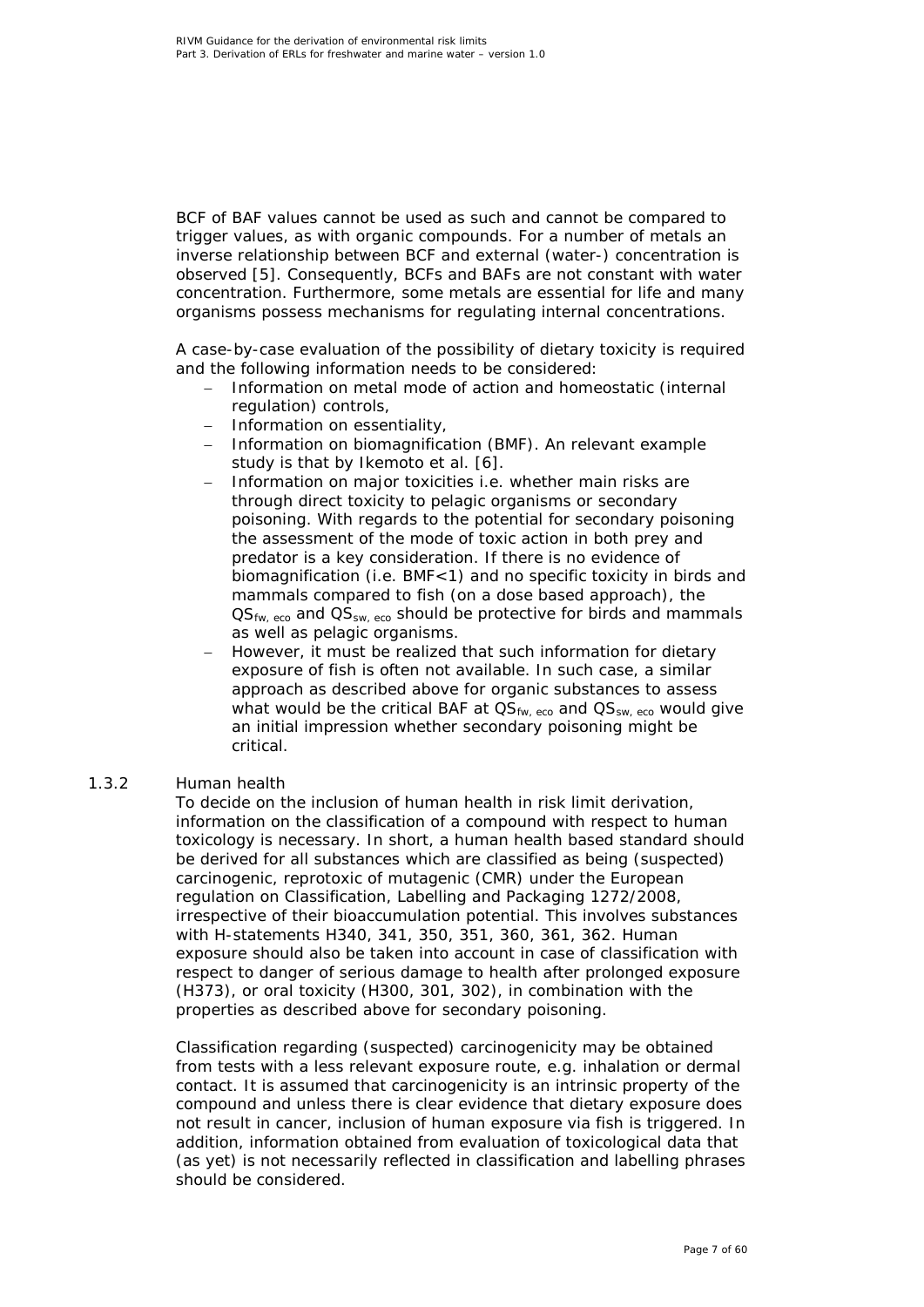BCF of BAF values cannot be used as such and cannot be compared to trigger values, as with organic compounds. For a number of metals an inverse relationship between BCF and external (water-) concentration is observed [5]. Consequently, BCFs and BAFs are not constant with water concentration. Furthermore, some metals are essential for life and many organisms possess mechanisms for regulating internal concentrations.

A case-by-case evaluation of the possibility of dietary toxicity is required and the following information needs to be considered:

- Information on metal mode of action and homeostatic (internal regulation) controls,
- Information on essentiality,
- Information on biomagnification (BMF). An relevant example study is that by Ikemoto et al. [6].
- Information on major toxicities i.e. whether main risks are through direct toxicity to pelagic organisms or secondary poisoning. With regards to the potential for secondary poisoning the assessment of the mode of toxic action in both prey and predator is a key consideration. If there is no evidence of biomagnification (i.e. BMF<1) and no specific toxicity in birds and mammals compared to fish (on a dose based approach), the $QS_{fw,\,eco}$ and $QS_{sw,\,eco}$ should be protective for birds and mammals as well as pelagic organisms.
- However, it must be realized that such information for dietary exposure of fish is often not available. In such case, a similar approach as described above for organic substances to assess what would be the critical BAF at $QS_{fw,\,eco}$ and $QS_{sw,\,eco}$ would give an initial impression whether secondary poisoning might be critical.

### 1.3.2 Human health

To decide on the inclusion of human health in risk limit derivation, information on the classification of a compound with respect to human toxicology is necessary. In short, a human health based standard should be derived for all substances which are classified as being (suspected) carcinogenic, reprotoxic of mutagenic (CMR) under the European regulation on Classification, Labelling and Packaging 1272/2008, irrespective of their bioaccumulation potential. This involves substances with H-statements H340, 341, 350, 351, 360, 361, 362. Human exposure should also be taken into account in case of classification with respect to danger of serious damage to health after prolonged exposure (H373), or oral toxicity (H300, 301, 302), in combination with the properties as described above for secondary poisoning.

Classification regarding (suspected) carcinogenicity may be obtained from tests with a less relevant exposure route, e.g. inhalation or dermal contact. It is assumed that carcinogenicity is an intrinsic property of the compound and unless there is clear evidence that dietary exposure does not result in cancer, inclusion of human exposure via fish is triggered. In addition, information obtained from evaluation of toxicological data that (as yet) is not necessarily reflected in classification and labelling phrases should be considered.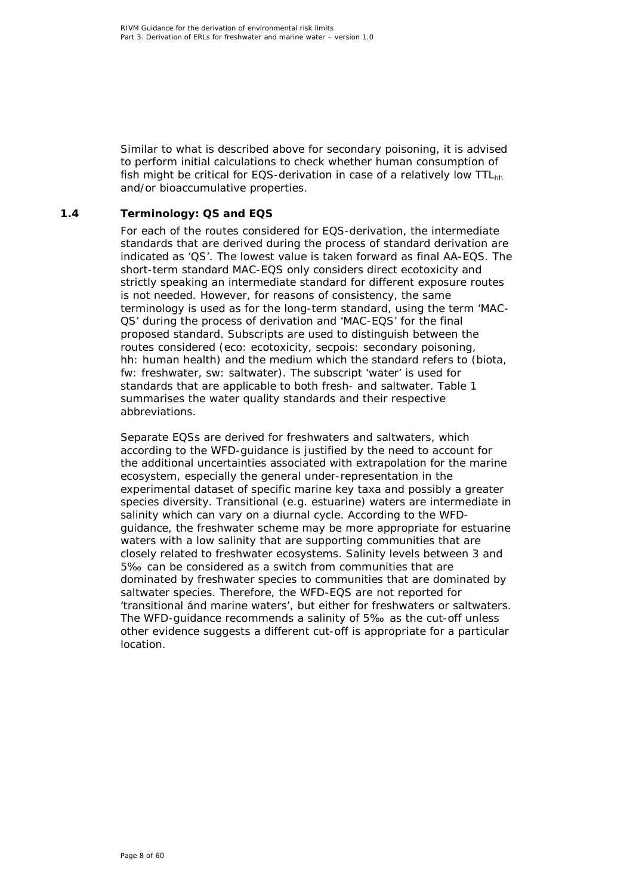Similar to what is described above for secondary poisoning, it is advised to perform initial calculations to check whether human consumption of fish might be critical for EQS-derivation in case of a relatively low $TTL_{hh}$ and/or bioaccumulative properties.

## 1.4 Terminology: QS and EQS

For each of the routes considered for EQS-derivation, the intermediate standards that are derived during the process of standard derivation are indicated as 'QS'. The lowest value is taken forward as final AA-EQS. The short-term standard MAC-EQS only considers direct ecotoxicity and strictly speaking an intermediate standard for different exposure routes is not needed. However, for reasons of consistency, the same terminology is used as for the long-term standard, using the term 'MAC-QS' during the process of derivation and 'MAC-EQS' for the final proposed standard. Subscripts are used to distinguish between the routes considered (eco: ecotoxicity, secpois: secondary poisoning, hh: human health) and the medium which the standard refers to (biota, fw: freshwater, sw: saltwater). The subscript 'water' is used for standards that are applicable to both fresh- and saltwater. Table 1 summarises the water quality standards and their respective abbreviations.

Separate EQSs are derived for freshwaters and saltwaters, which according to the WFD-guidance is justified by the need to account for the additional uncertainties associated with extrapolation for the marine ecosystem, especially the general under-representation in the experimental dataset of specific marine key taxa and possibly a greater species diversity. Transitional (e.g. estuarine) waters are intermediate in salinity which can vary on a diurnal cycle. According to the WFD-guidance, the freshwater scheme may be more appropriate for estuarine waters with a low salinity that are supporting communities that are closely related to freshwater ecosystems. Salinity levels between 3 and 5‰ can be considered as a switch from communities that are dominated by freshwater species to communities that are dominated by saltwater species. Therefore, the WFD-EQS are not reported for 'transitional ánd marine waters', but either for freshwaters or saltwaters. The WFD-guidance recommends a salinity of 5‰ as the cut-off unless other evidence suggests a different cut-off is appropriate for a particular location.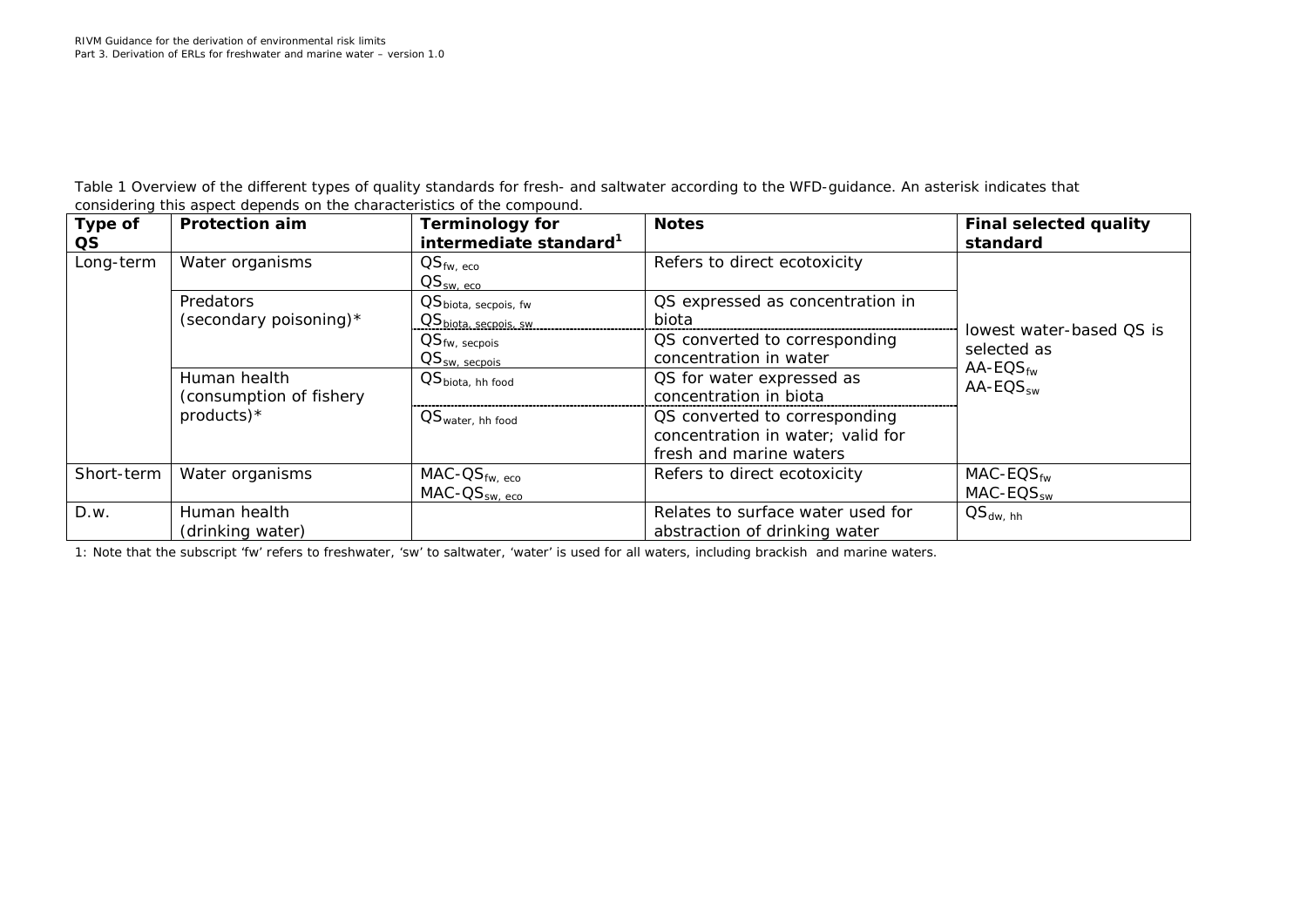Table 1 Overview of the different types of quality standards for fresh- and saltwater according to the WFD-guidance. An asterisk indicates that considering this aspect depends on the characteristics of the compound.

| Type of QS | Protection aim | Terminology for intermediate standard[1] | Notes | Final selected quality standard |
|---|---|---|---|---|
| Long-term | Water organisms | $QS_{fw, eco}$ $QS_{sw, eco}$ | Refers to direct ecotoxicity | lowest water-based QS is selected as $AA\text{-}EQS_{fw}$ $AA\text{-}EQS_{sw}$ |
| | Predators (secondary poisoning)* | $QS_{biota, secpois, fw}$ $QS_{biota, secpois, sw}$ | QS expressed as concentration in biota | |
| | | $QS_{fw, secpois}$ $QS_{sw, secpois}$ | QS converted to corresponding concentration in water | |
| | Human health (consumption of fishery products)* | $QS_{biota, hh food}$ | QS for water expressed as concentration in biota | |
| | | $QS_{water, hh food}$ | QS converted to corresponding concentration in water; valid for fresh and marine waters | |
| Short-term | Water organisms | $MAC\text{-}QS_{fw, eco}$ $MAC\text{-}QS_{sw, eco}$ | Refers to direct ecotoxicity | $MAC\text{-}EQS_{fw}$ $MAC\text{-}EQS_{sw}$ |
| D.w. | Human health (drinking water) | | Relates to surface water used for abstraction of drinking water | $QS_{dw, hh}$ |

1: Note that the subscript 'fw' refers to freshwater, 'sw' to saltwater, 'water' is used for all waters, including brackish and marine waters.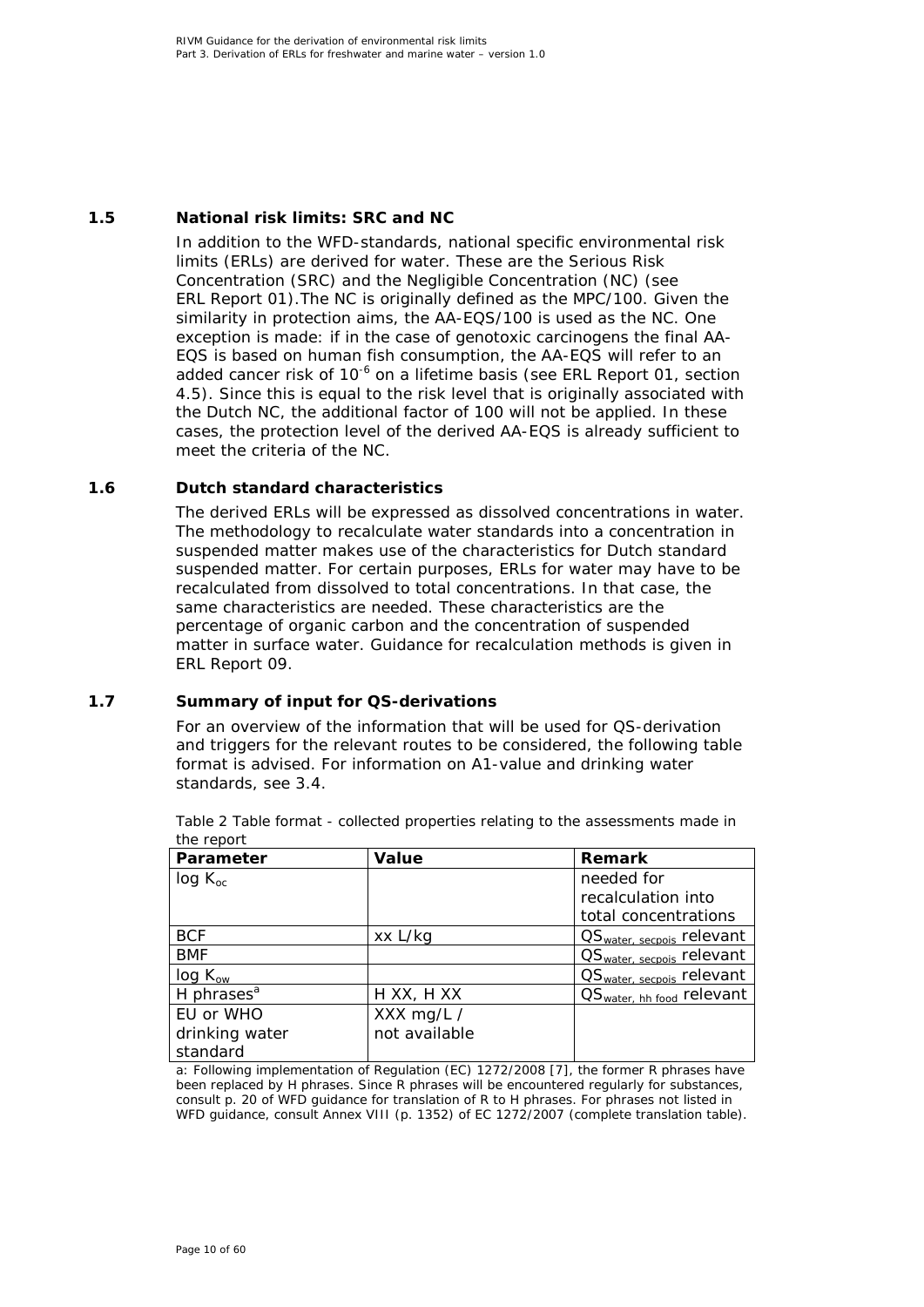## 1.5 National risk limits: SRC and NC

In addition to the WFD-standards, national specific environmental risk limits (ERLs) are derived for water. These are the Serious Risk Concentration (SRC) and the Negligible Concentration (NC) (see ERL Report 01).The NC is originally defined as the MPC/100. Given the similarity in protection aims, the AA-EQS/100 is used as the NC. One exception is made: if in the case of genotoxic carcinogens the final AA-EQS is based on human fish consumption, the AA-EQS will refer to an added cancer risk of $10^{-6}$ on a lifetime basis (see ERL Report 01, section 4.5). Since this is equal to the risk level that is originally associated with the Dutch NC, the additional factor of 100 will not be applied. In these cases, the protection level of the derived AA-EQS is already sufficient to meet the criteria of the NC.

## 1.6 Dutch standard characteristics

The derived ERLs will be expressed as dissolved concentrations in water. The methodology to recalculate water standards into a concentration in suspended matter makes use of the characteristics for Dutch standard suspended matter. For certain purposes, ERLs for water may have to be recalculated from dissolved to total concentrations. In that case, the same characteristics are needed. These characteristics are the percentage of organic carbon and the concentration of suspended matter in surface water. Guidance for recalculation methods is given in ERL Report 09.

## 1.7 Summary of input for QS-derivations

For an overview of the information that will be used for QS-derivation and triggers for the relevant routes to be considered, the following table format is advised. For information on A1-value and drinking water standards, see 3.4.

Table 2 Table format - collected properties relating to the assessments made in the report

| Parameter | Value | Remark |
|---|---|---|
| log $K_{oc}$ | | needed for recalculation into total concentrations |
| BCF | xx L/kg | $QS_{water,\ secpois}$ relevant |
| BMF | | $QS_{water,\ secpois}$ relevant |
| log $K_{ow}$ | | $QS_{water,\ secpois}$ relevant |
| H phrases[a] | H XX, H XX | $QS_{water,\ hh\ food}$ relevant |
| EU or WHO drinking water standard | XXX mg/L / not available | |

a: Following implementation of Regulation (EC) 1272/2008 [7], the former R phrases have been replaced by H phrases. Since R phrases will be encountered regularly for substances, consult p. 20 of WFD guidance for translation of R to H phrases. For phrases not listed in WFD guidance, consult Annex VIII (p. 1352) of EC 1272/2007 (complete translation table).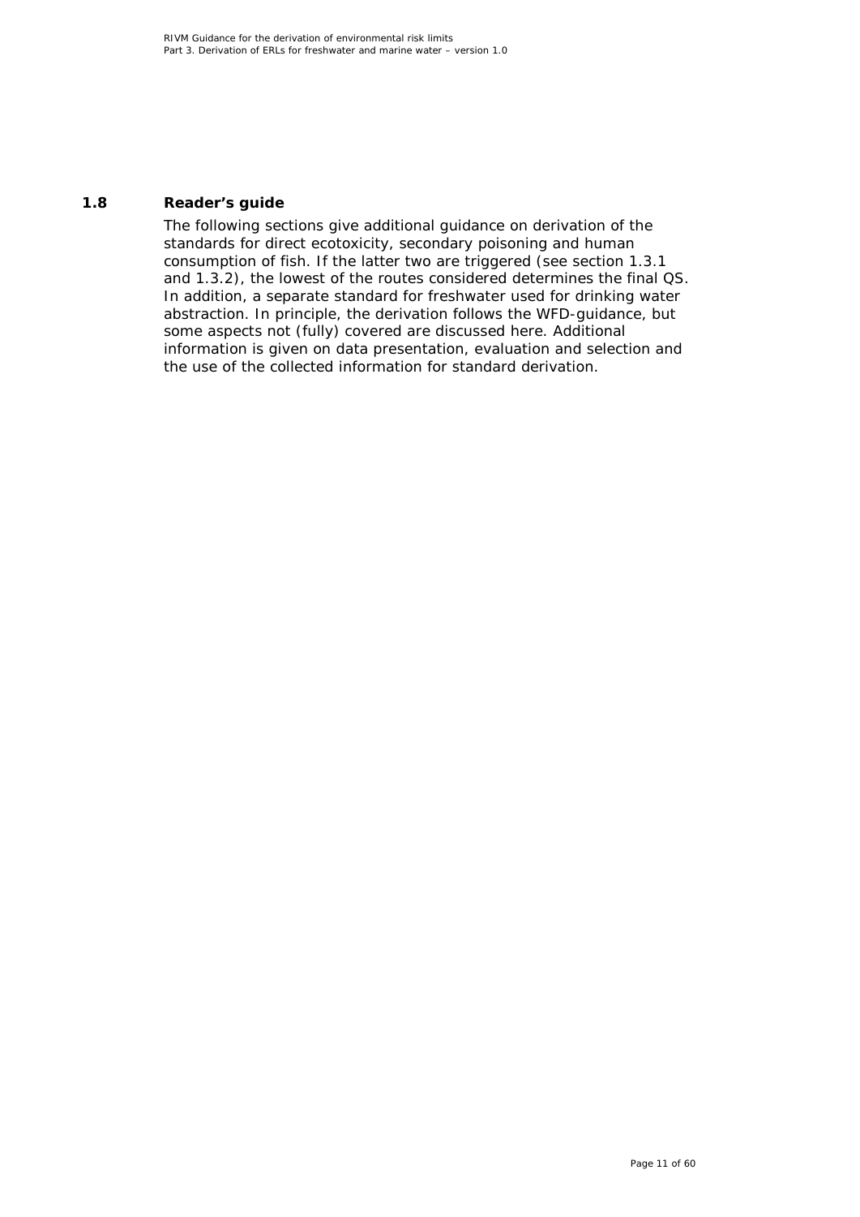## 1.8 Reader's guide

The following sections give additional guidance on derivation of the standards for direct ecotoxicity, secondary poisoning and human consumption of fish. If the latter two are triggered (see section 1.3.1 and 1.3.2), the lowest of the routes considered determines the final QS. In addition, a separate standard for freshwater used for drinking water abstraction. In principle, the derivation follows the WFD-guidance, but some aspects not (fully) covered are discussed here. Additional information is given on data presentation, evaluation and selection and the use of the collected information for standard derivation.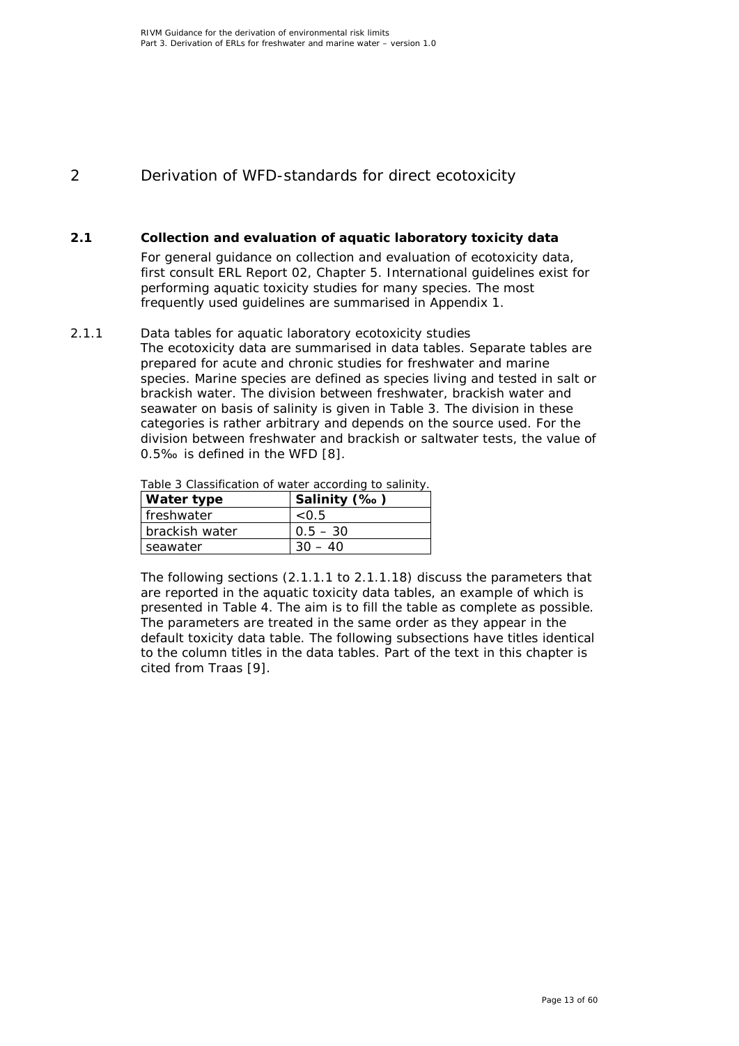# 2 Derivation of WFD-standards for direct ecotoxicity

## 2.1 Collection and evaluation of aquatic laboratory toxicity data

For general guidance on collection and evaluation of ecotoxicity data, first consult ERL Report 02, Chapter 5. International guidelines exist for performing aquatic toxicity studies for many species. The most frequently used guidelines are summarised in Appendix 1.

### 2.1.1 Data tables for aquatic laboratory ecotoxicity studies

The ecotoxicity data are summarised in data tables. Separate tables are prepared for acute and chronic studies for freshwater and marine species. Marine species are defined as species living and tested in salt or brackish water. The division between freshwater, brackish water and seawater on basis of salinity is given in Table 3. The division in these categories is rather arbitrary and depends on the source used. For the division between freshwater and brackish or saltwater tests, the value of 0.5‰ is defined in the WFD [8].

Table 3 Classification of water according to salinity.

| Water type | Salinity (‰) |
|---|---|
| freshwater | <0.5 |
| brackish water | 0.5 – 30 |
| seawater | 30 – 40 |

The following sections (2.1.1.1 to 2.1.1.18) discuss the parameters that are reported in the aquatic toxicity data tables, an example of which is presented in Table 4. The aim is to fill the table as complete as possible. The parameters are treated in the same order as they appear in the default toxicity data table. The following subsections have titles identical to the column titles in the data tables. Part of the text in this chapter is cited from Traas [9].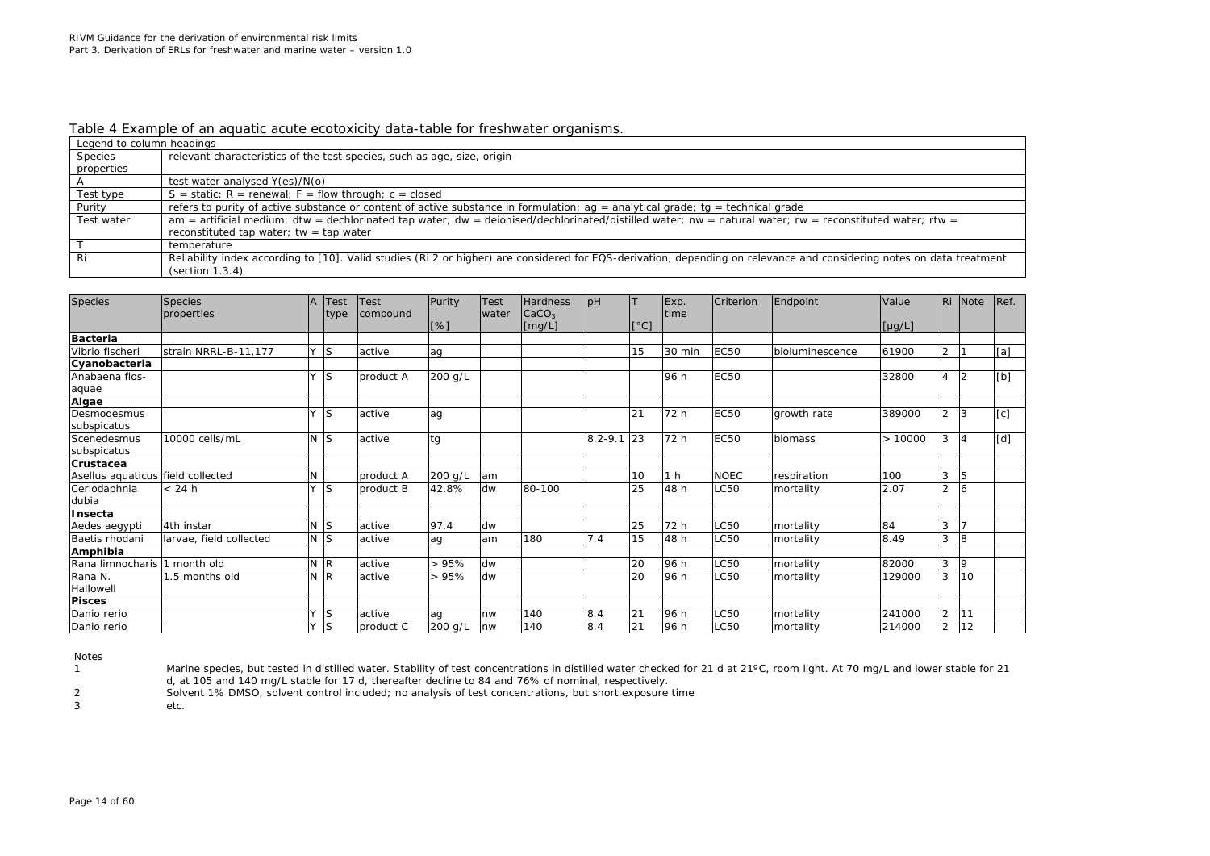Table 4 Example of an aquatic acute ecotoxicity data-table for freshwater organisms.

| Legend to column headings | |
|---|---|
| Species properties | relevant characteristics of the test species, such as age, size, origin |
| A | test water analysed Y(es)/N(o) |
| Test type | S = static; R = renewal; F = flow through; c = closed |
| Purity | refers to purity of active substance or content of active substance in formulation; ag = analytical grade; tg = technical grade |
| Test water | am = artificial medium; dtw = dechlorinated tap water; dw = deionised/dechlorinated/distilled water; nw = natural water; rw = reconstituted water; rtw = reconstituted tap water; tw = tap water |
| T | temperature |
| Ri | Reliability index according to [10]. Valid studies (Ri 2 or higher) are considered for EQS-derivation, depending on relevance and considering notes on data treatment (section 1.3.4) |

| Species | Species properties | A | Test type | Test compound | Purity [%] | Test water | Hardness $CaCO_3$ [mg/L] | pH | T [°C] | Exp. time | Criterion | Endpoint | Value [µg/L] | Ri | Note | Ref. |
|---|---|---|---|---|---|---|---|---|---|---|---|---|---|---|---|---|
| **Bacteria** | | | | | | | | | | | | | | | | |
| Vibrio fischeri | strain NRRL-B-11,177 | Y | S | active | ag | | | | 15 | 30 min | EC50 | bioluminescence | 61900 | 2 | 1 | [a] |
| **Cyanobacteria** | | | | | | | | | | | | | | | | |
| Anabaena flos-aquae | | Y | S | product A | 200 g/L | | | | | 96 h | EC50 | | 32800 | 4 | 2 | [b] |
| **Algae** | | | | | | | | | | | | | | | | |
| Desmodesmus subspicatus | | Y | S | active | ag | | | | 21 | 72 h | EC50 | growth rate | 389000 | 2 | 3 | [c] |
| Scenedesmus subspicatus | 10000 cells/mL | N | S | active | tg | | | 8.2-9.1 | 23 | 72 h | EC50 | biomass | > 10000 | 3 | 4 | [d] |
| **Crustacea** | | | | | | | | | | | | | | | | |
| Asellus aquaticus | field collected | N | | product A | 200 g/L | am | | | 10 | 1 h | NOEC | respiration | 100 | 3 | 5 | |
| Ceriodaphnia dubia | < 24 h | Y | S | product B | 42.8% | dw | 80-100 | | 25 | 48 h | LC50 | mortality | 2.07 | 2 | 6 | |
| **Insecta** | | | | | | | | | | | | | | | | |
| Aedes aegypti | 4th instar | N | S | active | 97.4 | dw | | | 25 | 72 h | LC50 | mortality | 84 | 3 | 7 | |
| Baetis rhodani | larvae, field collected | N | S | active | ag | am | 180 | 7.4 | 15 | 48 h | LC50 | mortality | 8.49 | 3 | 8 | |
| **Amphibia** | | | | | | | | | | | | | | | | |
| Rana limnocharis | 1 month old | N | R | active | > 95% | dw | | | 20 | 96 h | LC50 | mortality | 82000 | 3 | 9 | |
| Rana N. Hallowell | 1.5 months old | N | R | active | > 95% | dw | | | 20 | 96 h | LC50 | mortality | 129000 | 3 | 10 | |
| **Pisces** | | | | | | | | | | | | | | | | |
| Danio rerio | | Y | S | active | ag | nw | 140 | 8.4 | 21 | 96 h | LC50 | mortality | 241000 | 2 | 11 | |
| Danio rerio | | Y | S | product C | 200 g/L | nw | 140 | 8.4 | 21 | 96 h | LC50 | mortality | 214000 | 2 | 12 | |

Notes

1. Marine species, but tested in distilled water. Stability of test concentrations in distilled water checked for 21 d at 21ºC, room light. At 70 mg/L and lower stable for 21 d, at 105 and 140 mg/L stable for 17 d, thereafter decline to 84 and 76% of nominal, respectively.
2. Solvent 1% DMSO, solvent control included; no analysis of test concentrations, but short exposure time
3. etc.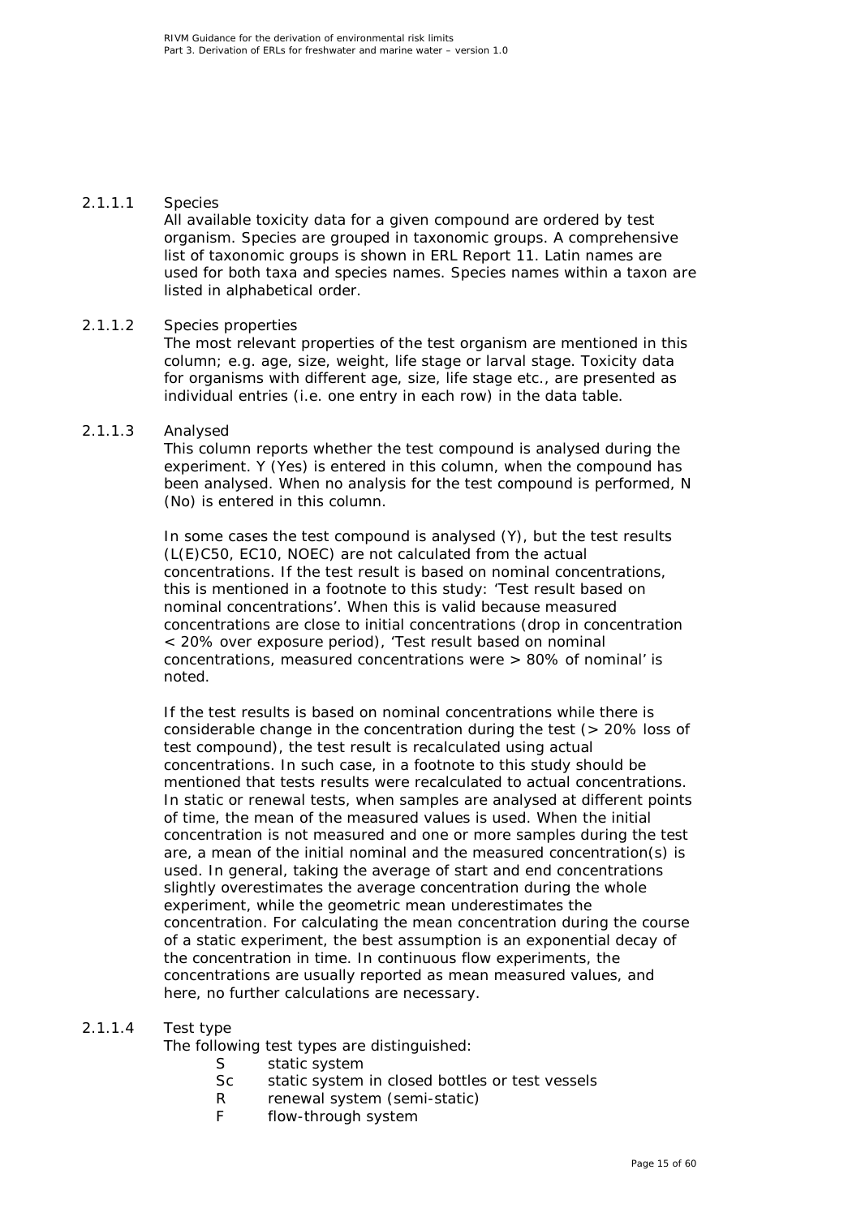#### 2.1.1.1 Species

All available toxicity data for a given compound are ordered by test organism. Species are grouped in taxonomic groups. A comprehensive list of taxonomic groups is shown in ERL Report 11. Latin names are used for both taxa and species names. Species names within a taxon are listed in alphabetical order.

#### 2.1.1.2 Species properties

The most relevant properties of the test organism are mentioned in this column; e.g. age, size, weight, life stage or larval stage. Toxicity data for organisms with different age, size, life stage etc., are presented as individual entries (i.e. one entry in each row) in the data table.

#### 2.1.1.3 Analysed

This column reports whether the test compound is analysed during the experiment. Y (Yes) is entered in this column, when the compound has been analysed. When no analysis for the test compound is performed, N (No) is entered in this column.

In some cases the test compound is analysed (Y), but the test results (L(E)C50, EC10, NOEC) are not calculated from the actual concentrations. If the test result is based on nominal concentrations, this is mentioned in a footnote to this study: 'Test result based on nominal concentrations'. When this is valid because measured concentrations are close to initial concentrations (drop in concentration < 20% over exposure period), 'Test result based on nominal concentrations, measured concentrations were > 80% of nominal' is noted.

If the test results is based on nominal concentrations while there is considerable change in the concentration during the test (> 20% loss of test compound), the test result is recalculated using actual concentrations. In such case, in a footnote to this study should be mentioned that tests results were recalculated to actual concentrations. In static or renewal tests, when samples are analysed at different points of time, the mean of the measured values is used. When the initial concentration is not measured and one or more samples during the test are, a mean of the initial nominal and the measured concentration(s) is used. In general, taking the average of start and end concentrations slightly overestimates the average concentration during the whole experiment, while the geometric mean underestimates the concentration. For calculating the mean concentration during the course of a static experiment, the best assumption is an exponential decay of the concentration in time. In continuous flow experiments, the concentrations are usually reported as mean measured values, and here, no further calculations are necessary.

#### 2.1.1.4 Test type

The following test types are distinguished:

- S static system
- Sc static system in closed bottles or test vessels
- R renewal system (semi-static)
- F flow-through system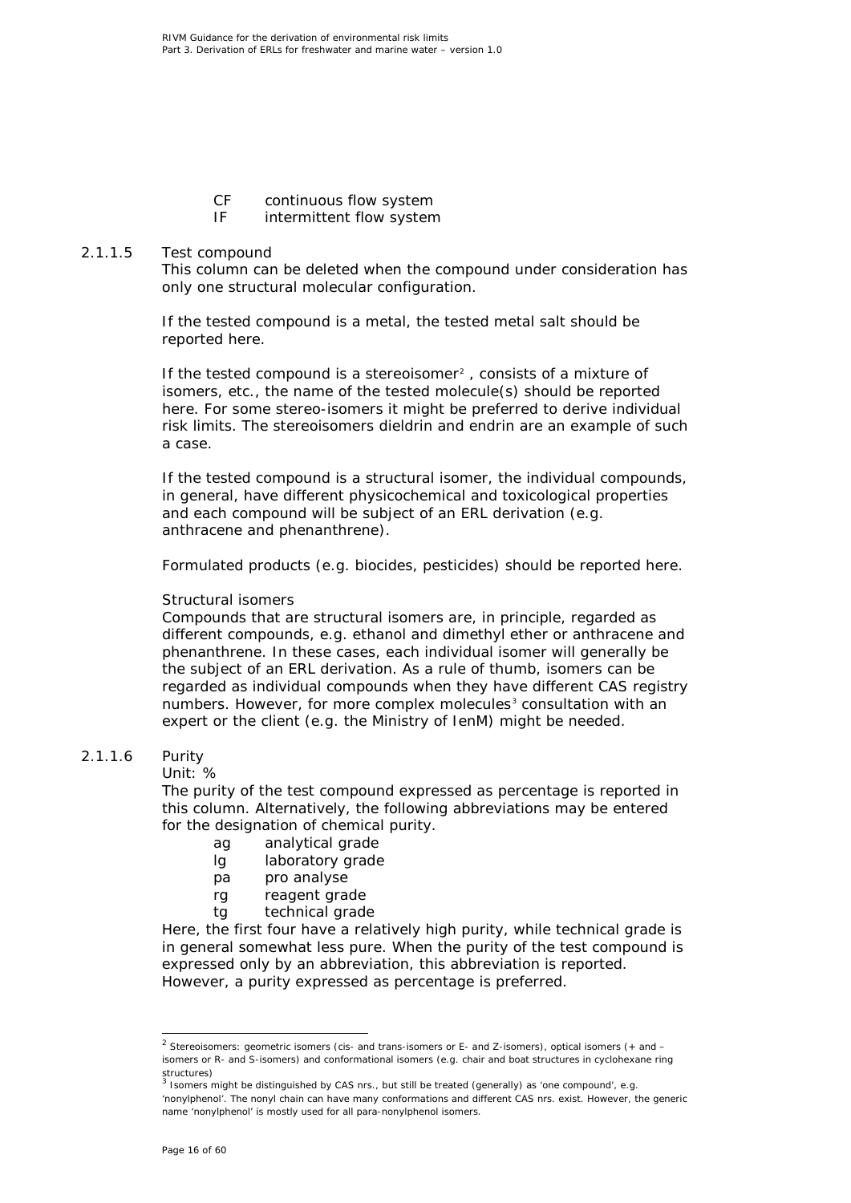CF continuous flow system
IF intermittent flow system

#### 2.1.1.5 Test compound

This column can be deleted when the compound under consideration has only one structural molecular configuration.

If the tested compound is a metal, the tested metal salt should be reported here.

If the tested compound is a stereoisomer[2], consists of a mixture of isomers, etc., the name of the tested molecule(s) should be reported here. For some stereo-isomers it might be preferred to derive individual risk limits. The stereoisomers dieldrin and endrin are an example of such a case.

If the tested compound is a structural isomer, the individual compounds, in general, have different physicochemical and toxicological properties and each compound will be subject of an ERL derivation (e.g. anthracene and phenanthrene).

Formulated products (e.g. biocides, pesticides) should be reported here.

Structural isomers

Compounds that are structural isomers are, in principle, regarded as different compounds, e.g. ethanol and dimethyl ether or anthracene and phenanthrene. In these cases, each individual isomer will generally be the subject of an ERL derivation. As a rule of thumb, isomers can be regarded as individual compounds when they have different CAS registry numbers. However, for more complex molecules[3] consultation with an expert or the client (e.g. the Ministry of IenM) might be needed.

#### 2.1.1.6 Purity

Unit: %

The purity of the test compound expressed as percentage is reported in this column. Alternatively, the following abbreviations may be entered for the designation of chemical purity.

- ag analytical grade
- lg laboratory grade
- pa pro analyse
- rg reagent grade
- tg technical grade

Here, the first four have a relatively high purity, while technical grade is in general somewhat less pure. When the purity of the test compound is expressed only by an abbreviation, this abbreviation is reported. However, a purity expressed as percentage is preferred.

---

[2] Stereoisomers: geometric isomers (cis- and trans-isomers or E- and Z-isomers), optical isomers (+ and – isomers or R- and S-isomers) and conformational isomers (e.g. chair and boat structures in cyclohexane ring structures)

[3] Isomers might be distinguished by CAS nrs., but still be treated (generally) as 'one compound', e.g. 'nonylphenol'. The nonyl chain can have many conformations and different CAS nrs. exist. However, the generic name 'nonylphenol' is mostly used for all para-nonylphenol isomers.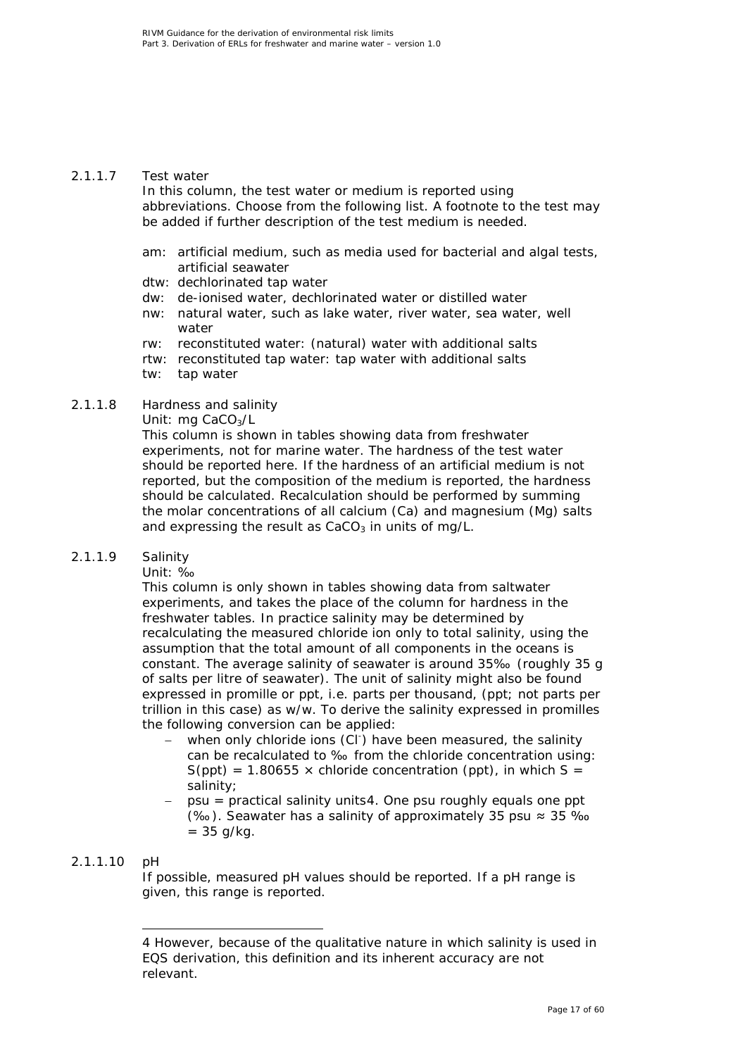#### 2.1.1.7 Test water

In this column, the test water or medium is reported using abbreviations. Choose from the following list. A footnote to the test may be added if further description of the test medium is needed.

- am: artificial medium, such as media used for bacterial and algal tests, artificial seawater
- dtw: dechlorinated tap water
- dw: de-ionised water, dechlorinated water or distilled water
- nw: natural water, such as lake water, river water, sea water, well water
- rw: reconstituted water: (natural) water with additional salts
- rtw: reconstituted tap water: tap water with additional salts
- tw: tap water

#### 2.1.1.8 Hardness and salinity

Unit: mg $CaCO_3$/L

This column is shown in tables showing data from freshwater experiments, not for marine water. The hardness of the test water should be reported here. If the hardness of an artificial medium is not reported, but the composition of the medium is reported, the hardness should be calculated. Recalculation should be performed by summing the molar concentrations of all calcium (Ca) and magnesium (Mg) salts and expressing the result as $CaCO_3$ in units of mg/L.

#### 2.1.1.9 Salinity

Unit: ‰

This column is only shown in tables showing data from saltwater experiments, and takes the place of the column for hardness in the freshwater tables. In practice salinity may be determined by recalculating the measured chloride ion only to total salinity, using the assumption that the total amount of all components in the oceans is constant. The average salinity of seawater is around 35‰ (roughly 35 g of salts per litre of seawater). The unit of salinity might also be found expressed in promille or ppt, i.e. parts per thousand, (ppt; not parts per trillion in this case) as w/w. To derive the salinity expressed in promilles the following conversion can be applied:

- when only chloride ions ($Cl^-$) have been measured, the salinity can be recalculated to ‰ from the chloride concentration using: S(ppt) = 1.80655 × chloride concentration (ppt), in which S = salinity;
- psu = practical salinity units[4]. One psu roughly equals one ppt (‰). Seawater has a salinity of approximately 35 psu ≈ 35 ‰ = 35 g/kg.

#### 2.1.1.10 pH

If possible, measured pH values should be reported. If a pH range is given, this range is reported.

---

[4] However, because of the qualitative nature in which salinity is used in EQS derivation, this definition and its inherent accuracy are not relevant.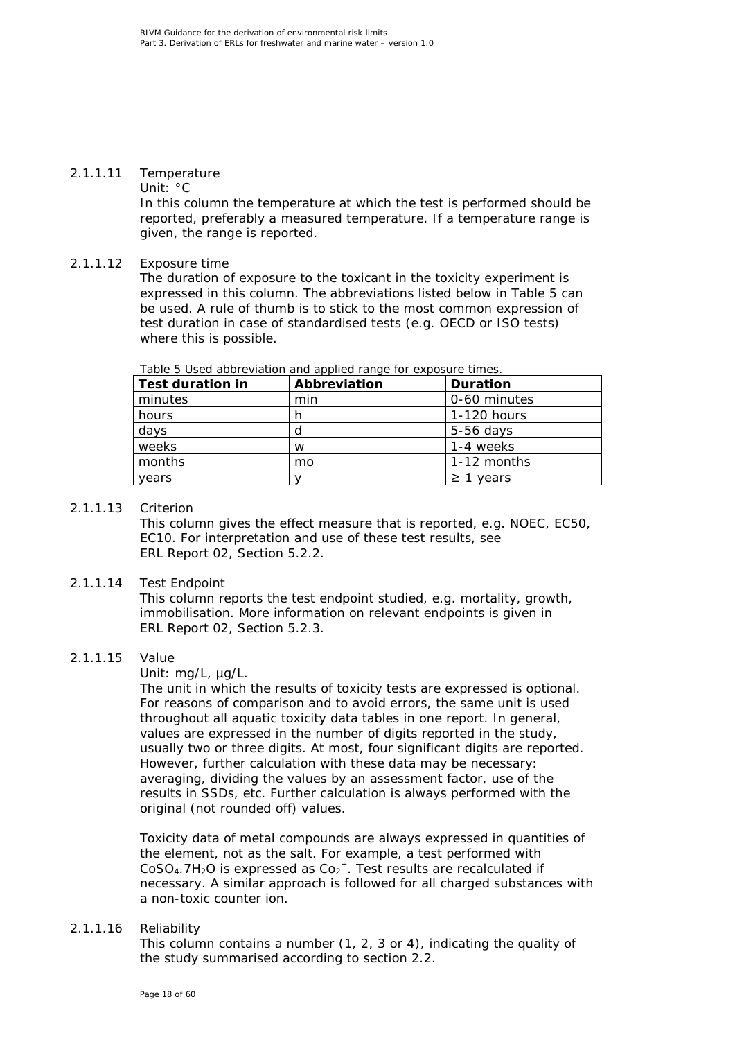#### 2.1.1.11 Temperature

Unit: °C

In this column the temperature at which the test is performed should be reported, preferably a measured temperature. If a temperature range is given, the range is reported.

#### 2.1.1.12 Exposure time

The duration of exposure to the toxicant in the toxicity experiment is expressed in this column. The abbreviations listed below in Table 5 can be used. A rule of thumb is to stick to the most common expression of test duration in case of standardised tests (e.g. OECD or ISO tests) where this is possible.

Table 5 Used abbreviation and applied range for exposure times.

| Test duration in | Abbreviation | Duration |
| --- | --- | --- |
| minutes | min | 0-60 minutes |
| hours | h | 1-120 hours |
| days | d | 5-56 days |
| weeks | w | 1-4 weeks |
| months | mo | 1-12 months |
| years | y | ≥ 1 years |

#### 2.1.1.13 Criterion

This column gives the effect measure that is reported, e.g. NOEC, EC50, EC10. For interpretation and use of these test results, see ERL Report 02, Section 5.2.2.

#### 2.1.1.14 Test Endpoint

This column reports the test endpoint studied, e.g. mortality, growth, immobilisation. More information on relevant endpoints is given in ERL Report 02, Section 5.2.3.

#### 2.1.1.15 Value

Unit: mg/L, µg/L.

The unit in which the results of toxicity tests are expressed is optional. For reasons of comparison and to avoid errors, the same unit is used throughout all aquatic toxicity data tables in one report. In general, values are expressed in the number of digits reported in the study, usually two or three digits. At most, four significant digits are reported. However, further calculation with these data may be necessary: averaging, dividing the values by an assessment factor, use of the results in SSDs, etc. Further calculation is always performed with the original (not rounded off) values.

Toxicity data of metal compounds are always expressed in quantities of the element, not as the salt. For example, a test performed with $CoSO_4.7H_2O$ is expressed as $Co_2^+$. Test results are recalculated if necessary. A similar approach is followed for all charged substances with a non-toxic counter ion.

#### 2.1.1.16 Reliability

This column contains a number (1, 2, 3 or 4), indicating the quality of the study summarised according to section 2.2.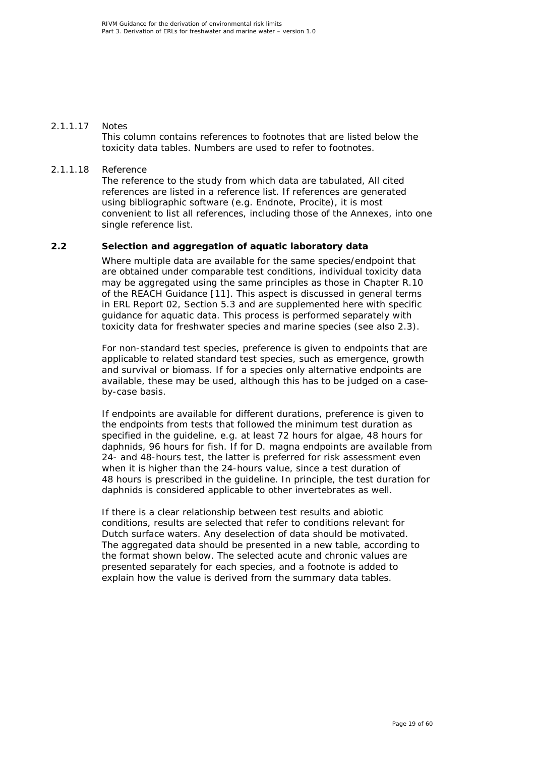#### 2.1.1.17 Notes

This column contains references to footnotes that are listed below the toxicity data tables. Numbers are used to refer to footnotes.

#### 2.1.1.18 Reference

The reference to the study from which data are tabulated, All cited references are listed in a reference list. If references are generated using bibliographic software (e.g. Endnote, Procite), it is most convenient to list all references, including those of the Annexes, into one single reference list.

## 2.2 Selection and aggregation of aquatic laboratory data

Where multiple data are available for the same species/endpoint that are obtained under comparable test conditions, individual toxicity data may be aggregated using the same principles as those in Chapter R.10 of the REACH Guidance [11]. This aspect is discussed in general terms in ERL Report 02, Section 5.3 and are supplemented here with specific guidance for aquatic data. This process is performed separately with toxicity data for freshwater species and marine species (see also 2.3).

For non-standard test species, preference is given to endpoints that are applicable to related standard test species, such as emergence, growth and survival or biomass. If for a species only alternative endpoints are available, these may be used, although this has to be judged on a case-by-case basis.

If endpoints are available for different durations, preference is given to the endpoints from tests that followed the minimum test duration as specified in the guideline, e.g. at least 72 hours for algae, 48 hours for daphnids, 96 hours for fish. If for D. magna endpoints are available from 24- and 48-hours test, the latter is preferred for risk assessment even when it is higher than the 24-hours value, since a test duration of 48 hours is prescribed in the guideline. In principle, the test duration for daphnids is considered applicable to other invertebrates as well.

If there is a clear relationship between test results and abiotic conditions, results are selected that refer to conditions relevant for Dutch surface waters. Any deselection of data should be motivated. The aggregated data should be presented in a new table, according to the format shown below. The selected acute and chronic values are presented separately for each species, and a footnote is added to explain how the value is derived from the summary data tables.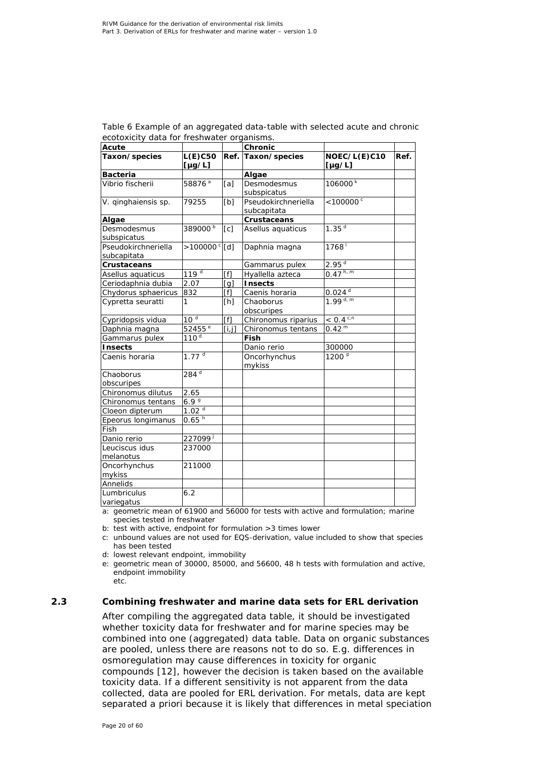Table 6 Example of an aggregated data-table with selected acute and chronic ecotoxicity data for freshwater organisms.

| Acute | | | Chronic | | |
|---|---|---|---|---|---|
| **Taxon/species** | **L(E)C50 [µg/L]** | **Ref.** | **Taxon/species** | **NOEC/L(E)C10 [µg/L]** | **Ref.** |
| **Bacteria** | | | **Algae** | | |
| Vibrio fischerii | 58876 [a] | [a] | Desmodesmus subspicatus | 106000 [k] | |
| V. qinghaiensis sp. | 79255 | [b] | Pseudokirchneriella subcapitata | <100000 [c] | |
| **Algae** | | | **Crustaceans** | | |
| Desmodesmus subspicatus | 389000 [b] | [c] | Asellus aquaticus | 1.35 [d] | |
| Pseudokirchneriella subcapitata | >100000 [c] | [d] | Daphnia magna | 1768 [l] | |
| **Crustaceans** | | | Gammarus pulex | 2.95 [d] | |
| Asellus aquaticus | 119 [d] | [f] | Hyallella azteca | 0.47 [h, m] | |
| Ceriodaphnia dubia | 2.07 | [g] | **Insects** | | |
| Chydorus sphaericus | 832 | [f] | Caenis horaria | 0.024 [d] | |
| Cypretta seuratti | 1 | [h] | Chaoborus obscuripes | 1.99 [d, m] | |
| Cypridopsis vidua | 10 [d] | [f] | Chironomus riparius | < 0.4 [c,n] | |
| Daphnia magna | 52455 [e] | [i,j] | Chironomus tentans | 0.42 [m] | |
| Gammarus pulex | 110 [d] | | **Fish** | | |
| **Insects** | | | Danio rerio | 300000 | |
| Caenis horaria | 1.77 [d] | | Oncorhynchus mykiss | 1200 [p] | |
| Chaoborus obscuripes | 284 [d] | | | | |
| Chironomus dilutus | 2.65 | | | | |
| Chironomus tentans | 6.9 [g] | | | | |
| Cloeon dipterum | 1.02 [d] | | | | |
| Epeorus longimanus | 0.65 [h] | | | | |
| Fish | | | | | |
| Danio rerio | 227099 [j] | | | | |
| Leuciscus idus melanotus | 237000 | | | | |
| Oncorhynchus mykiss | 211000 | | | | |
| Annelids | | | | | |
| Lumbriculus variegatus | 6.2 | | | | |

a: geometric mean of 61900 and 56000 for tests with active and formulation; marine species tested in freshwater
b: test with active, endpoint for formulation >3 times lower
c: unbound values are not used for EQS-derivation, value included to show that species has been tested
d: lowest relevant endpoint, immobility
e: geometric mean of 30000, 85000, and 56600, 48 h tests with formulation and active, endpoint immobility
etc.

## 2.3 Combining freshwater and marine data sets for ERL derivation

After compiling the aggregated data table, it should be investigated whether toxicity data for freshwater and for marine species may be combined into one (aggregated) data table. Data on organic substances are pooled, unless there are reasons not to do so. E.g. differences in osmoregulation may cause differences in toxicity for organic compounds [12], however the decision is taken based on the available toxicity data. If a different sensitivity is not apparent from the data collected, data are pooled for ERL derivation. For metals, data are kept separated a priori because it is likely that differences in metal speciation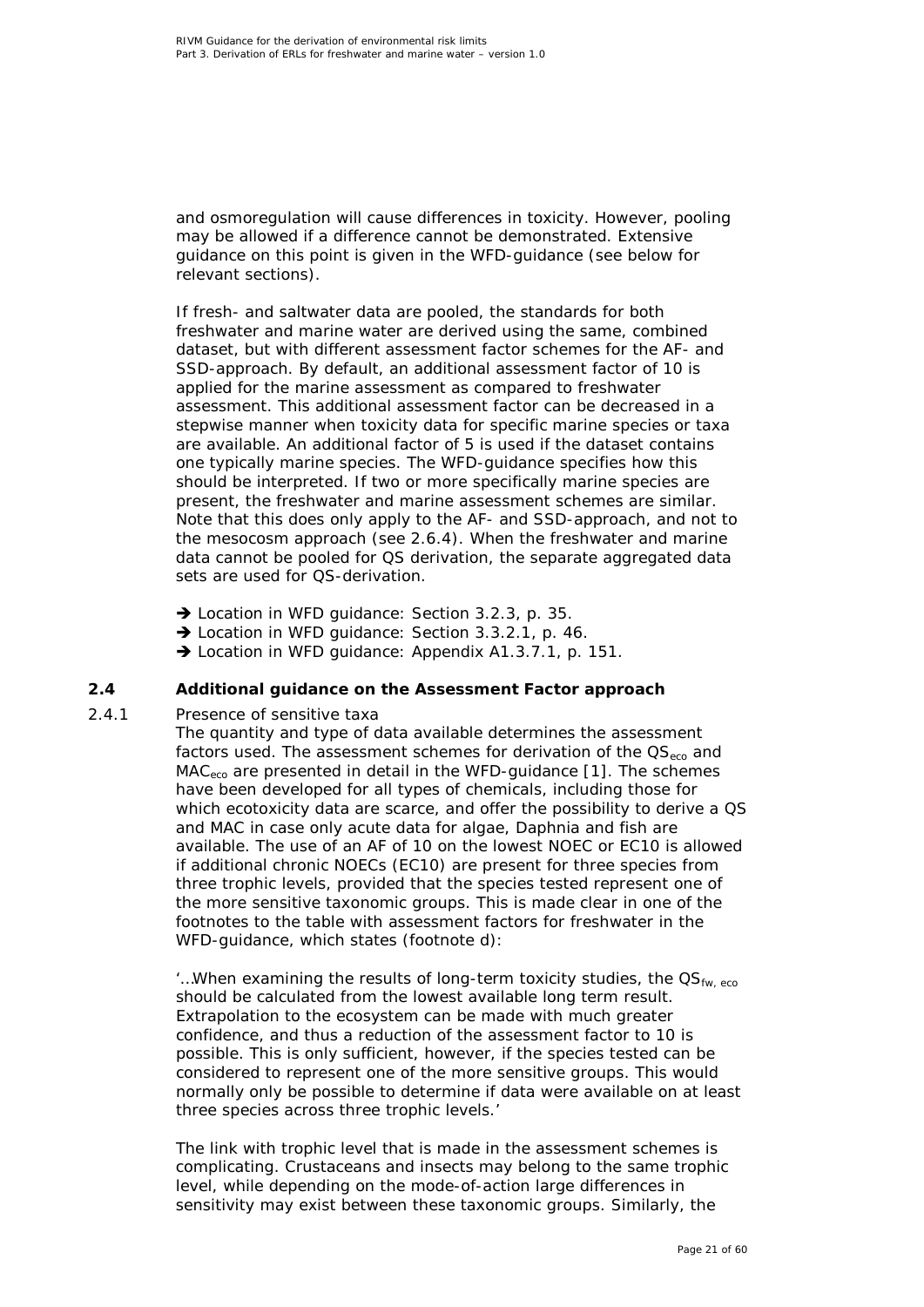and osmoregulation will cause differences in toxicity. However, pooling may be allowed if a difference cannot be demonstrated. Extensive guidance on this point is given in the WFD-guidance (see below for relevant sections).

If fresh- and saltwater data are pooled, the standards for both freshwater and marine water are derived using the same, combined dataset, but with different assessment factor schemes for the AF- and SSD-approach. By default, an additional assessment factor of 10 is applied for the marine assessment as compared to freshwater assessment. This additional assessment factor can be decreased in a stepwise manner when toxicity data for specific marine species or taxa are available. An additional factor of 5 is used if the dataset contains one typically marine species. The WFD-guidance specifies how this should be interpreted. If two or more specifically marine species are present, the freshwater and marine assessment schemes are similar. Note that this does only apply to the AF- and SSD-approach, and not to the mesocosm approach (see 2.6.4). When the freshwater and marine data cannot be pooled for QS derivation, the separate aggregated data sets are used for QS-derivation.

- → Location in WFD guidance: Section 3.2.3, p. 35.
- → Location in WFD guidance: Section 3.3.2.1, p. 46.
- → Location in WFD guidance: Appendix A1.3.7.1, p. 151.

## 2.4 Additional guidance on the Assessment Factor approach

### 2.4.1 Presence of sensitive taxa

The quantity and type of data available determines the assessment factors used. The assessment schemes for derivation of the $QS_{eco}$ and $MAC_{eco}$ are presented in detail in the WFD-guidance [1]. The schemes have been developed for all types of chemicals, including those for which ecotoxicity data are scarce, and offer the possibility to derive a QS and MAC in case only acute data for algae, Daphnia and fish are available. The use of an AF of 10 on the lowest NOEC or EC10 is allowed if additional chronic NOECs (EC10) are present for three species from three trophic levels, provided that the species tested represent one of the more sensitive taxonomic groups. This is made clear in one of the footnotes to the table with assessment factors for freshwater in the WFD-guidance, which states (footnote d):

'…When examining the results of long-term toxicity studies, the $QS_{fw,\ eco}$ should be calculated from the lowest available long term result. Extrapolation to the ecosystem can be made with much greater confidence, and thus a reduction of the assessment factor to 10 is possible. This is only sufficient, however, if the species tested can be considered to represent one of the more sensitive groups. This would normally only be possible to determine if data were available on at least three species across three trophic levels.'

The link with trophic level that is made in the assessment schemes is complicating. Crustaceans and insects may belong to the same trophic level, while depending on the mode-of-action large differences in sensitivity may exist between these taxonomic groups. Similarly, the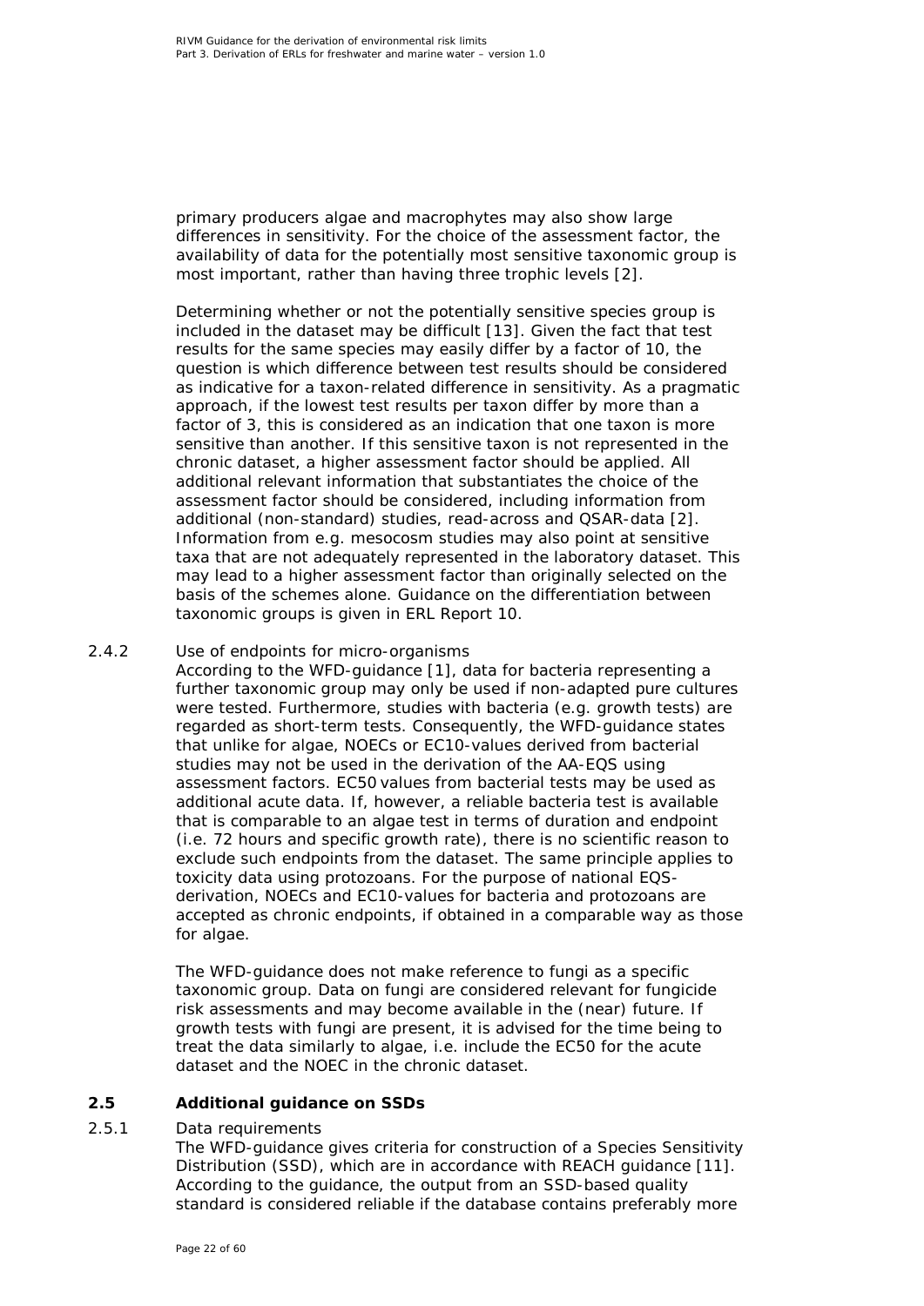primary producers algae and macrophytes may also show large differences in sensitivity. For the choice of the assessment factor, the availability of data for the potentially most sensitive taxonomic group is most important, rather than having three trophic levels [2].

Determining whether or not the potentially sensitive species group is included in the dataset may be difficult [13]. Given the fact that test results for the same species may easily differ by a factor of 10, the question is which difference between test results should be considered as indicative for a taxon-related difference in sensitivity. As a pragmatic approach, if the lowest test results per taxon differ by more than a factor of 3, this is considered as an indication that one taxon is more sensitive than another. If this sensitive taxon is not represented in the chronic dataset, a higher assessment factor should be applied. All additional relevant information that substantiates the choice of the assessment factor should be considered, including information from additional (non-standard) studies, read-across and QSAR-data [2]. Information from e.g. mesocosm studies may also point at sensitive taxa that are not adequately represented in the laboratory dataset. This may lead to a higher assessment factor than originally selected on the basis of the schemes alone. Guidance on the differentiation between taxonomic groups is given in ERL Report 10.

#### 2.4.2 Use of endpoints for micro-organisms

According to the WFD-guidance [1], data for bacteria representing a further taxonomic group may only be used if non-adapted pure cultures were tested. Furthermore, studies with bacteria (e.g. growth tests) are regarded as short-term tests. Consequently, the WFD-guidance states that unlike for algae, NOECs or EC10-values derived from bacterial studies may not be used in the derivation of the AA-EQS using assessment factors. EC50 values from bacterial tests may be used as additional acute data. If, however, a reliable bacteria test is available that is comparable to an algae test in terms of duration and endpoint (i.e. 72 hours and specific growth rate), there is no scientific reason to exclude such endpoints from the dataset. The same principle applies to toxicity data using protozoans. For the purpose of national EQS-derivation, NOECs and EC10-values for bacteria and protozoans are accepted as chronic endpoints, if obtained in a comparable way as those for algae.

The WFD-guidance does not make reference to fungi as a specific taxonomic group. Data on fungi are considered relevant for fungicide risk assessments and may become available in the (near) future. If growth tests with fungi are present, it is advised for the time being to treat the data similarly to algae, i.e. include the EC50 for the acute dataset and the NOEC in the chronic dataset.

### 2.5 Additional guidance on SSDs

#### 2.5.1 Data requirements

The WFD-guidance gives criteria for construction of a Species Sensitivity Distribution (SSD), which are in accordance with REACH guidance [11]. According to the guidance, the output from an SSD-based quality standard is considered reliable if the database contains preferably more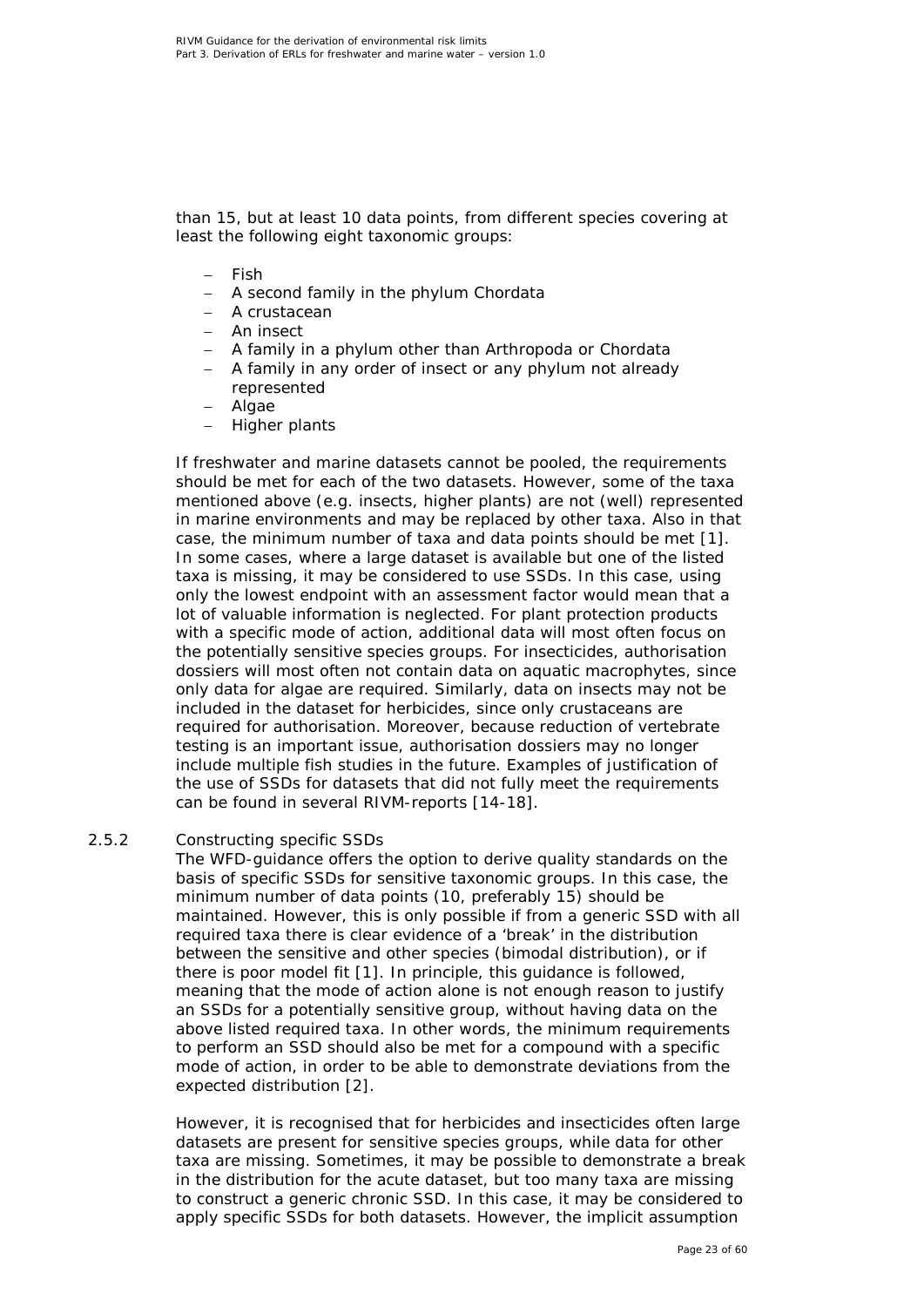than 15, but at least 10 data points, from different species covering at least the following eight taxonomic groups:

- Fish
- A second family in the phylum Chordata
- A crustacean
- An insect
- A family in a phylum other than Arthropoda or Chordata
- A family in any order of insect or any phylum not already represented
- Algae
- Higher plants

If freshwater and marine datasets cannot be pooled, the requirements should be met for each of the two datasets. However, some of the taxa mentioned above (e.g. insects, higher plants) are not (well) represented in marine environments and may be replaced by other taxa. Also in that case, the minimum number of taxa and data points should be met [1]. In some cases, where a large dataset is available but one of the listed taxa is missing, it may be considered to use SSDs. In this case, using only the lowest endpoint with an assessment factor would mean that a lot of valuable information is neglected. For plant protection products with a specific mode of action, additional data will most often focus on the potentially sensitive species groups. For insecticides, authorisation dossiers will most often not contain data on aquatic macrophytes, since only data for algae are required. Similarly, data on insects may not be included in the dataset for herbicides, since only crustaceans are required for authorisation. Moreover, because reduction of vertebrate testing is an important issue, authorisation dossiers may no longer include multiple fish studies in the future. Examples of justification of the use of SSDs for datasets that did not fully meet the requirements can be found in several RIVM-reports [14-18].

### 2.5.2 Constructing specific SSDs

The WFD-guidance offers the option to derive quality standards on the basis of specific SSDs for sensitive taxonomic groups. In this case, the minimum number of data points (10, preferably 15) should be maintained. However, this is only possible if from a generic SSD with all required taxa there is clear evidence of a 'break' in the distribution between the sensitive and other species (bimodal distribution), or if there is poor model fit [1]. In principle, this guidance is followed, meaning that the mode of action alone is not enough reason to justify an SSDs for a potentially sensitive group, without having data on the above listed required taxa. In other words, the minimum requirements to perform an SSD should also be met for a compound with a specific mode of action, in order to be able to demonstrate deviations from the expected distribution [2].

However, it is recognised that for herbicides and insecticides often large datasets are present for sensitive species groups, while data for other taxa are missing. Sometimes, it may be possible to demonstrate a break in the distribution for the acute dataset, but too many taxa are missing to construct a generic chronic SSD. In this case, it may be considered to apply specific SSDs for both datasets. However, the implicit assumption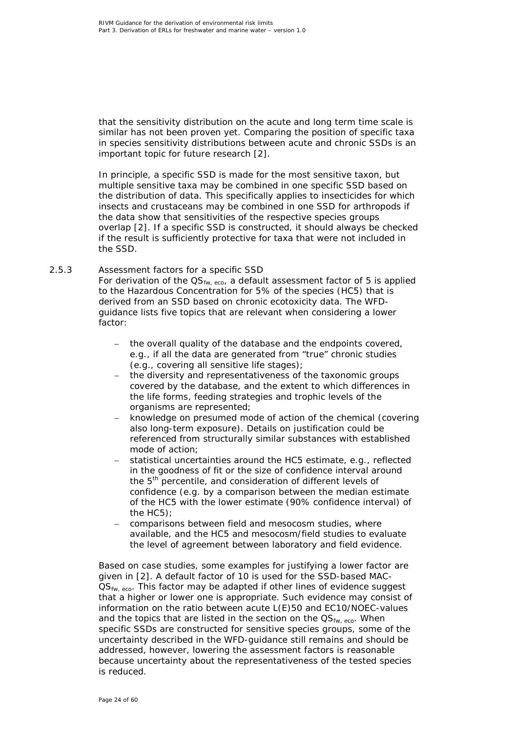that the sensitivity distribution on the acute and long term time scale is similar has not been proven yet. Comparing the position of specific taxa in species sensitivity distributions between acute and chronic SSDs is an important topic for future research [2].

In principle, a specific SSD is made for the most sensitive taxon, but multiple sensitive taxa may be combined in one specific SSD based on the distribution of data. This specifically applies to insecticides for which insects and crustaceans may be combined in one SSD for arthropods if the data show that sensitivities of the respective species groups overlap [2]. If a specific SSD is constructed, it should always be checked if the result is sufficiently protective for taxa that were not included in the SSD.

### 2.5.3 Assessment factors for a specific SSD

For derivation of the $QS_{fw,\ eco}$, a default assessment factor of 5 is applied to the Hazardous Concentration for 5% of the species (HC5) that is derived from an SSD based on chronic ecotoxicity data. The WFD-guidance lists five topics that are relevant when considering a lower factor:

- the overall quality of the database and the endpoints covered, e.g., if all the data are generated from “true” chronic studies (e.g., covering all sensitive life stages);
- the diversity and representativeness of the taxonomic groups covered by the database, and the extent to which differences in the life forms, feeding strategies and trophic levels of the organisms are represented;
- knowledge on presumed mode of action of the chemical (covering also long-term exposure). Details on justification could be referenced from structurally similar substances with established mode of action;
- statistical uncertainties around the HC5 estimate, e.g., reflected in the goodness of fit or the size of confidence interval around the 5$^{th}$ percentile, and consideration of different levels of confidence (e.g. by a comparison between the median estimate of the HC5 with the lower estimate (90% confidence interval) of the HC5);
- comparisons between field and mesocosm studies, where available, and the HC5 and mesocosm/field studies to evaluate the level of agreement between laboratory and field evidence.

Based on case studies, some examples for justifying a lower factor are given in [2]. A default factor of 10 is used for the SSD-based MAC-$QS_{fw,\ eco}$. This factor may be adapted if other lines of evidence suggest that a higher or lower one is appropriate. Such evidence may consist of information on the ratio between acute L(E)50 and EC10/NOEC-values and the topics that are listed in the section on the $QS_{fw,\ eco}$. When specific SSDs are constructed for sensitive species groups, some of the uncertainty described in the WFD-guidance still remains and should be addressed, however, lowering the assessment factors is reasonable because uncertainty about the representativeness of the tested species is reduced.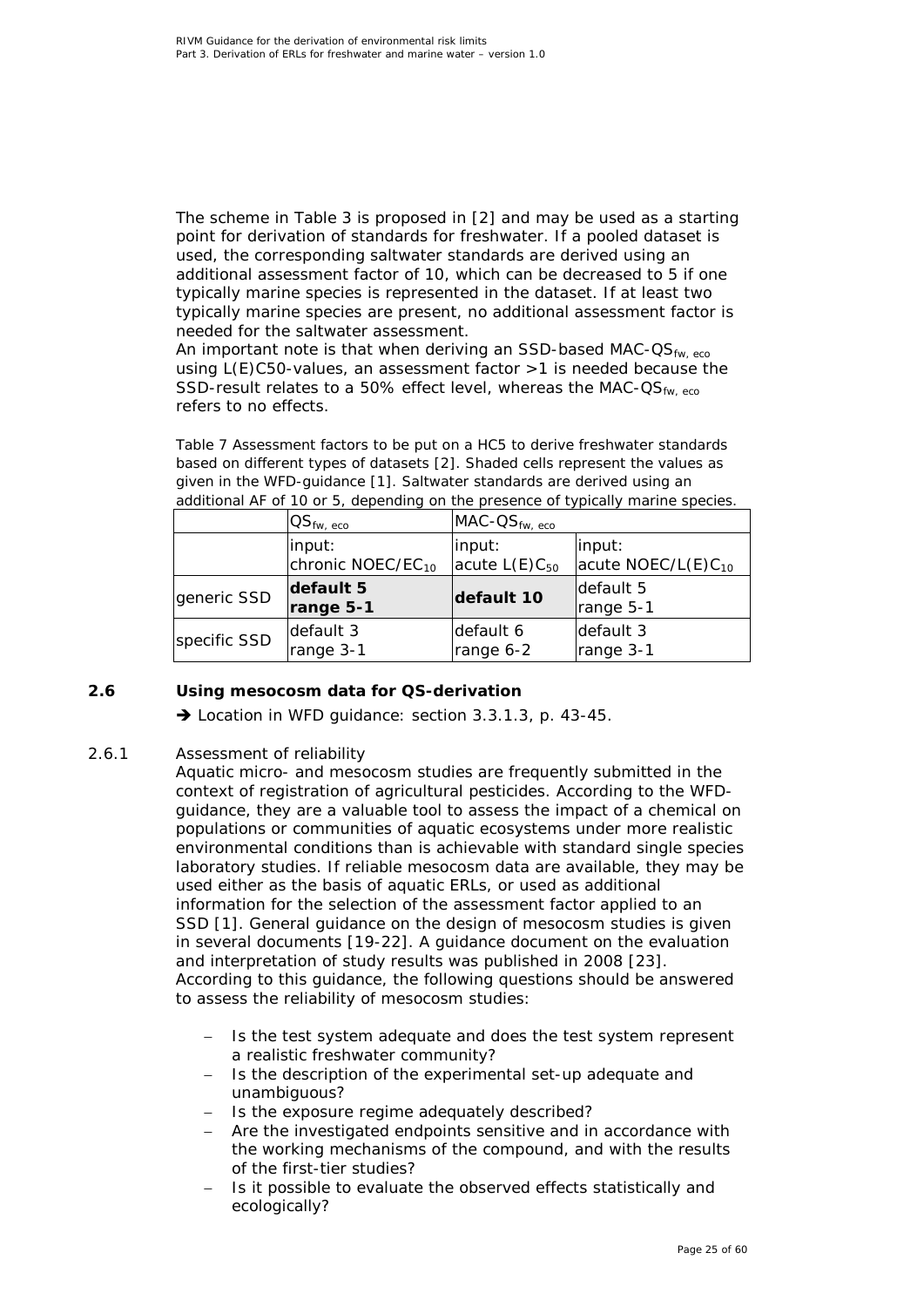The scheme in Table 3 is proposed in [2] and may be used as a starting point for derivation of standards for freshwater. If a pooled dataset is used, the corresponding saltwater standards are derived using an additional assessment factor of 10, which can be decreased to 5 if one typically marine species is represented in the dataset. If at least two typically marine species are present, no additional assessment factor is needed for the saltwater assessment.
An important note is that when deriving an SSD-based $MAC\text{-}QS_{fw,\ eco}$ using L(E)C50-values, an assessment factor >1 is needed because the SSD-result relates to a 50% effect level, whereas the $MAC\text{-}QS_{fw,\ eco}$ refers to no effects.

Table 7 Assessment factors to be put on a HC5 to derive freshwater standards based on different types of datasets [2]. Shaded cells represent the values as given in the WFD-guidance [1]. Saltwater standards are derived using an additional AF of 10 or 5, depending on the presence of typically marine species.

| | $QS_{fw,\ eco}$ | $MAC\text{-}QS_{fw,\ eco}$ | |
|---|---|---|---|
| | input: chronic NOEC/$EC_{10}$ | input: acute $L(E)C_{50}$ | input: acute NOEC/$L(E)C_{10}$ |
| generic SSD | **default 5 range 5-1** | **default 10** | default 5 range 5-1 |
| specific SSD | default 3 range 3-1 | default 6 range 6-2 | default 3 range 3-1 |

## 2.6 Using mesocosm data for QS-derivation

➔ Location in WFD guidance: section 3.3.1.3, p. 43-45.

### 2.6.1 Assessment of reliability

Aquatic micro- and mesocosm studies are frequently submitted in the context of registration of agricultural pesticides. According to the WFD-guidance, they are a valuable tool to assess the impact of a chemical on populations or communities of aquatic ecosystems under more realistic environmental conditions than is achievable with standard single species laboratory studies. If reliable mesocosm data are available, they may be used either as the basis of aquatic ERLs, or used as additional information for the selection of the assessment factor applied to an SSD [1]. General guidance on the design of mesocosm studies is given in several documents [19-22]. A guidance document on the evaluation and interpretation of study results was published in 2008 [23]. According to this guidance, the following questions should be answered to assess the reliability of mesocosm studies:

- Is the test system adequate and does the test system represent a realistic freshwater community?
- Is the description of the experimental set-up adequate and unambiguous?
- Is the exposure regime adequately described?
- Are the investigated endpoints sensitive and in accordance with the working mechanisms of the compound, and with the results of the first-tier studies?
- Is it possible to evaluate the observed effects statistically and ecologically?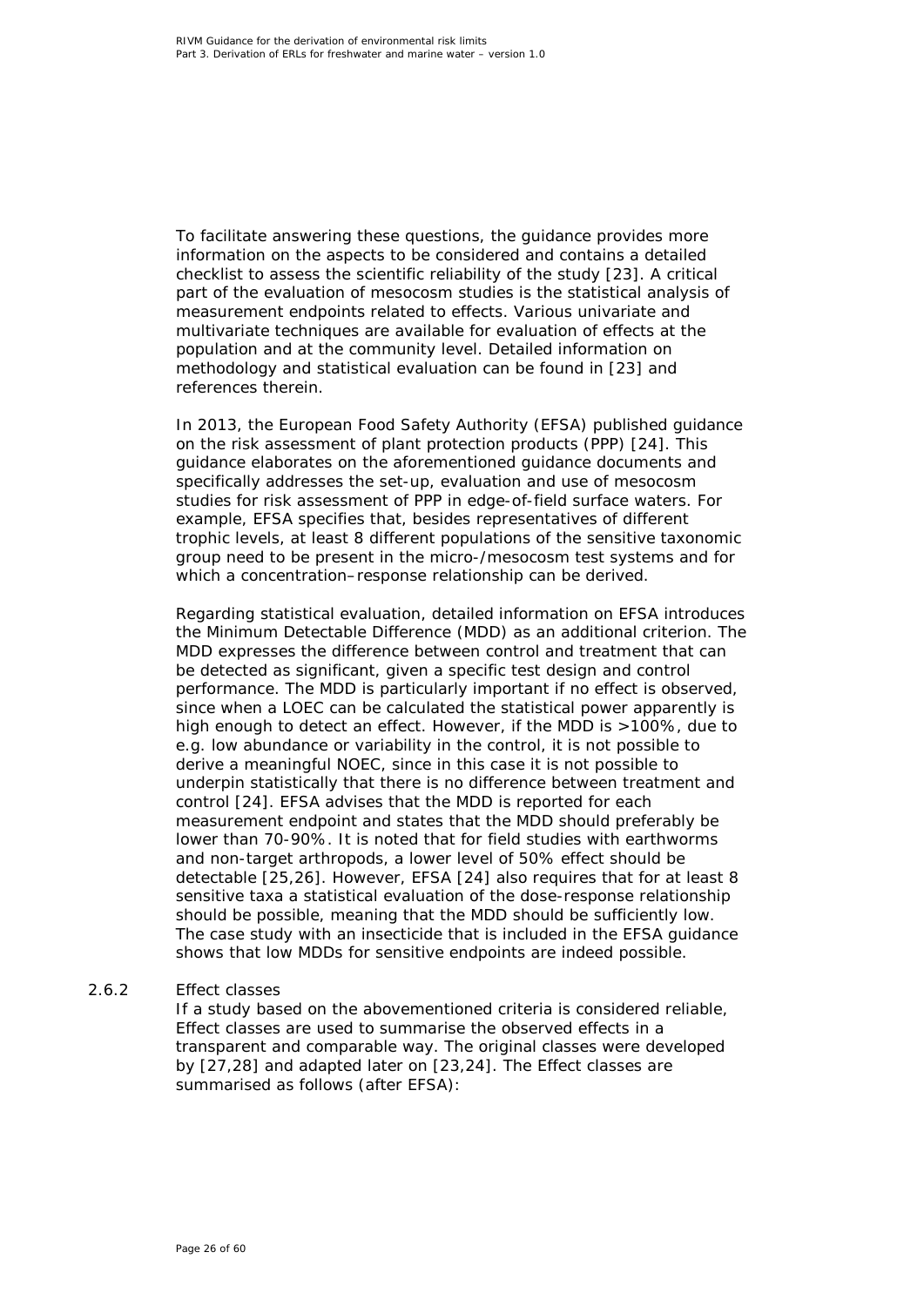To facilitate answering these questions, the guidance provides more information on the aspects to be considered and contains a detailed checklist to assess the scientific reliability of the study [23]. A critical part of the evaluation of mesocosm studies is the statistical analysis of measurement endpoints related to effects. Various univariate and multivariate techniques are available for evaluation of effects at the population and at the community level. Detailed information on methodology and statistical evaluation can be found in [23] and references therein.

In 2013, the European Food Safety Authority (EFSA) published guidance on the risk assessment of plant protection products (PPP) [24]. This guidance elaborates on the aforementioned guidance documents and specifically addresses the set-up, evaluation and use of mesocosm studies for risk assessment of PPP in edge-of-field surface waters. For example, EFSA specifies that, besides representatives of different trophic levels, at least 8 different populations of the sensitive taxonomic group need to be present in the micro-/mesocosm test systems and for which a concentration–response relationship can be derived.

Regarding statistical evaluation, detailed information on EFSA introduces the Minimum Detectable Difference (MDD) as an additional criterion. The MDD expresses the difference between control and treatment that can be detected as significant, given a specific test design and control performance. The MDD is particularly important if no effect is observed, since when a LOEC can be calculated the statistical power apparently is high enough to detect an effect. However, if the MDD is >100%, due to e.g. low abundance or variability in the control, it is not possible to derive a meaningful NOEC, since in this case it is not possible to underpin statistically that there is no difference between treatment and control [24]. EFSA advises that the MDD is reported for each measurement endpoint and states that the MDD should preferably be lower than 70-90%. It is noted that for field studies with earthworms and non-target arthropods, a lower level of 50% effect should be detectable [25,26]. However, EFSA [24] also requires that for at least 8 sensitive taxa a statistical evaluation of the dose-response relationship should be possible, meaning that the MDD should be sufficiently low. The case study with an insecticide that is included in the EFSA guidance shows that low MDDs for sensitive endpoints are indeed possible.

### 2.6.2 Effect classes

If a study based on the abovementioned criteria is considered reliable, Effect classes are used to summarise the observed effects in a transparent and comparable way. The original classes were developed by [27,28] and adapted later on [23,24]. The Effect classes are summarised as follows (after EFSA):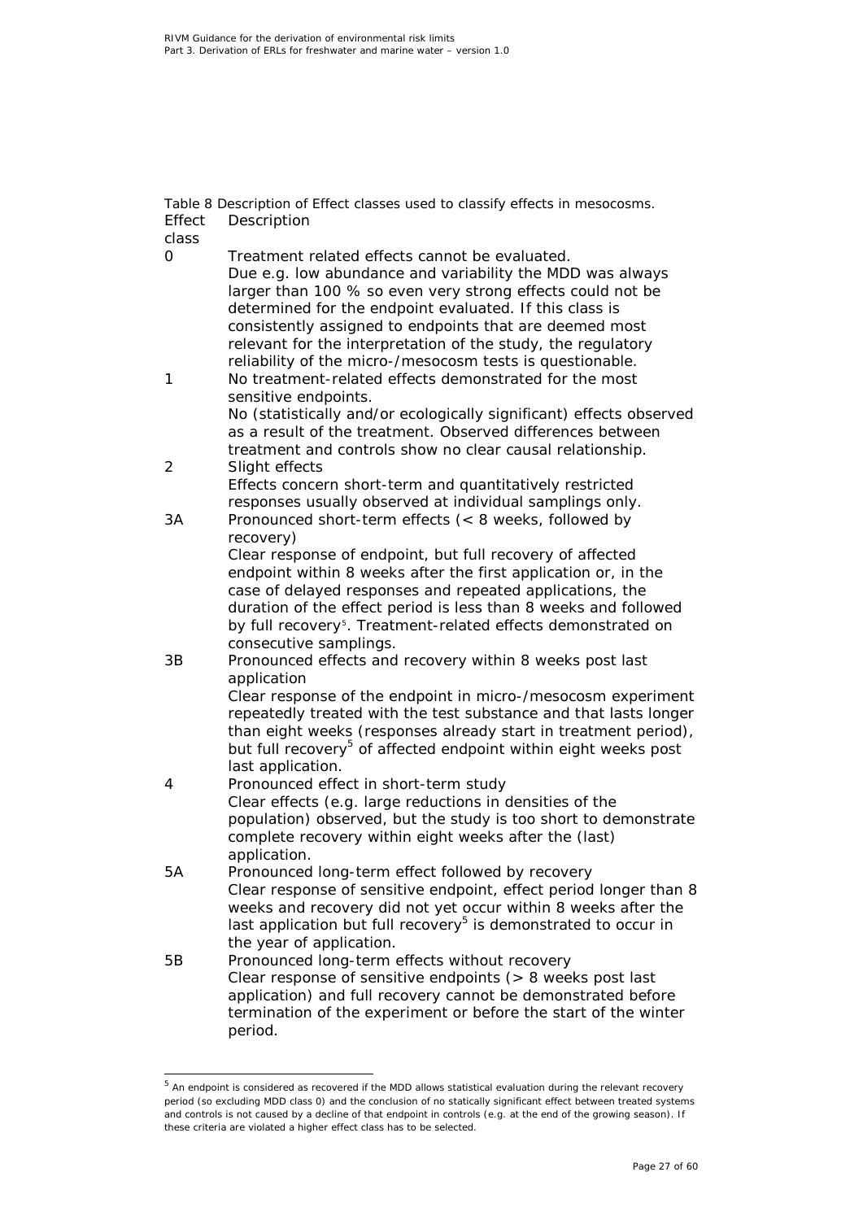Table 8 Description of Effect classes used to classify effects in mesocosms.

| Effect class | Description |
|---|---|
| 0 | Treatment related effects cannot be evaluated. Due e.g. low abundance and variability the MDD was always larger than 100 % so even very strong effects could not be determined for the endpoint evaluated. If this class is consistently assigned to endpoints that are deemed most relevant for the interpretation of the study, the regulatory reliability of the micro-/mesocosm tests is questionable. |
| 1 | No treatment-related effects demonstrated for the most sensitive endpoints. No (statistically and/or ecologically significant) effects observed as a result of the treatment. Observed differences between treatment and controls show no clear causal relationship. |
| 2 | Slight effects Effects concern short-term and quantitatively restricted responses usually observed at individual samplings only. |
| 3A | Pronounced short-term effects (< 8 weeks, followed by recovery) Clear response of endpoint, but full recovery of affected endpoint within 8 weeks after the first application or, in the case of delayed responses and repeated applications, the duration of the effect period is less than 8 weeks and followed by full recovery[5]. Treatment-related effects demonstrated on consecutive samplings. |
| 3B | Pronounced effects and recovery within 8 weeks post last application Clear response of the endpoint in micro-/mesocosm experiment repeatedly treated with the test substance and that lasts longer than eight weeks (responses already start in treatment period), but full recovery[5] of affected endpoint within eight weeks post last application. |
| 4 | Pronounced effect in short-term study Clear effects (e.g. large reductions in densities of the population) observed, but the study is too short to demonstrate complete recovery within eight weeks after the (last) application. |
| 5A | Pronounced long-term effect followed by recovery Clear response of sensitive endpoint, effect period longer than 8 weeks and recovery did not yet occur within 8 weeks after the last application but full recovery[5] is demonstrated to occur in the year of application. |
| 5B | Pronounced long-term effects without recovery Clear response of sensitive endpoints (> 8 weeks post last application) and full recovery cannot be demonstrated before termination of the experiment or before the start of the winter period. |

[5] An endpoint is considered as recovered if the MDD allows statistical evaluation during the relevant recovery period (so excluding MDD class 0) and the conclusion of no statically significant effect between treated systems and controls is not caused by a decline of that endpoint in controls (e.g. at the end of the growing season). If these criteria are violated a higher effect class has to be selected.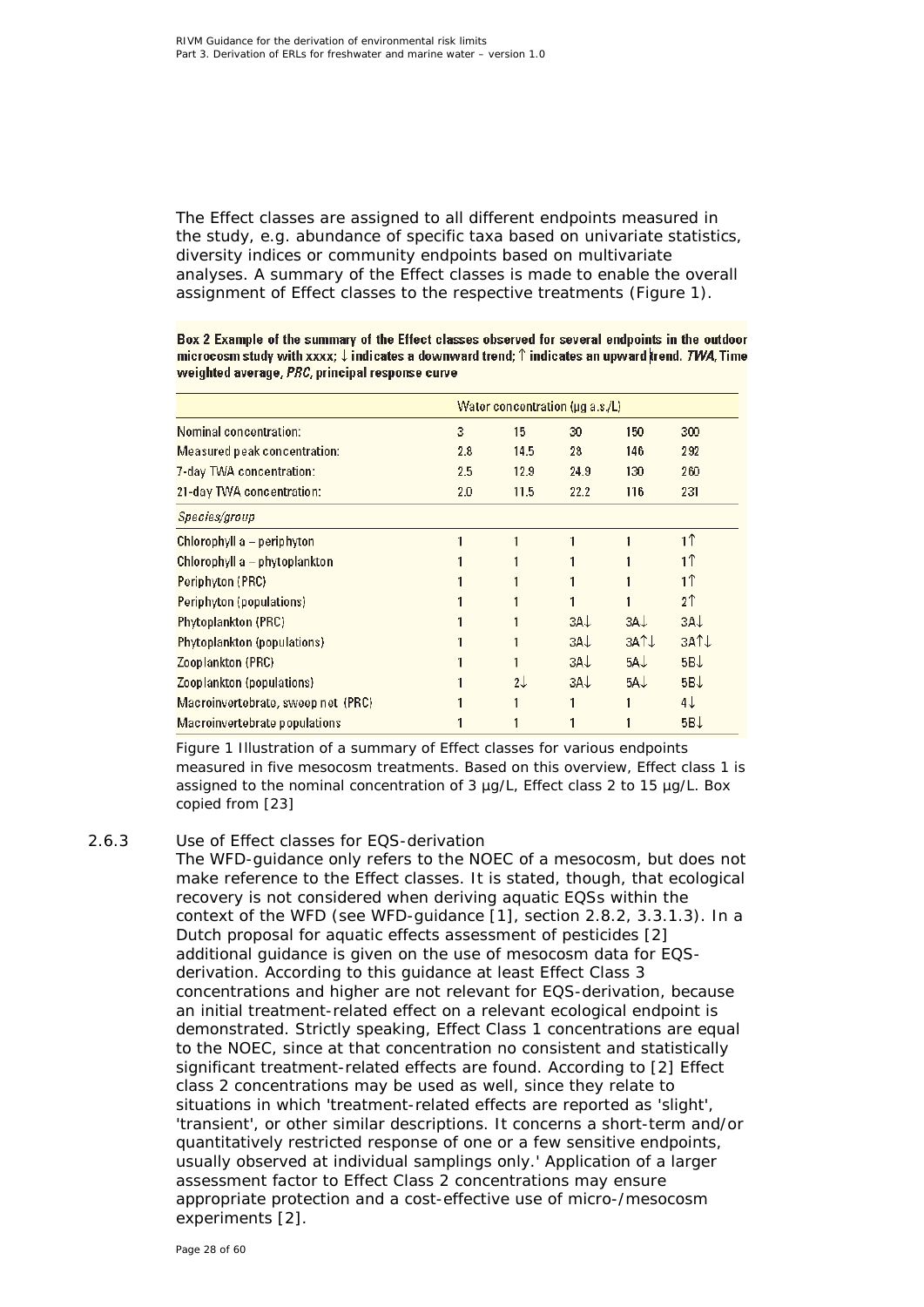The Effect classes are assigned to all different endpoints measured in the study, e.g. abundance of specific taxa based on univariate statistics, diversity indices or community endpoints based on multivariate analyses. A summary of the Effect classes is made to enable the overall assignment of Effect classes to the respective treatments (Figure 1).

**Box 2 Example of the summary of the Effect classes observed for several endpoints in the outdoor microcosm study with xxxx; ↓ indicates a downward trend; ↑ indicates an upward trend. *TWA*, Time weighted average, *PRC*, principal response curve**

| | Water concentration (µg a.s./L) | | | | |
|---|---|---|---|---|---|
| Nominal concentration: | 3 | 15 | 30 | 150 | 300 |
| Measured peak concentration: | 2.8 | 14.5 | 28 | 146 | 292 |
| 7-day TWA concentration: | 2.5 | 12.9 | 24.9 | 130 | 260 |
| 21-day TWA concentration: | 2.0 | 11.5 | 22.2 | 116 | 231 |
| *Species/group* | | | | | |
| Chlorophyll a – periphyton | 1 | 1 | 1 | 1 | 1↑ |
| Chlorophyll a – phytoplankton | 1 | 1 | 1 | 1 | 1↑ |
| Periphyton (PRC) | 1 | 1 | 1 | 1 | 1↑ |
| Periphyton (populations) | 1 | 1 | 1 | 1 | 2↑ |
| Phytoplankton (PRC) | 1 | 1 | 3A↓ | 3A↓ | 3A↓ |
| Phytoplankton (populations) | 1 | 1 | 3A↓ | 3A↑↓ | 3A↑↓ |
| Zooplankton (PRC) | 1 | 1 | 3A↓ | 5A↓ | 5B↓ |
| Zooplankton (populations) | 1 | 2↓ | 3A↓ | 5A↓ | 5B↓ |
| Macroinvertebrate, sweep net (PRC) | 1 | 1 | 1 | 1 | 4↓ |
| Macroinvertebrate populations | 1 | 1 | 1 | 1 | 5B↓ |

Figure 1 Illustration of a summary of Effect classes for various endpoints measured in five mesocosm treatments. Based on this overview, Effect class 1 is assigned to the nominal concentration of 3 µg/L, Effect class 2 to 15 µg/L. Box copied from [23]

### 2.6.3 Use of Effect classes for EQS-derivation

The WFD-guidance only refers to the NOEC of a mesocosm, but does not make reference to the Effect classes. It is stated, though, that ecological recovery is not considered when deriving aquatic EQSs within the context of the WFD (see WFD-guidance [1], section 2.8.2, 3.3.1.3). In a Dutch proposal for aquatic effects assessment of pesticides [2] additional guidance is given on the use of mesocosm data for EQS-derivation. According to this guidance at least Effect Class 3 concentrations and higher are not relevant for EQS-derivation, because an initial treatment-related effect on a relevant ecological endpoint is demonstrated. Strictly speaking, Effect Class 1 concentrations are equal to the NOEC, since at that concentration no consistent and statistically significant treatment-related effects are found. According to [2] Effect class 2 concentrations may be used as well, since they relate to situations in which 'treatment-related effects are reported as 'slight', 'transient', or other similar descriptions. It concerns a short-term and/or quantitatively restricted response of one or a few sensitive endpoints, usually observed at individual samplings only.' Application of a larger assessment factor to Effect Class 2 concentrations may ensure appropriate protection and a cost-effective use of micro-/mesocosm experiments [2].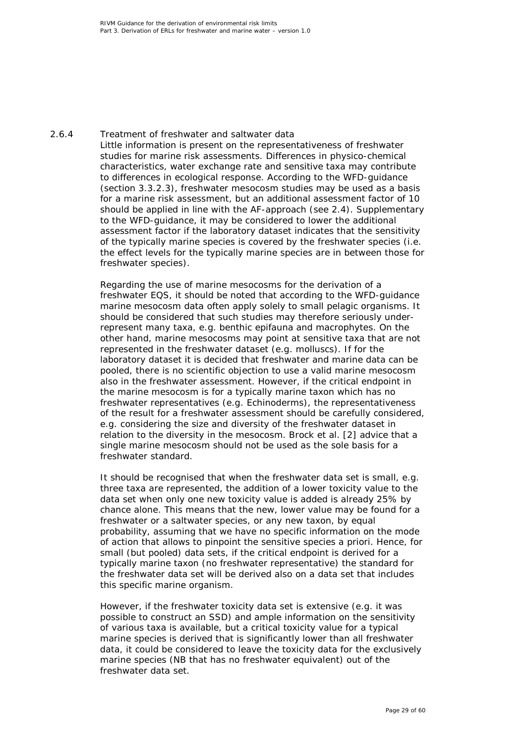### 2.6.4 Treatment of freshwater and saltwater data

Little information is present on the representativeness of freshwater studies for marine risk assessments. Differences in physico-chemical characteristics, water exchange rate and sensitive taxa may contribute to differences in ecological response. According to the WFD-guidance (section 3.3.2.3), freshwater mesocosm studies may be used as a basis for a marine risk assessment, but an additional assessment factor of 10 should be applied in line with the AF-approach (see 2.4). Supplementary to the WFD-guidance, it may be considered to lower the additional assessment factor if the laboratory dataset indicates that the sensitivity of the typically marine species is covered by the freshwater species (i.e. the effect levels for the typically marine species are in between those for freshwater species).

Regarding the use of marine mesocosms for the derivation of a freshwater EQS, it should be noted that according to the WFD-guidance marine mesocosm data often apply solely to small pelagic organisms. It should be considered that such studies may therefore seriously under-represent many taxa, e.g. benthic epifauna and macrophytes. On the other hand, marine mesocosms may point at sensitive taxa that are not represented in the freshwater dataset (e.g. molluscs). If for the laboratory dataset it is decided that freshwater and marine data can be pooled, there is no scientific objection to use a valid marine mesocosm also in the freshwater assessment. However, if the critical endpoint in the marine mesocosm is for a typically marine taxon which has no freshwater representatives (e.g. Echinoderms), the representativeness of the result for a freshwater assessment should be carefully considered, e.g. considering the size and diversity of the freshwater dataset in relation to the diversity in the mesocosm. Brock et al. [2] advice that a single marine mesocosm should not be used as the sole basis for a freshwater standard.

It should be recognised that when the freshwater data set is small, e.g. three taxa are represented, the addition of a lower toxicity value to the data set when only one new toxicity value is added is already 25% by chance alone. This means that the new, lower value may be found for a freshwater or a saltwater species, or any new taxon, by equal probability, assuming that we have no specific information on the mode of action that allows to pinpoint the sensitive species a priori. Hence, for small (but pooled) data sets, if the critical endpoint is derived for a typically marine taxon (no freshwater representative) the standard for the freshwater data set will be derived also on a data set that includes this specific marine organism.

However, if the freshwater toxicity data set is extensive (e.g. it was possible to construct an SSD) and ample information on the sensitivity of various taxa is available, but a critical toxicity value for a typical marine species is derived that is significantly lower than all freshwater data, it could be considered to leave the toxicity data for the exclusively marine species (NB that has no freshwater equivalent) out of the freshwater data set.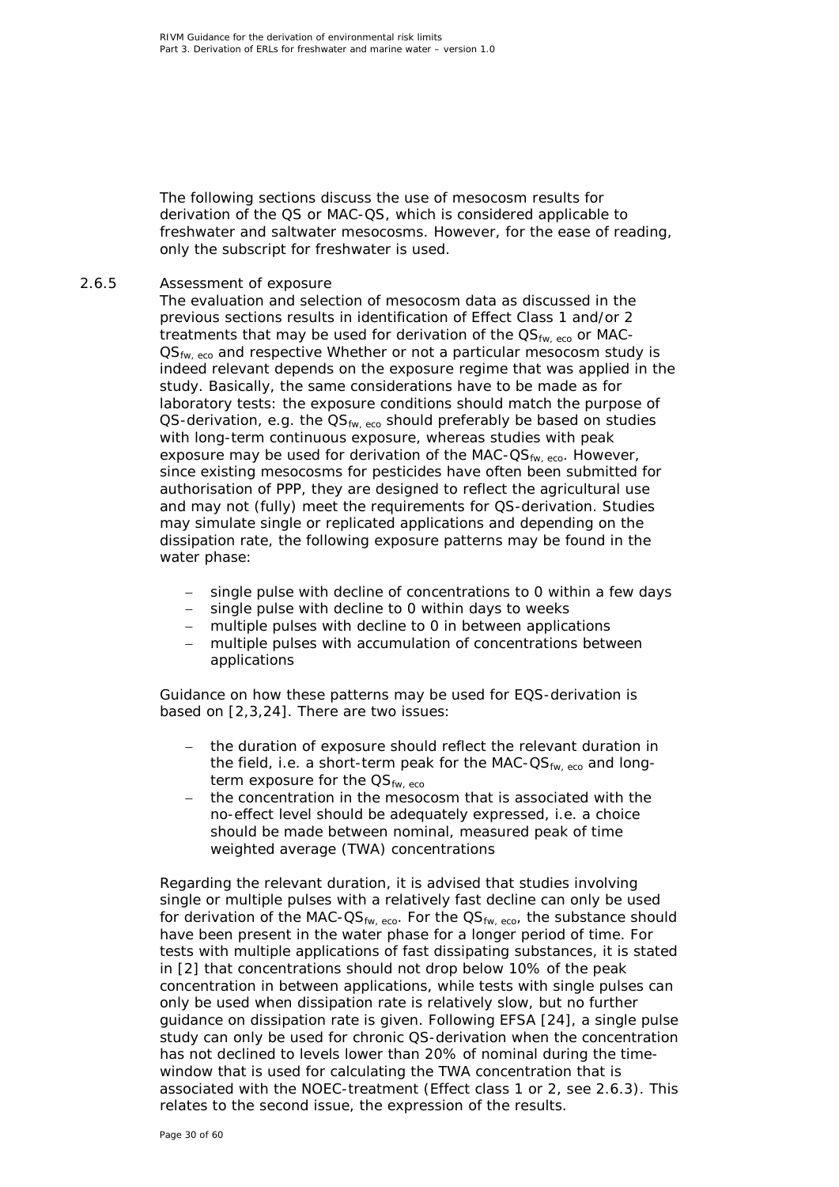The following sections discuss the use of mesocosm results for derivation of the QS or MAC-QS, which is considered applicable to freshwater and saltwater mesocosms. However, for the ease of reading, only the subscript for freshwater is used.

### 2.6.5 Assessment of exposure

The evaluation and selection of mesocosm data as discussed in the previous sections results in identification of Effect Class 1 and/or 2 treatments that may be used for derivation of the $QS_{fw,\ eco}$ or MAC-$QS_{fw,\ eco}$ and respective Whether or not a particular mesocosm study is indeed relevant depends on the exposure regime that was applied in the study. Basically, the same considerations have to be made as for laboratory tests: the exposure conditions should match the purpose of QS-derivation, e.g. the $QS_{fw,\ eco}$ should preferably be based on studies with long-term continuous exposure, whereas studies with peak exposure may be used for derivation of the MAC-$QS_{fw,\ eco}$. However, since existing mesocosms for pesticides have often been submitted for authorisation of PPP, they are designed to reflect the agricultural use and may not (fully) meet the requirements for QS-derivation. Studies may simulate single or replicated applications and depending on the dissipation rate, the following exposure patterns may be found in the water phase:

- single pulse with decline of concentrations to 0 within a few days
- single pulse with decline to 0 within days to weeks
- multiple pulses with decline to 0 in between applications
- multiple pulses with accumulation of concentrations between applications

Guidance on how these patterns may be used for EQS-derivation is based on [2,3,24]. There are two issues:

- the duration of exposure should reflect the relevant duration in the field, i.e. a short-term peak for the MAC-$QS_{fw,\ eco}$ and long-term exposure for the $QS_{fw,\ eco}$
- the concentration in the mesocosm that is associated with the no-effect level should be adequately expressed, i.e. a choice should be made between nominal, measured peak of time weighted average (TWA) concentrations

Regarding the relevant duration, it is advised that studies involving single or multiple pulses with a relatively fast decline can only be used for derivation of the MAC-$QS_{fw,\ eco}$. For the $QS_{fw,\ eco}$, the substance should have been present in the water phase for a longer period of time. For tests with multiple applications of fast dissipating substances, it is stated in [2] that concentrations should not drop below 10% of the peak concentration in between applications, while tests with single pulses can only be used when dissipation rate is relatively slow, but no further guidance on dissipation rate is given. Following EFSA [24], a single pulse study can only be used for chronic QS-derivation when the concentration has not declined to levels lower than 20% of nominal during the time-window that is used for calculating the TWA concentration that is associated with the NOEC-treatment (Effect class 1 or 2, see 2.6.3). This relates to the second issue, the expression of the results.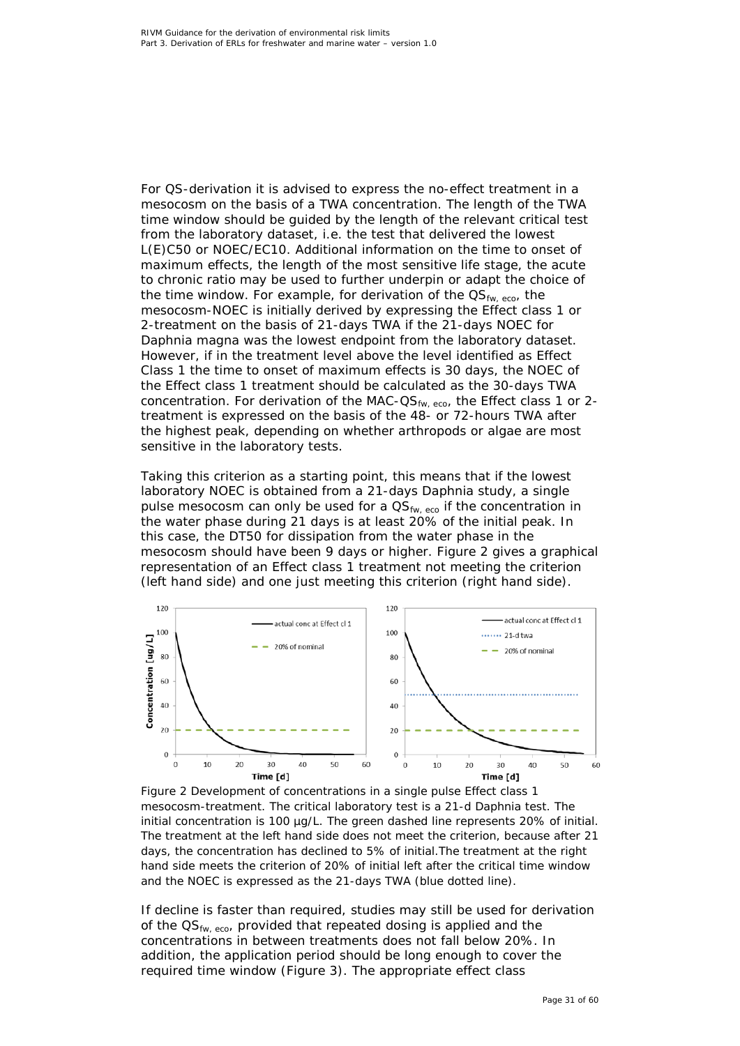For QS-derivation it is advised to express the no-effect treatment in a mesocosm on the basis of a TWA concentration. The length of the TWA time window should be guided by the length of the relevant critical test from the laboratory dataset, i.e. the test that delivered the lowest L(E)C50 or NOEC/EC10. Additional information on the time to onset of maximum effects, the length of the most sensitive life stage, the acute to chronic ratio may be used to further underpin or adapt the choice of the time window. For example, for derivation of the $QS_{fw,\ eco}$, the mesocosm-NOEC is initially derived by expressing the Effect class 1 or 2-treatment on the basis of 21-days TWA if the 21-days NOEC for Daphnia magna was the lowest endpoint from the laboratory dataset. However, if in the treatment level above the level identified as Effect Class 1 the time to onset of maximum effects is 30 days, the NOEC of the Effect class 1 treatment should be calculated as the 30-days TWA concentration. For derivation of the MAC-$QS_{fw,\ eco}$, the Effect class 1 or 2-treatment is expressed on the basis of the 48- or 72-hours TWA after the highest peak, depending on whether arthropods or algae are most sensitive in the laboratory tests.

Taking this criterion as a starting point, this means that if the lowest laboratory NOEC is obtained from a 21-days Daphnia study, a single pulse mesocosm can only be used for a $QS_{fw,\ eco}$ if the concentration in the water phase during 21 days is at least 20% of the initial peak. In this case, the DT50 for dissipation from the water phase in the mesocosm should have been 9 days or higher. Figure 2 gives a graphical representation of an Effect class 1 treatment not meeting the criterion (left hand side) and one just meeting this criterion (right hand side).

Figure 2 Development of concentrations in a single pulse Effect class 1 mesocosm-treatment. The critical laboratory test is a 21-d Daphnia test. The initial concentration is 100 µg/L. The green dashed line represents 20% of initial. The treatment at the left hand side does not meet the criterion, because after 21 days, the concentration has declined to 5% of initial.The treatment at the right hand side meets the criterion of 20% of initial left after the critical time window and the NOEC is expressed as the 21-days TWA (blue dotted line).

If decline is faster than required, studies may still be used for derivation of the $QS_{fw,\ eco}$, provided that repeated dosing is applied and the concentrations in between treatments does not fall below 20%. In addition, the application period should be long enough to cover the required time window (Figure 3). The appropriate effect class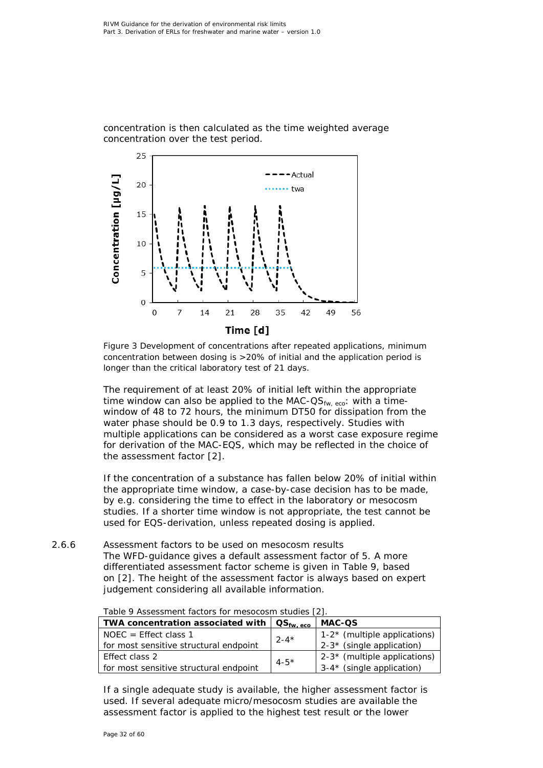concentration is then calculated as the time weighted average concentration over the test period.

Figure 3 Development of concentrations after repeated applications, minimum concentration between dosing is >20% of initial and the application period is longer than the critical laboratory test of 21 days.

The requirement of at least 20% of initial left within the appropriate time window can also be applied to the MAC-$QS_{fw,\ eco}$: with a time-window of 48 to 72 hours, the minimum DT50 for dissipation from the water phase should be 0.9 to 1.3 days, respectively. Studies with multiple applications can be considered as a worst case exposure regime for derivation of the MAC-EQS, which may be reflected in the choice of the assessment factor [2].

If the concentration of a substance has fallen below 20% of initial within the appropriate time window, a case-by-case decision has to be made, by e.g. considering the time to effect in the laboratory or mesocosm studies. If a shorter time window is not appropriate, the test cannot be used for EQS-derivation, unless repeated dosing is applied.

### 2.6.6 Assessment factors to be used on mesocosm results

The WFD-guidance gives a default assessment factor of 5. A more differentiated assessment factor scheme is given in Table 9, based on [2]. The height of the assessment factor is always based on expert judgement considering all available information.

Table 9 Assessment factors for mesocosm studies [2].

| **TWA concentration associated with** | **$QS_{fw,\ eco}$** | **MAC-QS** |
|---|---|---|
| NOEC = Effect class 1 for most sensitive structural endpoint | 2-4* | 1-2* (multiple applications) 2-3* (single application) |
| Effect class 2 for most sensitive structural endpoint | 4-5* | 2-3* (multiple applications) 3-4* (single application) |

If a single adequate study is available, the higher assessment factor is used. If several adequate micro/mesocosm studies are available the assessment factor is applied to the highest test result or the lower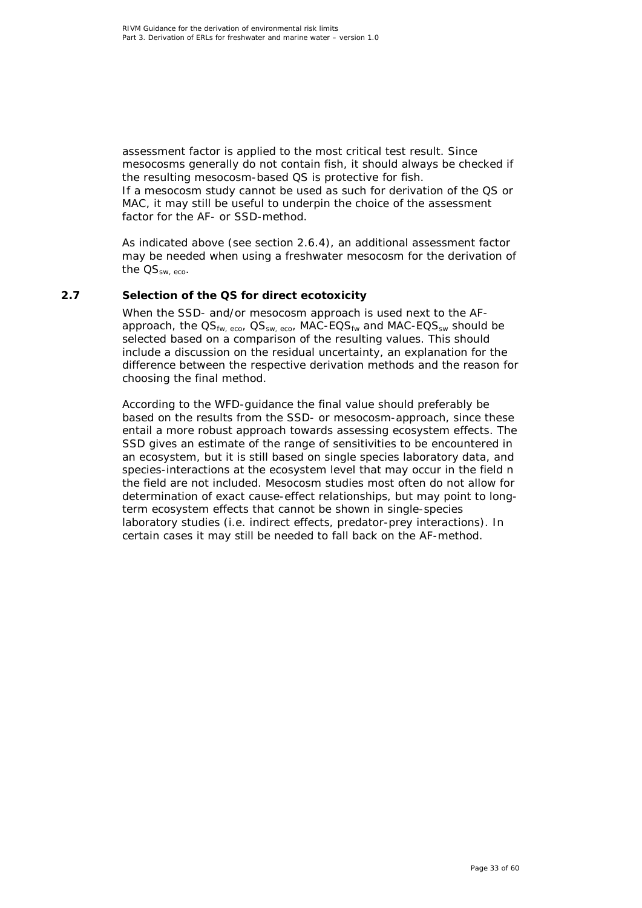assessment factor is applied to the most critical test result. Since mesocosms generally do not contain fish, it should always be checked if the resulting mesocosm-based QS is protective for fish.
If a mesocosm study cannot be used as such for derivation of the QS or MAC, it may still be useful to underpin the choice of the assessment factor for the AF- or SSD-method.

As indicated above (see section 2.6.4), an additional assessment factor may be needed when using a freshwater mesocosm for the derivation of the $QS_{sw, eco}$.

## 2.7 Selection of the QS for direct ecotoxicity

When the SSD- and/or mesocosm approach is used next to the AF-approach, the $QS_{fw, eco}$, $QS_{sw, eco}$, MAC-$EQS_{fw}$ and MAC-$EQS_{sw}$ should be selected based on a comparison of the resulting values. This should include a discussion on the residual uncertainty, an explanation for the difference between the respective derivation methods and the reason for choosing the final method.

According to the WFD-guidance the final value should preferably be based on the results from the SSD- or mesocosm-approach, since these entail a more robust approach towards assessing ecosystem effects. The SSD gives an estimate of the range of sensitivities to be encountered in an ecosystem, but it is still based on single species laboratory data, and species-interactions at the ecosystem level that may occur in the field n the field are not included. Mesocosm studies most often do not allow for determination of exact cause-effect relationships, but may point to long-term ecosystem effects that cannot be shown in single-species laboratory studies (i.e. indirect effects, predator-prey interactions). In certain cases it may still be needed to fall back on the AF-method.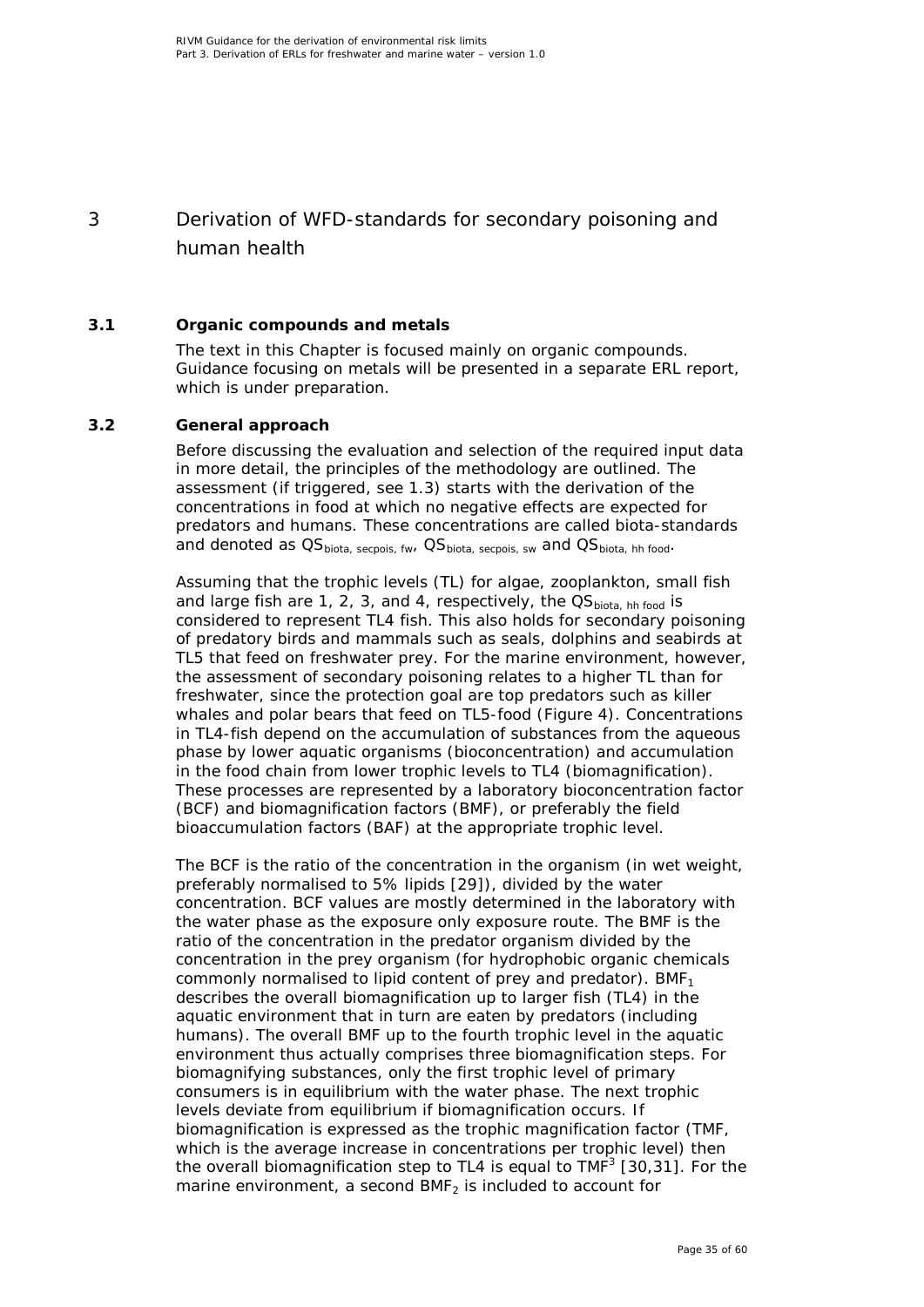# 3 Derivation of WFD-standards for secondary poisoning and human health

## 3.1 Organic compounds and metals

The text in this Chapter is focused mainly on organic compounds. Guidance focusing on metals will be presented in a separate ERL report, which is under preparation.

## 3.2 General approach

Before discussing the evaluation and selection of the required input data in more detail, the principles of the methodology are outlined. The assessment (if triggered, see 1.3) starts with the derivation of the concentrations in food at which no negative effects are expected for predators and humans. These concentrations are called biota-standards and denoted as $QS_{biota,\ secpois,\ fw}$, $QS_{biota,\ secpois,\ sw}$ and $QS_{biota,\ hh\ food}$.

Assuming that the trophic levels (TL) for algae, zooplankton, small fish and large fish are 1, 2, 3, and 4, respectively, the $QS_{biota,\ hh\ food}$ is considered to represent TL4 fish. This also holds for secondary poisoning of predatory birds and mammals such as seals, dolphins and seabirds at TL5 that feed on freshwater prey. For the marine environment, however, the assessment of secondary poisoning relates to a higher TL than for freshwater, since the protection goal are top predators such as killer whales and polar bears that feed on TL5-food (Figure 4). Concentrations in TL4-fish depend on the accumulation of substances from the aqueous phase by lower aquatic organisms (bioconcentration) and accumulation in the food chain from lower trophic levels to TL4 (biomagnification). These processes are represented by a laboratory bioconcentration factor (BCF) and biomagnification factors (BMF), or preferably the field bioaccumulation factors (BAF) at the appropriate trophic level.

The BCF is the ratio of the concentration in the organism (in wet weight, preferably normalised to 5% lipids [29]), divided by the water concentration. BCF values are mostly determined in the laboratory with the water phase as the exposure only exposure route. The BMF is the ratio of the concentration in the predator organism divided by the concentration in the prey organism (for hydrophobic organic chemicals commonly normalised to lipid content of prey and predator). $BMF_1$ describes the overall biomagnification up to larger fish (TL4) in the aquatic environment that in turn are eaten by predators (including humans). The overall BMF up to the fourth trophic level in the aquatic environment thus actually comprises three biomagnification steps. For biomagnifying substances, only the first trophic level of primary consumers is in equilibrium with the water phase. The next trophic levels deviate from equilibrium if biomagnification occurs. If biomagnification is expressed as the trophic magnification factor (TMF, which is the average increase in concentrations per trophic level) then the overall biomagnification step to TL4 is equal to $TMF^3$ [30,31]. For the marine environment, a second $BMF_2$ is included to account for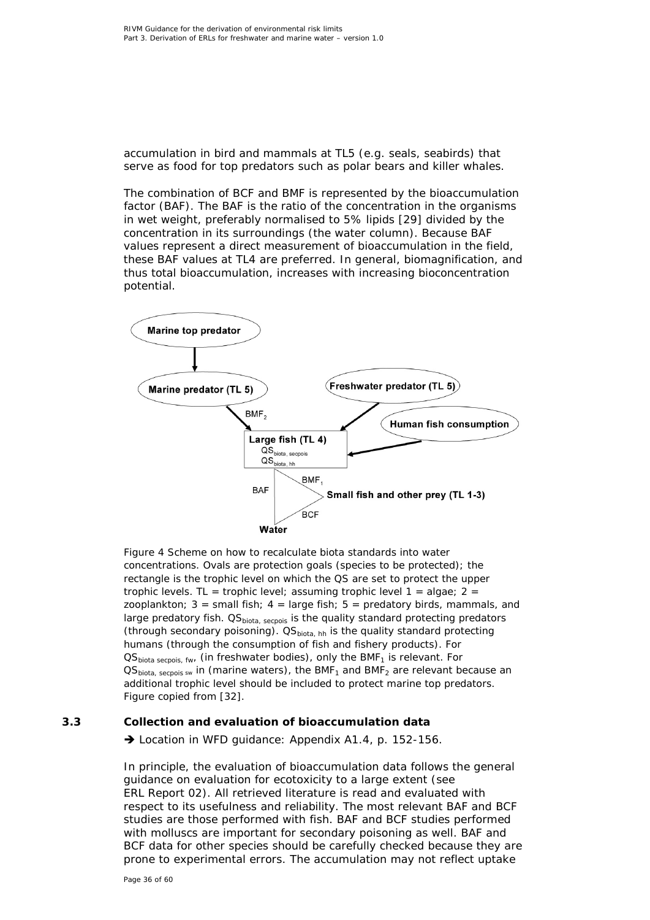accumulation in bird and mammals at TL5 (e.g. seals, seabirds) that serve as food for top predators such as polar bears and killer whales.

The combination of BCF and BMF is represented by the bioaccumulation factor (BAF). The BAF is the ratio of the concentration in the organisms in wet weight, preferably normalised to 5% lipids [29] divided by the concentration in its surroundings (the water column). Because BAF values represent a direct measurement of bioaccumulation in the field, these BAF values at TL4 are preferred. In general, biomagnification, and thus total bioaccumulation, increases with increasing bioconcentration potential.

Figure 4 Scheme on how to recalculate biota standards into water concentrations. Ovals are protection goals (species to be protected); the rectangle is the trophic level on which the QS are set to protect the upper trophic levels. TL = trophic level; assuming trophic level 1 = algae; 2 = zooplankton; 3 = small fish; 4 = large fish; 5 = predatory birds, mammals, and large predatory fish. $QS_{biota,\ secpois}$ is the quality standard protecting predators (through secondary poisoning). $QS_{biota,\ hh}$ is the quality standard protecting humans (through the consumption of fish and fishery products). For $QS_{biota\ secpois,\ fw}$, (in freshwater bodies), only the $BMF_1$ is relevant. For $QS_{biota,\ secpois\ sw}$ in (marine waters), the $BMF_1$ and $BMF_2$ are relevant because an additional trophic level should be included to protect marine top predators. Figure copied from [32].

### 3.3 Collection and evaluation of bioaccumulation data

➔ Location in WFD guidance: Appendix A1.4, p. 152-156.

In principle, the evaluation of bioaccumulation data follows the general guidance on evaluation for ecotoxicity to a large extent (see ERL Report 02). All retrieved literature is read and evaluated with respect to its usefulness and reliability. The most relevant BAF and BCF studies are those performed with fish. BAF and BCF studies performed with molluscs are important for secondary poisoning as well. BAF and BCF data for other species should be carefully checked because they are prone to experimental errors. The accumulation may not reflect uptake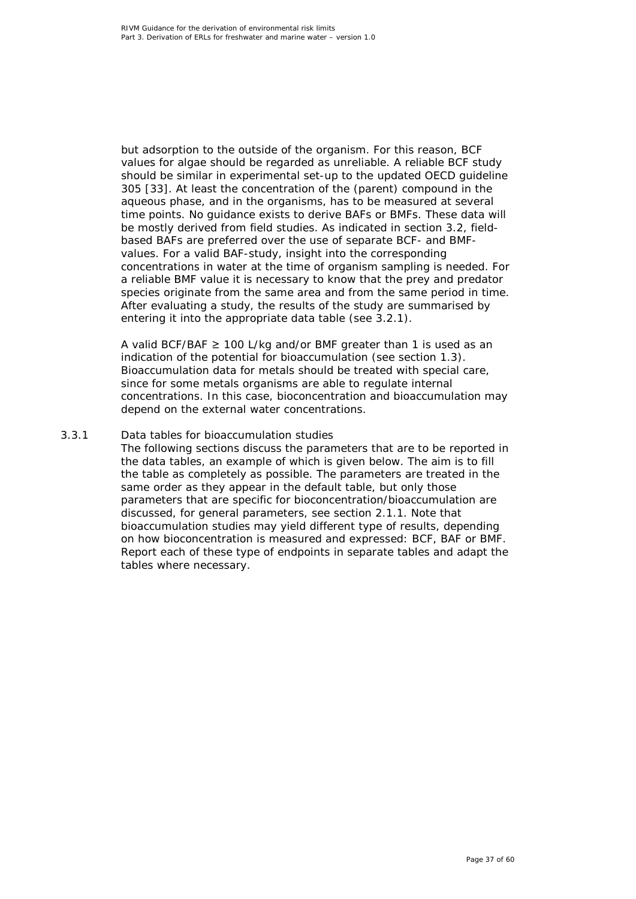but adsorption to the outside of the organism. For this reason, BCF values for algae should be regarded as unreliable. A reliable BCF study should be similar in experimental set-up to the updated OECD guideline 305 [33]. At least the concentration of the (parent) compound in the aqueous phase, and in the organisms, has to be measured at several time points. No guidance exists to derive BAFs or BMFs. These data will be mostly derived from field studies. As indicated in section 3.2, field-based BAFs are preferred over the use of separate BCF- and BMF-values. For a valid BAF-study, insight into the corresponding concentrations in water at the time of organism sampling is needed. For a reliable BMF value it is necessary to know that the prey and predator species originate from the same area and from the same period in time. After evaluating a study, the results of the study are summarised by entering it into the appropriate data table (see 3.2.1).

A valid BCF/BAF ≥ 100 L/kg and/or BMF greater than 1 is used as an indication of the potential for bioaccumulation (see section 1.3). Bioaccumulation data for metals should be treated with special care, since for some metals organisms are able to regulate internal concentrations. In this case, bioconcentration and bioaccumulation may depend on the external water concentrations.

### 3.3.1 Data tables for bioaccumulation studies

The following sections discuss the parameters that are to be reported in the data tables, an example of which is given below. The aim is to fill the table as completely as possible. The parameters are treated in the same order as they appear in the default table, but only those parameters that are specific for bioconcentration/bioaccumulation are discussed, for general parameters, see section 2.1.1. Note that bioaccumulation studies may yield different type of results, depending on how bioconcentration is measured and expressed: BCF, BAF or BMF. Report each of these type of endpoints in separate tables and adapt the tables where necessary.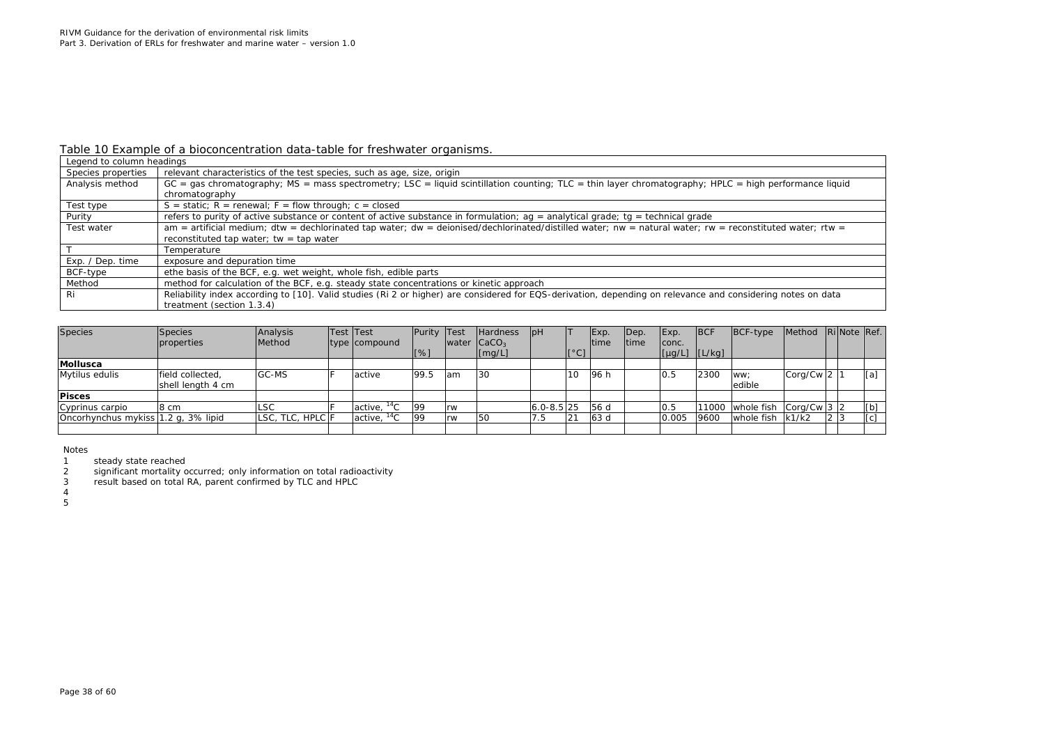Table 10 Example of a bioconcentration data-table for freshwater organisms.

| Legend to column headings | |
|---|---|
| Species properties | relevant characteristics of the test species, such as age, size, origin |
| Analysis method | GC = gas chromatography; MS = mass spectrometry; LSC = liquid scintillation counting; TLC = thin layer chromatography; HPLC = high performance liquid chromatography |
| Test type | S = static; R = renewal; F = flow through; c = closed |
| Purity | refers to purity of active substance or content of active substance in formulation; ag = analytical grade; tg = technical grade |
| Test water | am = artificial medium; dtw = dechlorinated tap water; dw = deionised/dechlorinated/distilled water; nw = natural water; rw = reconstituted water; rtw = reconstituted tap water; tw = tap water |
| T | Temperature |
| Exp. / Dep. time | exposure and depuration time |
| BCF-type | ethe basis of the BCF, e.g. wet weight, whole fish, edible parts |
| Method | method for calculation of the BCF, e.g. steady state concentrations or kinetic approach |
| Ri | Reliability index according to [10]. Valid studies (Ri 2 or higher) are considered for EQS-derivation, depending on relevance and considering notes on data treatment (section 1.3.4) |

| Species | Species properties | Analysis Method | Test type | Test compound | Purity [%] | Test water | Hardness $CaCO_3$ [mg/L] | pH | T [°C] | Exp. time | Dep. time | Exp. conc. [µg/L] | BCF [L/kg] | BCF-type | Method | Ri | Note | Ref. |
|---|---|---|---|---|---|---|---|---|---|---|---|---|---|---|---|---|---|---|
| **Mollusca** | | | | | | | | | | | | | | | | | | |
| Mytilus edulis | field collected, shell length 4 cm | GC-MS | F | active | 99.5 | am | 30 | | 10 | 96 h | | 0.5 | 2300 | ww; edible | Corg/Cw | 2 | 1 | [a] |
| **Pisces** | | | | | | | | | | | | | | | | | | |
| Cyprinus carpio | 8 cm | LSC | F | active, $^{14}C$ | 99 | rw | | 6.0-8.5 | 25 | 56 d | | 0.5 | 11000 | whole fish | Corg/Cw | 3 | 2 | [b] |
| Oncorhynchus mykiss | 1.2 g, 3% lipid | LSC, TLC, HPLC | F | active, $^{14}C$ | 99 | rw | 50 | 7.5 | 21 | 63 d | | 0.005 | 9600 | whole fish | k1/k2 | 2 | 3 | [c] |
| | | | | | | | | | | | | | | | | | | |

Notes

1 steady state reached
2 significant mortality occurred; only information on total radioactivity
3 result based on total RA, parent confirmed by TLC and HPLC
4
5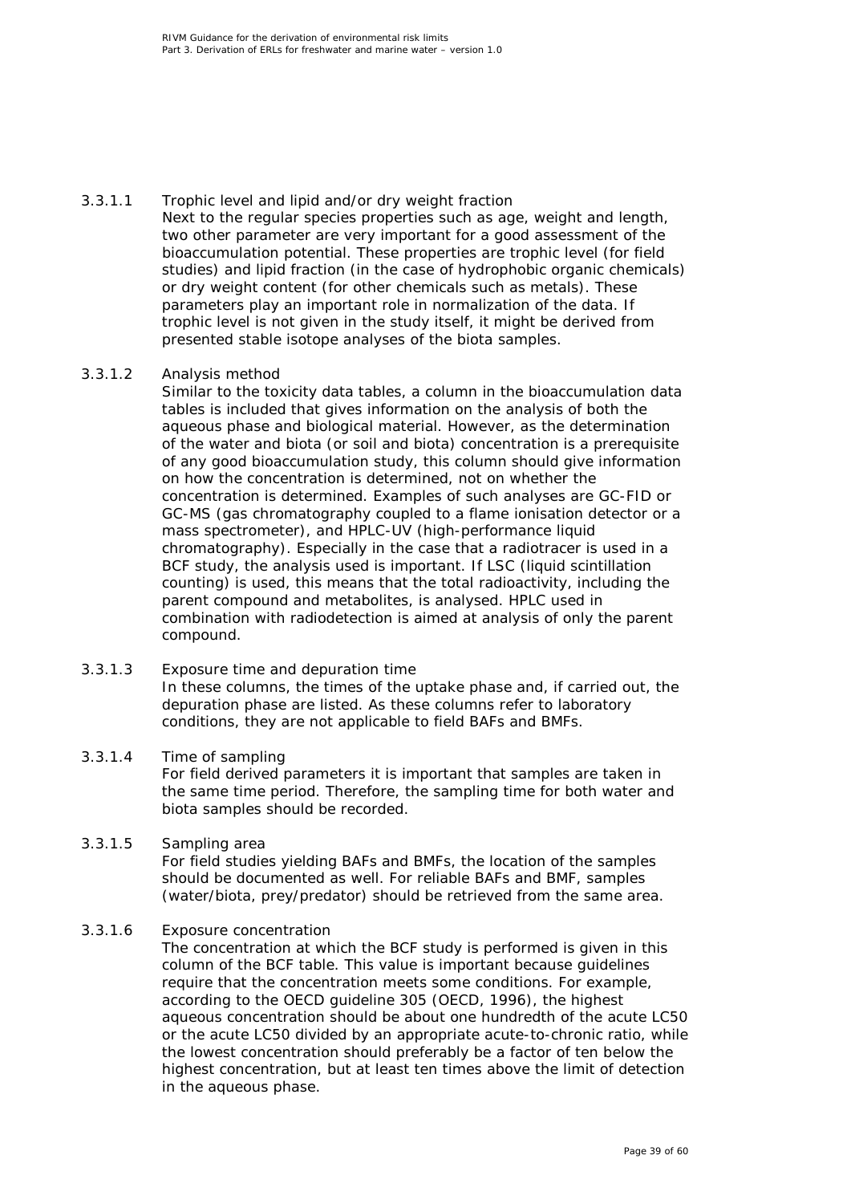#### 3.3.1.1 Trophic level and lipid and/or dry weight fraction

Next to the regular species properties such as age, weight and length, two other parameter are very important for a good assessment of the bioaccumulation potential. These properties are trophic level (for field studies) and lipid fraction (in the case of hydrophobic organic chemicals) or dry weight content (for other chemicals such as metals). These parameters play an important role in normalization of the data. If trophic level is not given in the study itself, it might be derived from presented stable isotope analyses of the biota samples.

#### 3.3.1.2 Analysis method

Similar to the toxicity data tables, a column in the bioaccumulation data tables is included that gives information on the analysis of both the aqueous phase and biological material. However, as the determination of the water and biota (or soil and biota) concentration is a prerequisite of any good bioaccumulation study, this column should give information on how the concentration is determined, not on whether the concentration is determined. Examples of such analyses are GC-FID or GC-MS (gas chromatography coupled to a flame ionisation detector or a mass spectrometer), and HPLC-UV (high-performance liquid chromatography). Especially in the case that a radiotracer is used in a BCF study, the analysis used is important. If LSC (liquid scintillation counting) is used, this means that the total radioactivity, including the parent compound and metabolites, is analysed. HPLC used in combination with radiodetection is aimed at analysis of only the parent compound.

#### 3.3.1.3 Exposure time and depuration time

In these columns, the times of the uptake phase and, if carried out, the depuration phase are listed. As these columns refer to laboratory conditions, they are not applicable to field BAFs and BMFs.

#### 3.3.1.4 Time of sampling

For field derived parameters it is important that samples are taken in the same time period. Therefore, the sampling time for both water and biota samples should be recorded.

#### 3.3.1.5 Sampling area

For field studies yielding BAFs and BMFs, the location of the samples should be documented as well. For reliable BAFs and BMF, samples (water/biota, prey/predator) should be retrieved from the same area.

#### 3.3.1.6 Exposure concentration

The concentration at which the BCF study is performed is given in this column of the BCF table. This value is important because guidelines require that the concentration meets some conditions. For example, according to the OECD guideline 305 (OECD, 1996), the highest aqueous concentration should be about one hundredth of the acute LC50 or the acute LC50 divided by an appropriate acute-to-chronic ratio, while the lowest concentration should preferably be a factor of ten below the highest concentration, but at least ten times above the limit of detection in the aqueous phase.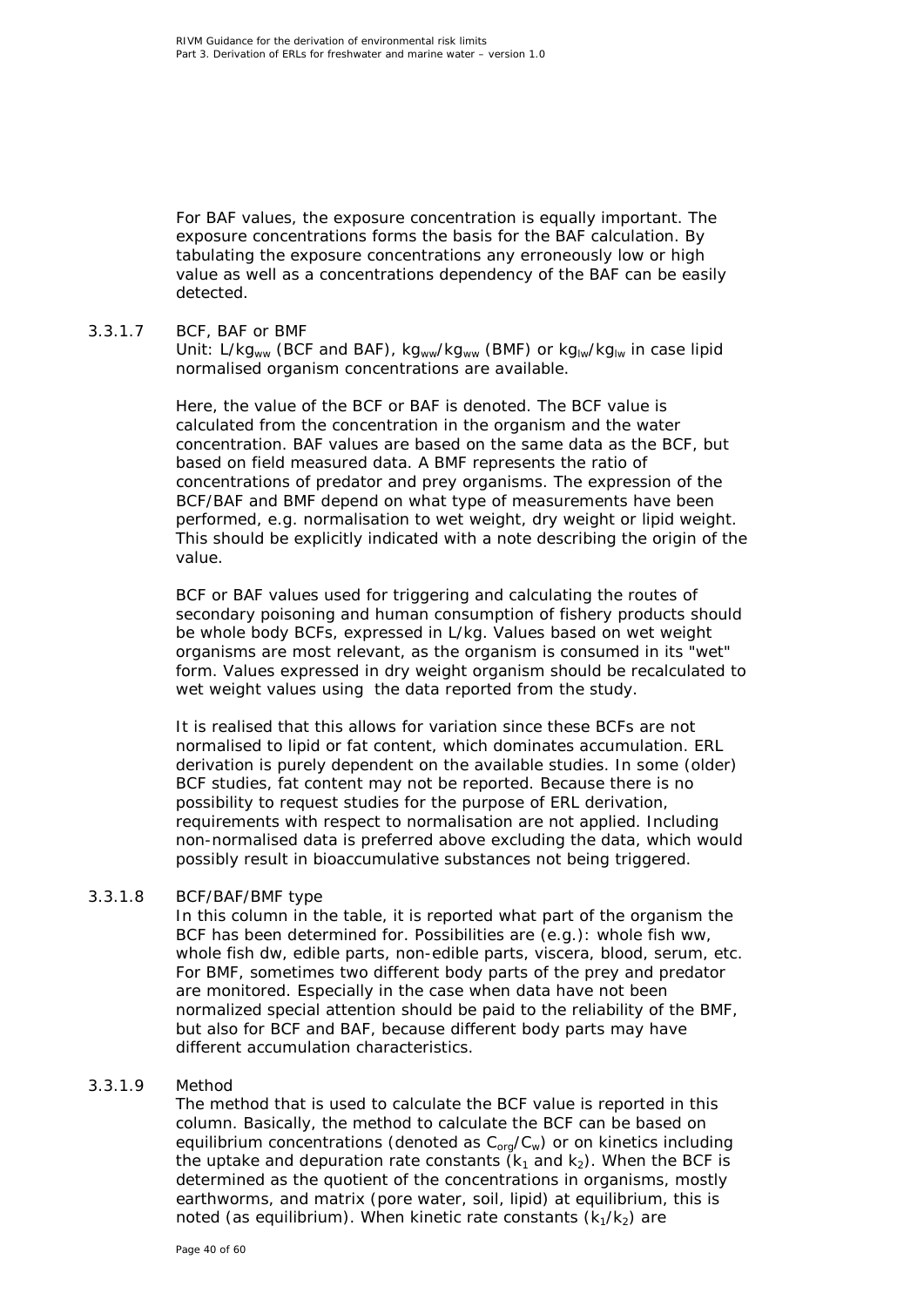For BAF values, the exposure concentration is equally important. The exposure concentrations forms the basis for the BAF calculation. By tabulating the exposure concentrations any erroneously low or high value as well as a concentrations dependency of the BAF can be easily detected.

#### 3.3.1.7 BCF, BAF or BMF

Unit: L/$kg_{ww}$ (BCF and BAF), $kg_{ww}$/$kg_{ww}$ (BMF) or $kg_{lw}$/$kg_{lw}$ in case lipid normalised organism concentrations are available.

Here, the value of the BCF or BAF is denoted. The BCF value is calculated from the concentration in the organism and the water concentration. BAF values are based on the same data as the BCF, but based on field measured data. A BMF represents the ratio of concentrations of predator and prey organisms. The expression of the BCF/BAF and BMF depend on what type of measurements have been performed, e.g. normalisation to wet weight, dry weight or lipid weight. This should be explicitly indicated with a note describing the origin of the value.

BCF or BAF values used for triggering and calculating the routes of secondary poisoning and human consumption of fishery products should be whole body BCFs, expressed in L/kg. Values based on wet weight organisms are most relevant, as the organism is consumed in its "wet" form. Values expressed in dry weight organism should be recalculated to wet weight values using the data reported from the study.

It is realised that this allows for variation since these BCFs are not normalised to lipid or fat content, which dominates accumulation. ERL derivation is purely dependent on the available studies. In some (older) BCF studies, fat content may not be reported. Because there is no possibility to request studies for the purpose of ERL derivation, requirements with respect to normalisation are not applied. Including non-normalised data is preferred above excluding the data, which would possibly result in bioaccumulative substances not being triggered.

#### 3.3.1.8 BCF/BAF/BMF type

In this column in the table, it is reported what part of the organism the BCF has been determined for. Possibilities are (e.g.): whole fish ww, whole fish dw, edible parts, non-edible parts, viscera, blood, serum, etc. For BMF, sometimes two different body parts of the prey and predator are monitored. Especially in the case when data have not been normalized special attention should be paid to the reliability of the BMF, but also for BCF and BAF, because different body parts may have different accumulation characteristics.

#### 3.3.1.9 Method

The method that is used to calculate the BCF value is reported in this column. Basically, the method to calculate the BCF can be based on equilibrium concentrations (denoted as $C_{org}/C_w$) or on kinetics including the uptake and depuration rate constants ($k_1$ and $k_2$). When the BCF is determined as the quotient of the concentrations in organisms, mostly earthworms, and matrix (pore water, soil, lipid) at equilibrium, this is noted (as equilibrium). When kinetic rate constants ($k_1/k_2$) are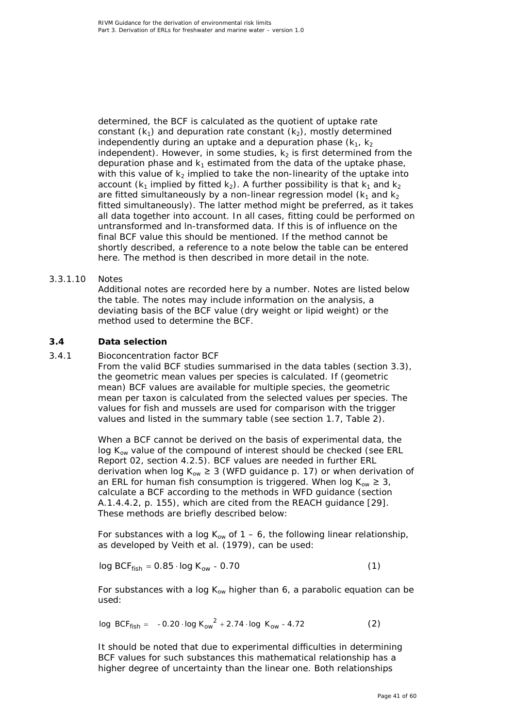determined, the BCF is calculated as the quotient of uptake rate constant ($k_1$) and depuration rate constant ($k_2$), mostly determined independently during an uptake and a depuration phase ($k_1$, $k_2$ independent). However, in some studies, $k_2$ is first determined from the depuration phase and $k_1$ estimated from the data of the uptake phase, with this value of $k_2$ implied to take the non-linearity of the uptake into account ($k_1$ implied by fitted $k_2$). A further possibility is that $k_1$ and $k_2$ are fitted simultaneously by a non-linear regression model ($k_1$ and $k_2$ fitted simultaneously). The latter method might be preferred, as it takes all data together into account. In all cases, fitting could be performed on untransformed and ln-transformed data. If this is of influence on the final BCF value this should be mentioned. If the method cannot be shortly described, a reference to a note below the table can be entered here. The method is then described in more detail in the note.

3.3.1.10 Notes

Additional notes are recorded here by a number. Notes are listed below the table. The notes may include information on the analysis, a deviating basis of the BCF value (dry weight or lipid weight) or the method used to determine the BCF.

## 3.4 Data selection

### 3.4.1 Bioconcentration factor BCF

From the valid BCF studies summarised in the data tables (section 3.3), the geometric mean values per species is calculated. If (geometric mean) BCF values are available for multiple species, the geometric mean per taxon is calculated from the selected values per species. The values for fish and mussels are used for comparison with the trigger values and listed in the summary table (see section 1.7, Table 2).

When a BCF cannot be derived on the basis of experimental data, the log $K_{ow}$ value of the compound of interest should be checked (see ERL Report 02, section 4.2.5). BCF values are needed in further ERL derivation when log $K_{ow} \geq 3$ (WFD guidance p. 17) or when derivation of an ERL for human fish consumption is triggered. When log $K_{ow} \geq 3$, calculate a BCF according to the methods in WFD guidance (section A.1.4.4.2, p. 155), which are cited from the REACH guidance [29]. These methods are briefly described below:

For substances with a log $K_{ow}$ of 1 – 6, the following linear relationship, as developed by Veith et al. (1979), can be used:

$$\log BCF_{fish} = 0.85 \cdot \log K_{ow} - 0.70 \qquad (1)$$

For substances with a log $K_{ow}$ higher than 6, a parabolic equation can be used:

$$\log BCF_{fish} = -0.20 \cdot \log {K_{ow}}^2 + 2.74 \cdot \log K_{ow} - 4.72 \qquad (2)$$

It should be noted that due to experimental difficulties in determining BCF values for such substances this mathematical relationship has a higher degree of uncertainty than the linear one. Both relationships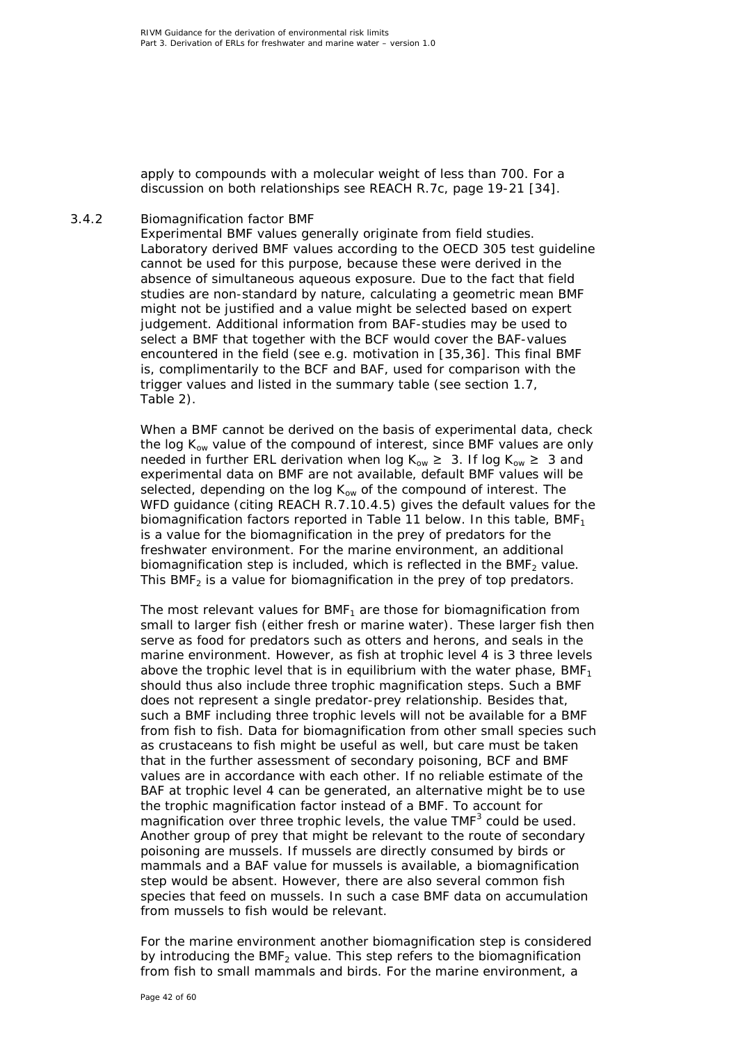apply to compounds with a molecular weight of less than 700. For a discussion on both relationships see REACH R.7c, page 19-21 [34].

### 3.4.2 Biomagnification factor BMF

Experimental BMF values generally originate from field studies. Laboratory derived BMF values according to the OECD 305 test guideline cannot be used for this purpose, because these were derived in the absence of simultaneous aqueous exposure. Due to the fact that field studies are non-standard by nature, calculating a geometric mean BMF might not be justified and a value might be selected based on expert judgement. Additional information from BAF-studies may be used to select a BMF that together with the BCF would cover the BAF-values encountered in the field (see e.g. motivation in [35,36]. This final BMF is, complimentarily to the BCF and BAF, used for comparison with the trigger values and listed in the summary table (see section 1.7, Table 2).

When a BMF cannot be derived on the basis of experimental data, check the log $K_{ow}$ value of the compound of interest, since BMF values are only needed in further ERL derivation when log $K_{ow} \geq 3$. If log $K_{ow} \geq 3$ and experimental data on BMF are not available, default BMF values will be selected, depending on the log $K_{ow}$ of the compound of interest. The WFD guidance (citing REACH R.7.10.4.5) gives the default values for the biomagnification factors reported in Table 11 below. In this table, $BMF_1$ is a value for the biomagnification in the prey of predators for the freshwater environment. For the marine environment, an additional biomagnification step is included, which is reflected in the $BMF_2$ value. This $BMF_2$ is a value for biomagnification in the prey of top predators.

The most relevant values for $BMF_1$ are those for biomagnification from small to larger fish (either fresh or marine water). These larger fish then serve as food for predators such as otters and herons, and seals in the marine environment. However, as fish at trophic level 4 is 3 three levels above the trophic level that is in equilibrium with the water phase, $BMF_1$ should thus also include three trophic magnification steps. Such a BMF does not represent a single predator-prey relationship. Besides that, such a BMF including three trophic levels will not be available for a BMF from fish to fish. Data for biomagnification from other small species such as crustaceans to fish might be useful as well, but care must be taken that in the further assessment of secondary poisoning, BCF and BMF values are in accordance with each other. If no reliable estimate of the BAF at trophic level 4 can be generated, an alternative might be to use the trophic magnification factor instead of a BMF. To account for magnification over three trophic levels, the value $TMF^3$ could be used. Another group of prey that might be relevant to the route of secondary poisoning are mussels. If mussels are directly consumed by birds or mammals and a BAF value for mussels is available, a biomagnification step would be absent. However, there are also several common fish species that feed on mussels. In such a case BMF data on accumulation from mussels to fish would be relevant.

For the marine environment another biomagnification step is considered by introducing the $BMF_2$ value. This step refers to the biomagnification from fish to small mammals and birds. For the marine environment, a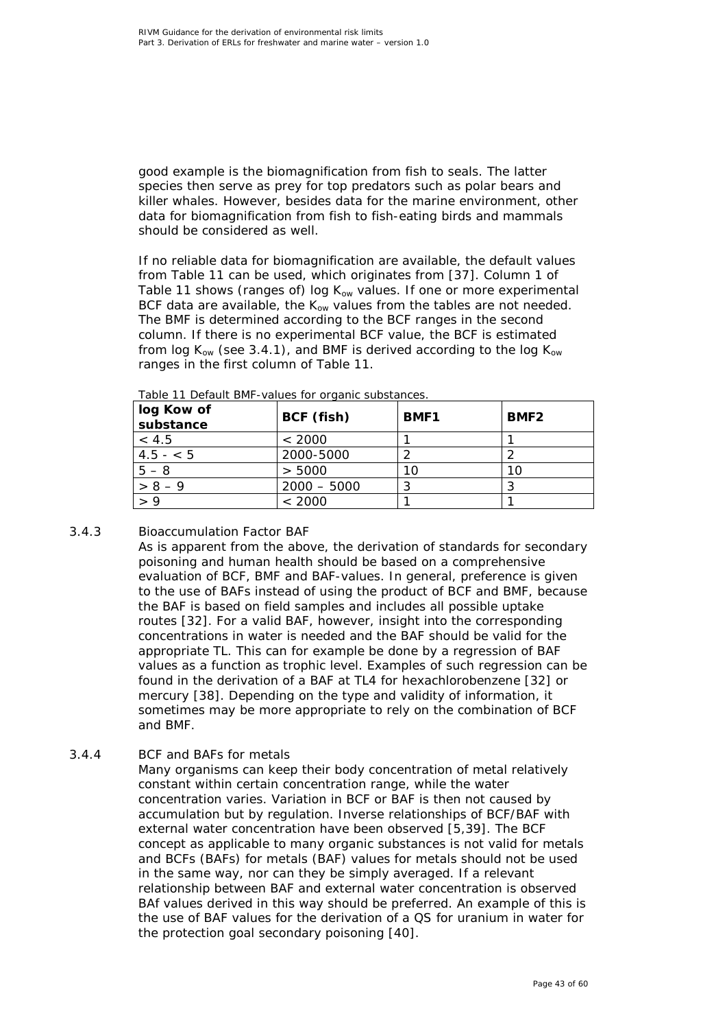good example is the biomagnification from fish to seals. The latter species then serve as prey for top predators such as polar bears and killer whales. However, besides data for the marine environment, other data for biomagnification from fish to fish-eating birds and mammals should be considered as well.

If no reliable data for biomagnification are available, the default values from Table 11 can be used, which originates from [37]. Column 1 of Table 11 shows (ranges of) log $K_{ow}$ values. If one or more experimental BCF data are available, the $K_{ow}$ values from the tables are not needed. The BMF is determined according to the BCF ranges in the second column. If there is no experimental BCF value, the BCF is estimated from log $K_{ow}$ (see 3.4.1), and BMF is derived according to the log $K_{ow}$ ranges in the first column of Table 11.

Table 11 Default BMF-values for organic substances.

| log Kow of substance | BCF (fish) | BMF1 | BMF2 |
|---|---|---|---|
| < 4.5 | < 2000 | 1 | 1 |
| 4.5 - < 5 | 2000-5000 | 2 | 2 |
| 5 – 8 | > 5000 | 10 | 10 |
| > 8 – 9 | 2000 – 5000 | 3 | 3 |
| > 9 | < 2000 | 1 | 1 |

### 3.4.3 Bioaccumulation Factor BAF

As is apparent from the above, the derivation of standards for secondary poisoning and human health should be based on a comprehensive evaluation of BCF, BMF and BAF-values. In general, preference is given to the use of BAFs instead of using the product of BCF and BMF, because the BAF is based on field samples and includes all possible uptake routes [32]. For a valid BAF, however, insight into the corresponding concentrations in water is needed and the BAF should be valid for the appropriate TL. This can for example be done by a regression of BAF values as a function as trophic level. Examples of such regression can be found in the derivation of a BAF at TL4 for hexachlorobenzene [32] or mercury [38]. Depending on the type and validity of information, it sometimes may be more appropriate to rely on the combination of BCF and BMF.

### 3.4.4 BCF and BAFs for metals

Many organisms can keep their body concentration of metal relatively constant within certain concentration range, while the water concentration varies. Variation in BCF or BAF is then not caused by accumulation but by regulation. Inverse relationships of BCF/BAF with external water concentration have been observed [5,39]. The BCF concept as applicable to many organic substances is not valid for metals and BCFs (BAFs) for metals (BAF) values for metals should not be used in the same way, nor can they be simply averaged. If a relevant relationship between BAF and external water concentration is observed BAf values derived in this way should be preferred. An example of this is the use of BAF values for the derivation of a QS for uranium in water for the protection goal secondary poisoning [40].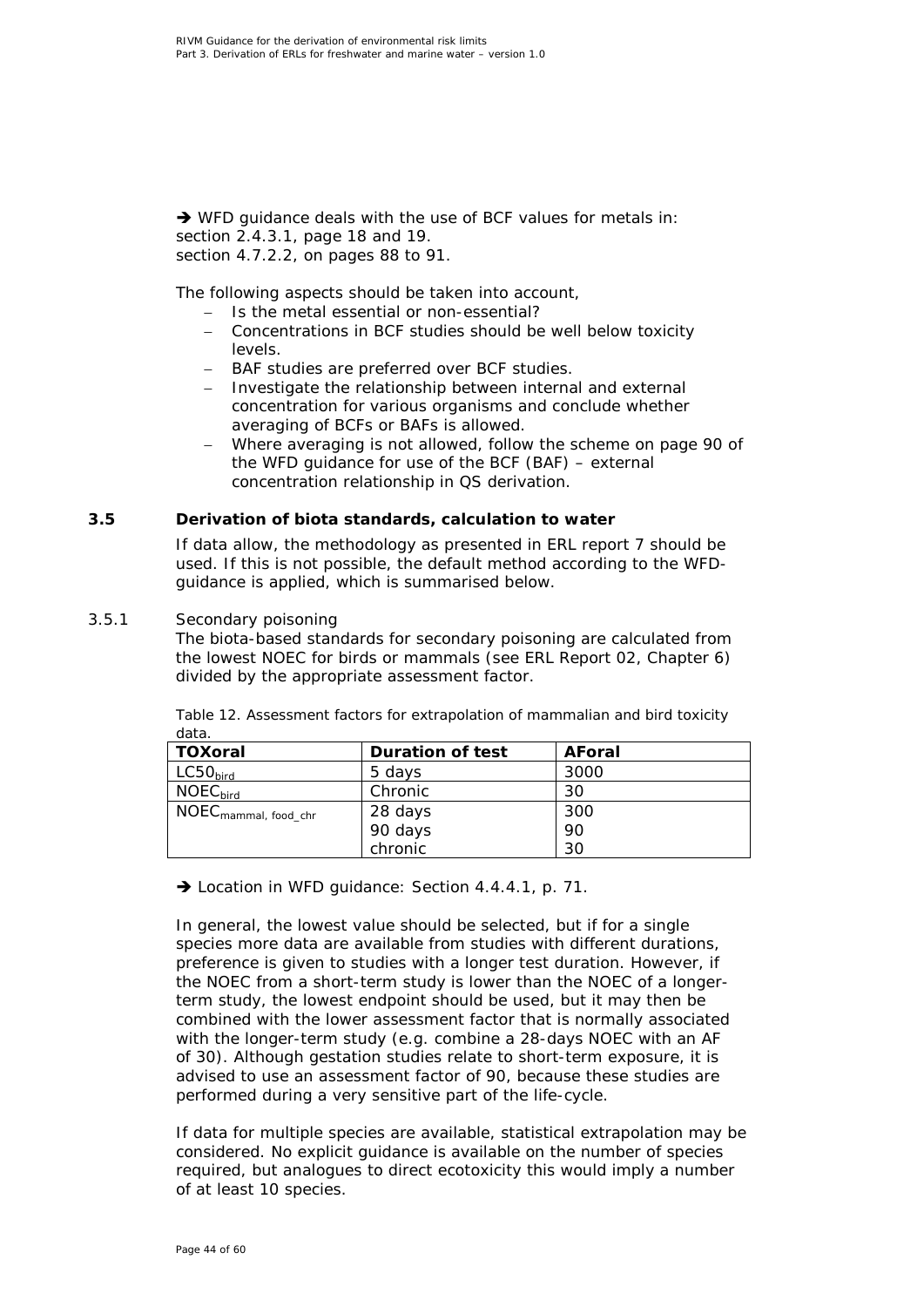➔ WFD guidance deals with the use of BCF values for metals in:
section 2.4.3.1, page 18 and 19.
section 4.7.2.2, on pages 88 to 91.

The following aspects should be taken into account,

- Is the metal essential or non-essential?
- Concentrations in BCF studies should be well below toxicity levels.
- BAF studies are preferred over BCF studies.
- Investigate the relationship between internal and external concentration for various organisms and conclude whether averaging of BCFs or BAFs is allowed.
- Where averaging is not allowed, follow the scheme on page 90 of the WFD guidance for use of the BCF (BAF) – external concentration relationship in QS derivation.

## 3.5 Derivation of biota standards, calculation to water

If data allow, the methodology as presented in ERL report 7 should be used. If this is not possible, the default method according to the WFD-guidance is applied, which is summarised below.

### 3.5.1 Secondary poisoning

The biota-based standards for secondary poisoning are calculated from the lowest NOEC for birds or mammals (see ERL Report 02, Chapter 6) divided by the appropriate assessment factor.

Table 12. Assessment factors for extrapolation of mammalian and bird toxicity data.

| TOXoral | Duration of test | AForal |
|---|---|---|
| $LC50_{bird}$ | 5 days | 3000 |
| $NOEC_{bird}$ | Chronic | 30 |
| $NOEC_{mammal,\ food\_chr}$ | 28 days<br>90 days<br>chronic | 300<br>90<br>30 |

➔ Location in WFD guidance: Section 4.4.4.1, p. 71.

In general, the lowest value should be selected, but if for a single species more data are available from studies with different durations, preference is given to studies with a longer test duration. However, if the NOEC from a short-term study is lower than the NOEC of a longer-term study, the lowest endpoint should be used, but it may then be combined with the lower assessment factor that is normally associated with the longer-term study (e.g. combine a 28-days NOEC with an AF of 30). Although gestation studies relate to short-term exposure, it is advised to use an assessment factor of 90, because these studies are performed during a very sensitive part of the life-cycle.

If data for multiple species are available, statistical extrapolation may be considered. No explicit guidance is available on the number of species required, but analogues to direct ecotoxicity this would imply a number of at least 10 species.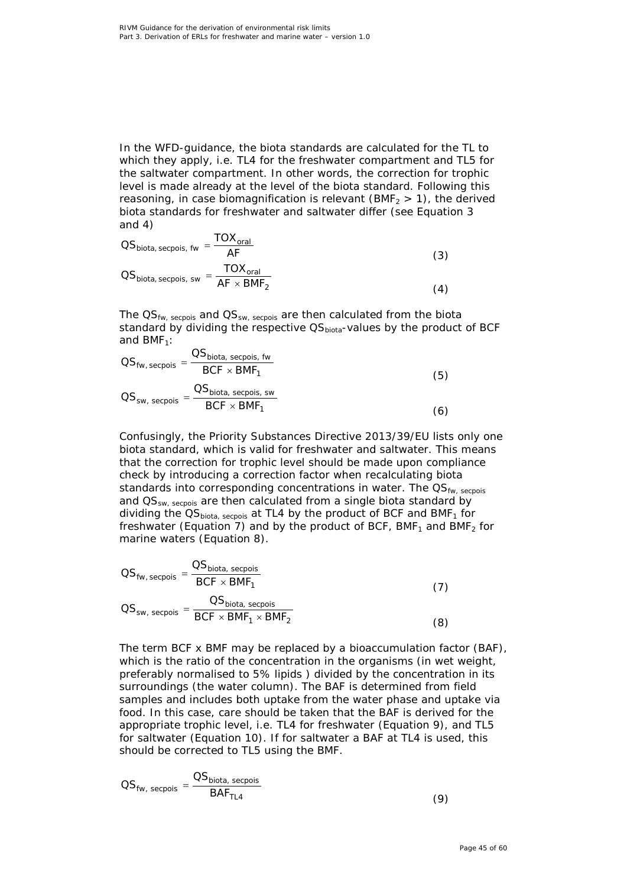In the WFD-guidance, the biota standards are calculated for the TL to which they apply, i.e. TL4 for the freshwater compartment and TL5 for the saltwater compartment. In other words, the correction for trophic level is made already at the level of the biota standard. Following this reasoning, in case biomagnification is relevant ($BMF_2 > 1$), the derived biota standards for freshwater and saltwater differ (see Equation 3 and 4)

$$QS_{biota,\,secpois,\,fw} = \frac{TOX_{oral}}{AF} \tag{3}$$

$$QS_{biota,\,secpois,\,sw} = \frac{TOX_{oral}}{AF \times BMF_2} \tag{4}$$

The $QS_{fw,\,secpois}$ and $QS_{sw,\,secpois}$ are then calculated from the biota standard by dividing the respective $QS_{biota}$-values by the product of BCF and $BMF_1$:

$$QS_{fw,\,secpois} = \frac{QS_{biota,\,secpois,\,fw}}{BCF \times BMF_1} \tag{5}$$

$$QS_{sw,\,secpois} = \frac{QS_{biota,\,secpois,\,sw}}{BCF \times BMF_1} \tag{6}$$

Confusingly, the Priority Substances Directive 2013/39/EU lists only one biota standard, which is valid for freshwater and saltwater. This means that the correction for trophic level should be made upon compliance check by introducing a correction factor when recalculating biota standards into corresponding concentrations in water. The $QS_{fw,\,secpois}$ and $QS_{sw,\,secpois}$ are then calculated from a single biota standard by dividing the $QS_{biota,\,secpois}$ at TL4 by the product of BCF and $BMF_1$ for freshwater (Equation 7) and by the product of BCF, $BMF_1$ and $BMF_2$ for marine waters (Equation 8).

$$QS_{fw,\,secpois} = \frac{QS_{biota,\,secpois}}{BCF \times BMF_1} \tag{7}$$

$$QS_{sw,\,secpois} = \frac{QS_{biota,\,secpois}}{BCF \times BMF_1 \times BMF_2} \tag{8}$$

The term BCF x BMF may be replaced by a bioaccumulation factor (BAF), which is the ratio of the concentration in the organisms (in wet weight, preferably normalised to 5% lipids ) divided by the concentration in its surroundings (the water column). The BAF is determined from field samples and includes both uptake from the water phase and uptake via food. In this case, care should be taken that the BAF is derived for the appropriate trophic level, i.e. TL4 for freshwater (Equation 9), and TL5 for saltwater (Equation 10). If for saltwater a BAF at TL4 is used, this should be corrected to TL5 using the BMF.

$$QS_{fw,\,secpois} = \frac{QS_{biota,\,secpois}}{BAF_{TL4}} \tag{9}$$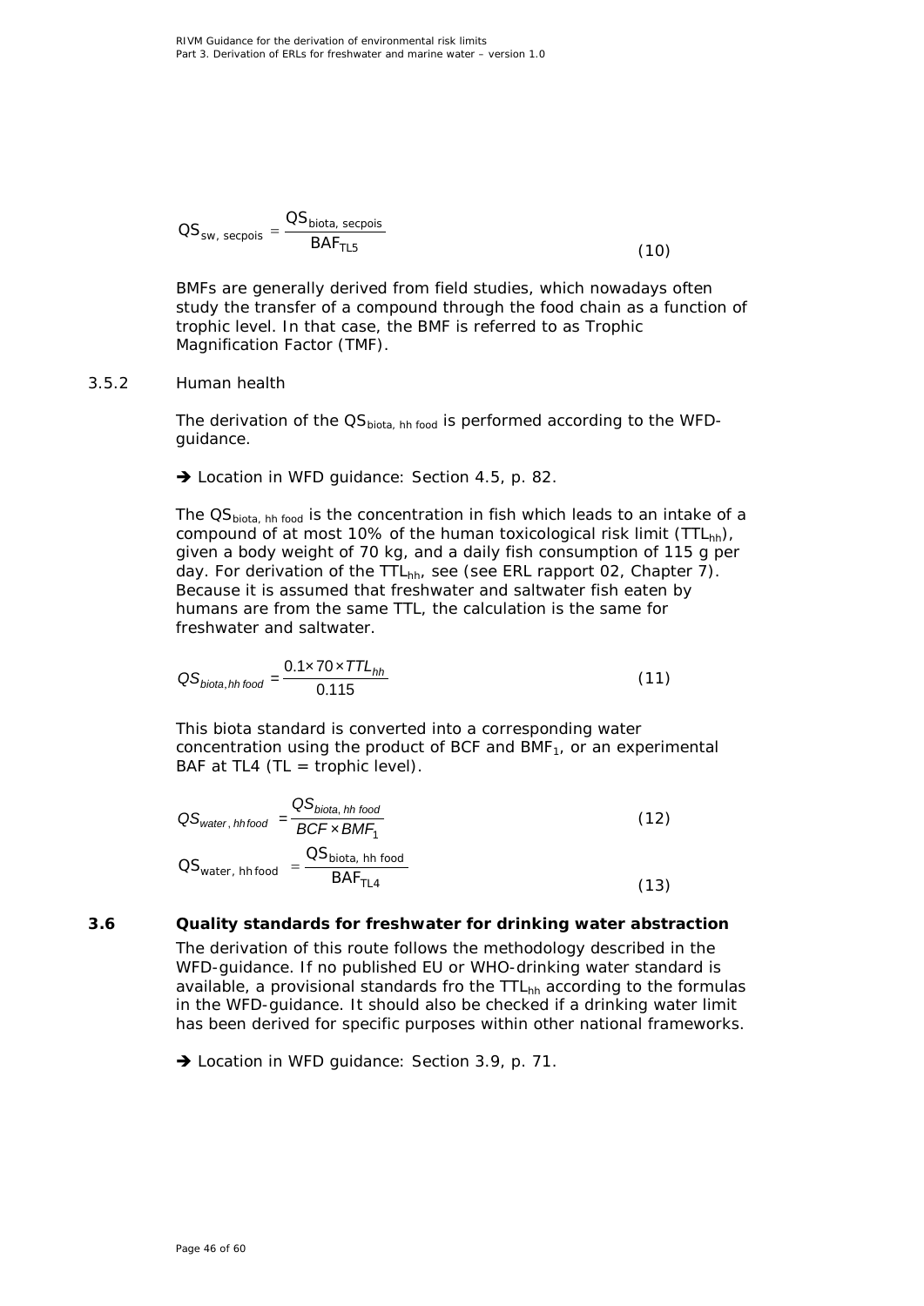$$QS_{sw,\ secpois} = \frac{QS_{biota,\ secpois}}{BAF_{TL5}} \tag{10}$$

BMFs are generally derived from field studies, which nowadays often study the transfer of a compound through the food chain as a function of trophic level. In that case, the BMF is referred to as Trophic Magnification Factor (TMF).

### 3.5.2 Human health

The derivation of the $QS_{biota,\ hh\ food}$ is performed according to the WFD-guidance.

➔ Location in WFD guidance: Section 4.5, p. 82.

The $QS_{biota,\ hh\ food}$ is the concentration in fish which leads to an intake of a compound of at most 10% of the human toxicological risk limit ($TTL_{hh}$), given a body weight of 70 kg, and a daily fish consumption of 115 g per day. For derivation of the $TTL_{hh}$, see (see ERL rapport 02, Chapter 7). Because it is assumed that freshwater and saltwater fish eaten by humans are from the same TTL, the calculation is the same for freshwater and saltwater.

$$QS_{biota,hh\ food} = \frac{0.1 \times 70 \times TTL_{hh}}{0.115} \tag{11}$$

This biota standard is converted into a corresponding water concentration using the product of BCF and $BMF_1$, or an experimental BAF at TL4 (TL = trophic level).

$$QS_{water,\ hh food} = \frac{QS_{biota,\ hh\ food}}{BCF \times BMF_1} \tag{12}$$

$$QS_{water,\ hh\ food} = \frac{QS_{biota,\ hh\ food}}{BAF_{TL4}} \tag{13}$$

## 3.6 Quality standards for freshwater for drinking water abstraction

The derivation of this route follows the methodology described in the WFD-guidance. If no published EU or WHO-drinking water standard is available, a provisional standards fro the $TTL_{hh}$ according to the formulas in the WFD-guidance. It should also be checked if a drinking water limit has been derived for specific purposes within other national frameworks.

➔ Location in WFD guidance: Section 3.9, p. 71.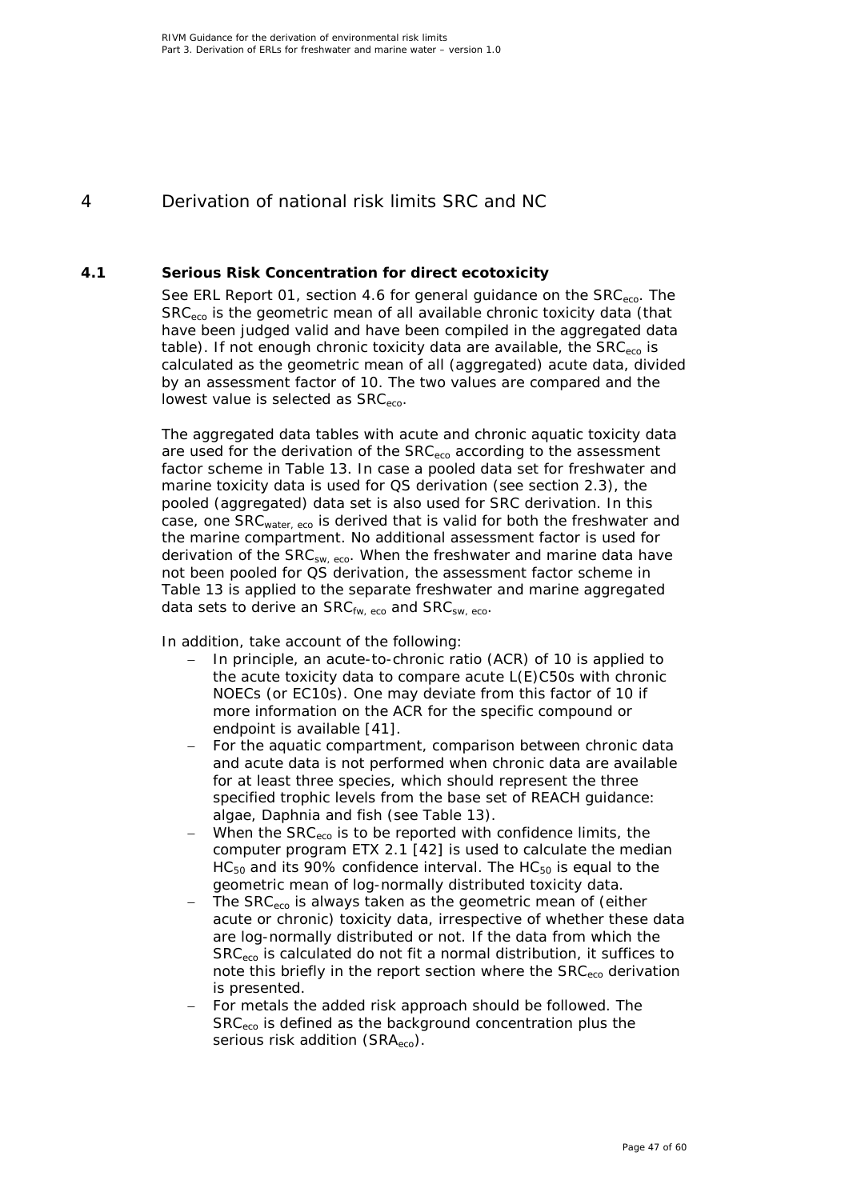# 4 Derivation of national risk limits SRC and NC

## 4.1 Serious Risk Concentration for direct ecotoxicity

See ERL Report 01, section 4.6 for general guidance on the $SRC_{eco}$. The $SRC_{eco}$ is the geometric mean of all available chronic toxicity data (that have been judged valid and have been compiled in the aggregated data table). If not enough chronic toxicity data are available, the $SRC_{eco}$ is calculated as the geometric mean of all (aggregated) acute data, divided by an assessment factor of 10. The two values are compared and the lowest value is selected as $SRC_{eco}$.

The aggregated data tables with acute and chronic aquatic toxicity data are used for the derivation of the $SRC_{eco}$ according to the assessment factor scheme in Table 13. In case a pooled data set for freshwater and marine toxicity data is used for QS derivation (see section 2.3), the pooled (aggregated) data set is also used for SRC derivation. In this case, one $SRC_{water,\ eco}$ is derived that is valid for both the freshwater and the marine compartment. No additional assessment factor is used for derivation of the $SRC_{sw,\ eco}$. When the freshwater and marine data have not been pooled for QS derivation, the assessment factor scheme in Table 13 is applied to the separate freshwater and marine aggregated data sets to derive an $SRC_{fw,\ eco}$ and $SRC_{sw,\ eco}$.

In addition, take account of the following:

- In principle, an acute-to-chronic ratio (ACR) of 10 is applied to the acute toxicity data to compare acute L(E)C50s with chronic NOECs (or EC10s). One may deviate from this factor of 10 if more information on the ACR for the specific compound or endpoint is available [41].
- For the aquatic compartment, comparison between chronic data and acute data is not performed when chronic data are available for at least three species, which should represent the three specified trophic levels from the base set of REACH guidance: algae, Daphnia and fish (see Table 13).
- When the $SRC_{eco}$ is to be reported with confidence limits, the computer program ETX 2.1 [42] is used to calculate the median $HC_{50}$ and its 90% confidence interval. The $HC_{50}$ is equal to the geometric mean of log-normally distributed toxicity data.
- The $SRC_{eco}$ is always taken as the geometric mean of (either acute or chronic) toxicity data, irrespective of whether these data are log-normally distributed or not. If the data from which the $SRC_{eco}$ is calculated do not fit a normal distribution, it suffices to note this briefly in the report section where the $SRC_{eco}$ derivation is presented.
- For metals the added risk approach should be followed. The $SRC_{eco}$ is defined as the background concentration plus the serious risk addition ($SRA_{eco}$).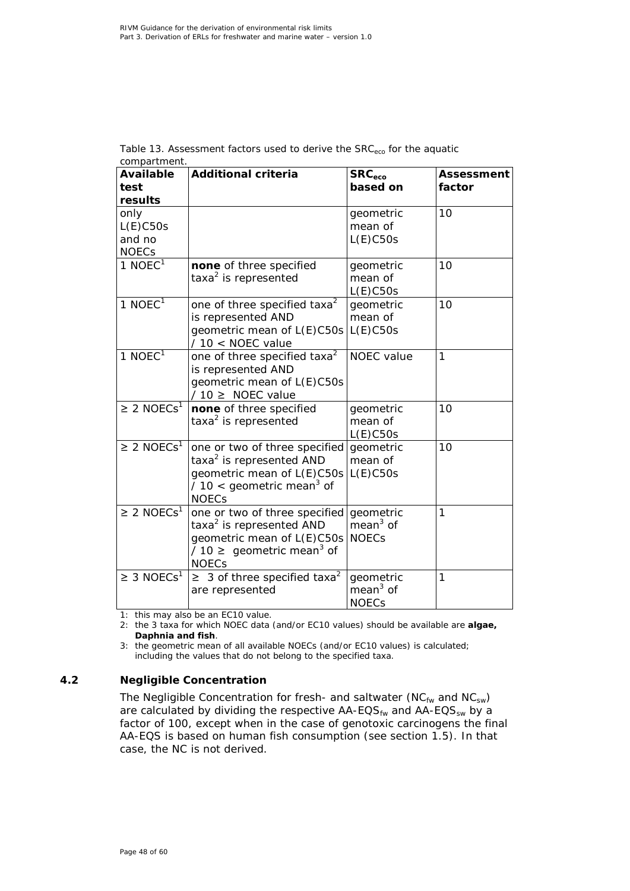Table 13. Assessment factors used to derive the $SRC_{eco}$ for the aquatic compartment.

| Available test results | Additional criteria | $SRC_{eco}$ based on | Assessment factor |
|---|---|---|---|
| only L(E)C50s and no NOECs | | geometric mean of L(E)C50s | 10 |
| 1 NOEC[1] | **none** of three specified taxa[2] is represented | geometric mean of L(E)C50s | 10 |
| 1 NOEC[1] | one of three specified taxa[2] is represented AND geometric mean of L(E)C50s / 10 < NOEC value | geometric mean of L(E)C50s | 10 |
| 1 NOEC[1] | one of three specified taxa[2] is represented AND geometric mean of L(E)C50s / 10 ≥ NOEC value | NOEC value | 1 |
| ≥ 2 NOECs[1] | **none** of three specified taxa[2] is represented | geometric mean of L(E)C50s | 10 |
| ≥ 2 NOECs[1] | one or two of three specified taxa[2] is represented AND geometric mean of L(E)C50s / 10 < geometric mean[3] of NOECs | geometric mean of L(E)C50s | 10 |
| ≥ 2 NOECs[1] | one or two of three specified taxa[2] is represented AND geometric mean of L(E)C50s / 10 ≥ geometric mean[3] of NOECs | geometric mean[3] of NOECs | 1 |
| ≥ 3 NOECs[1] | ≥ 3 of three specified taxa[2] are represented | geometric mean[3] of NOECs | 1 |

1: this may also be an EC10 value.

2: the 3 taxa for which NOEC data (and/or EC10 values) should be available are **algae, Daphnia and fish**.

3: the geometric mean of all available NOECs (and/or EC10 values) is calculated; including the values that do not belong to the specified taxa.

## 4.2 Negligible Concentration

The Negligible Concentration for fresh- and saltwater ($NC_{fw}$ and $NC_{sw}$) are calculated by dividing the respective $AA\text{-}EQS_{fw}$ and $AA\text{-}EQS_{sw}$ by a factor of 100, except when in the case of genotoxic carcinogens the final AA-EQS is based on human fish consumption (see section 1.5). In that case, the NC is not derived.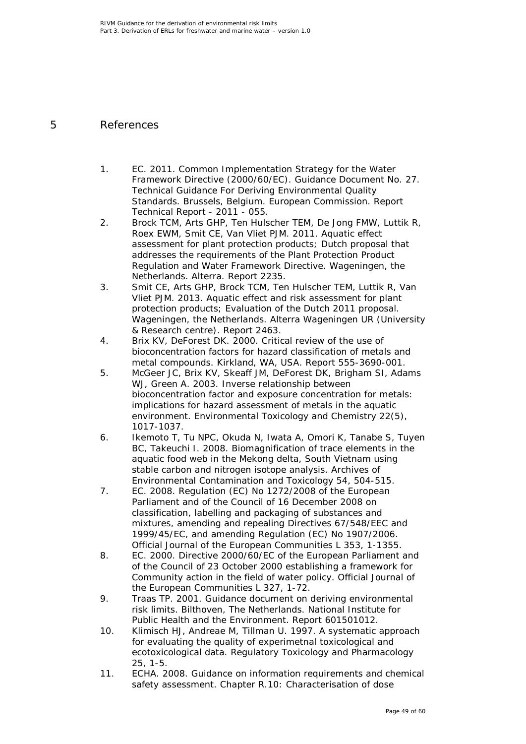# 5 References

1. EC. 2011. Common Implementation Strategy for the Water Framework Directive (2000/60/EC). Guidance Document No. 27. Technical Guidance For Deriving Environmental Quality Standards. Brussels, Belgium. European Commission. Report Technical Report - 2011 - 055.
2. Brock TCM, Arts GHP, Ten Hulscher TEM, De Jong FMW, Luttik R, Roex EWM, Smit CE, Van Vliet PJM. 2011. Aquatic effect assessment for plant protection products; Dutch proposal that addresses the requirements of the Plant Protection Product Regulation and Water Framework Directive. Wageningen, the Netherlands. Alterra. Report 2235.
3. Smit CE, Arts GHP, Brock TCM, Ten Hulscher TEM, Luttik R, Van Vliet PJM. 2013. Aquatic effect and risk assessment for plant protection products; Evaluation of the Dutch 2011 proposal. Wageningen, the Netherlands. Alterra Wageningen UR (University & Research centre). Report 2463.
4. Brix KV, DeForest DK. 2000. Critical review of the use of bioconcentration factors for hazard classification of metals and metal compounds. Kirkland, WA, USA. Report 555-3690-001.
5. McGeer JC, Brix KV, Skeaff JM, DeForest DK, Brigham SI, Adams WJ, Green A. 2003. Inverse relationship between bioconcentration factor and exposure concentration for metals: implications for hazard assessment of metals in the aquatic environment. Environmental Toxicology and Chemistry 22(5), 1017-1037.
6. Ikemoto T, Tu NPC, Okuda N, Iwata A, Omori K, Tanabe S, Tuyen BC, Takeuchi I. 2008. Biomagnification of trace elements in the aquatic food web in the Mekong delta, South Vietnam using stable carbon and nitrogen isotope analysis. Archives of Environmental Contamination and Toxicology 54, 504-515.
7. EC. 2008. Regulation (EC) No 1272/2008 of the European Parliament and of the Council of 16 December 2008 on classification, labelling and packaging of substances and mixtures, amending and repealing Directives 67/548/EEC and 1999/45/EC, and amending Regulation (EC) No 1907/2006. Official Journal of the European Communities L 353, 1-1355.
8. EC. 2000. Directive 2000/60/EC of the European Parliament and of the Council of 23 October 2000 establishing a framework for Community action in the field of water policy. Official Journal of the European Communities L 327, 1-72.
9. Traas TP. 2001. Guidance document on deriving environmental risk limits. Bilthoven, The Netherlands. National Institute for Public Health and the Environment. Report 601501012.
10. Klimisch HJ, Andreae M, Tillman U. 1997. A systematic approach for evaluating the quality of experimetnal toxicological and ecotoxicological data. Regulatory Toxicology and Pharmacology 25, 1-5.
11. ECHA. 2008. Guidance on information requirements and chemical safety assessment. Chapter R.10: Characterisation of dose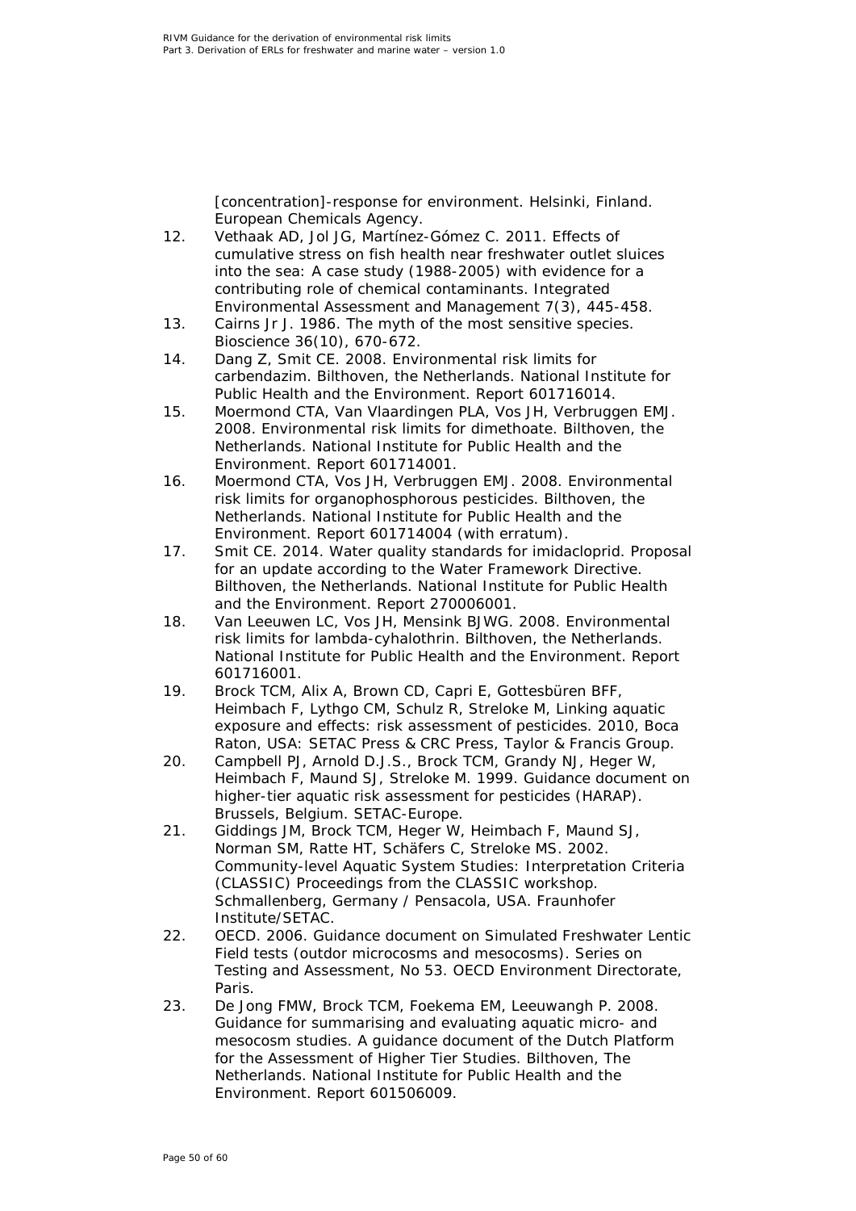[concentration]-response for environment. Helsinki, Finland. European Chemicals Agency.

12. Vethaak AD, Jol JG, Martínez-Gómez C. 2011. Effects of cumulative stress on fish health near freshwater outlet sluices into the sea: A case study (1988-2005) with evidence for a contributing role of chemical contaminants. Integrated Environmental Assessment and Management 7(3), 445-458.
13. Cairns Jr J. 1986. The myth of the most sensitive species. Bioscience 36(10), 670-672.
14. Dang Z, Smit CE. 2008. Environmental risk limits for carbendazim. Bilthoven, the Netherlands. National Institute for Public Health and the Environment. Report 601716014.
15. Moermond CTA, Van Vlaardingen PLA, Vos JH, Verbruggen EMJ. 2008. Environmental risk limits for dimethoate. Bilthoven, the Netherlands. National Institute for Public Health and the Environment. Report 601714001.
16. Moermond CTA, Vos JH, Verbruggen EMJ. 2008. Environmental risk limits for organophosphorous pesticides. Bilthoven, the Netherlands. National Institute for Public Health and the Environment. Report 601714004 (with erratum).
17. Smit CE. 2014. Water quality standards for imidacloprid. Proposal for an update according to the Water Framework Directive. Bilthoven, the Netherlands. National Institute for Public Health and the Environment. Report 270006001.
18. Van Leeuwen LC, Vos JH, Mensink BJWG. 2008. Environmental risk limits for lambda-cyhalothrin. Bilthoven, the Netherlands. National Institute for Public Health and the Environment. Report 601716001.
19. Brock TCM, Alix A, Brown CD, Capri E, Gottesbüren BFF, Heimbach F, Lythgo CM, Schulz R, Streloke M, Linking aquatic exposure and effects: risk assessment of pesticides. 2010, Boca Raton, USA: SETAC Press & CRC Press, Taylor & Francis Group.
20. Campbell PJ, Arnold D.J.S., Brock TCM, Grandy NJ, Heger W, Heimbach F, Maund SJ, Streloke M. 1999. Guidance document on higher-tier aquatic risk assessment for pesticides (HARAP). Brussels, Belgium. SETAC-Europe.
21. Giddings JM, Brock TCM, Heger W, Heimbach F, Maund SJ, Norman SM, Ratte HT, Schäfers C, Streloke MS. 2002. Community-level Aquatic System Studies: Interpretation Criteria (CLASSIC) Proceedings from the CLASSIC workshop. Schmallenberg, Germany / Pensacola, USA. Fraunhofer Institute/SETAC.
22. OECD. 2006. Guidance document on Simulated Freshwater Lentic Field tests (outdor microcosms and mesocosms). Series on Testing and Assessment, No 53. OECD Environment Directorate, Paris.
23. De Jong FMW, Brock TCM, Foekema EM, Leeuwangh P. 2008. Guidance for summarising and evaluating aquatic micro- and mesocosm studies. A guidance document of the Dutch Platform for the Assessment of Higher Tier Studies. Bilthoven, The Netherlands. National Institute for Public Health and the Environment. Report 601506009.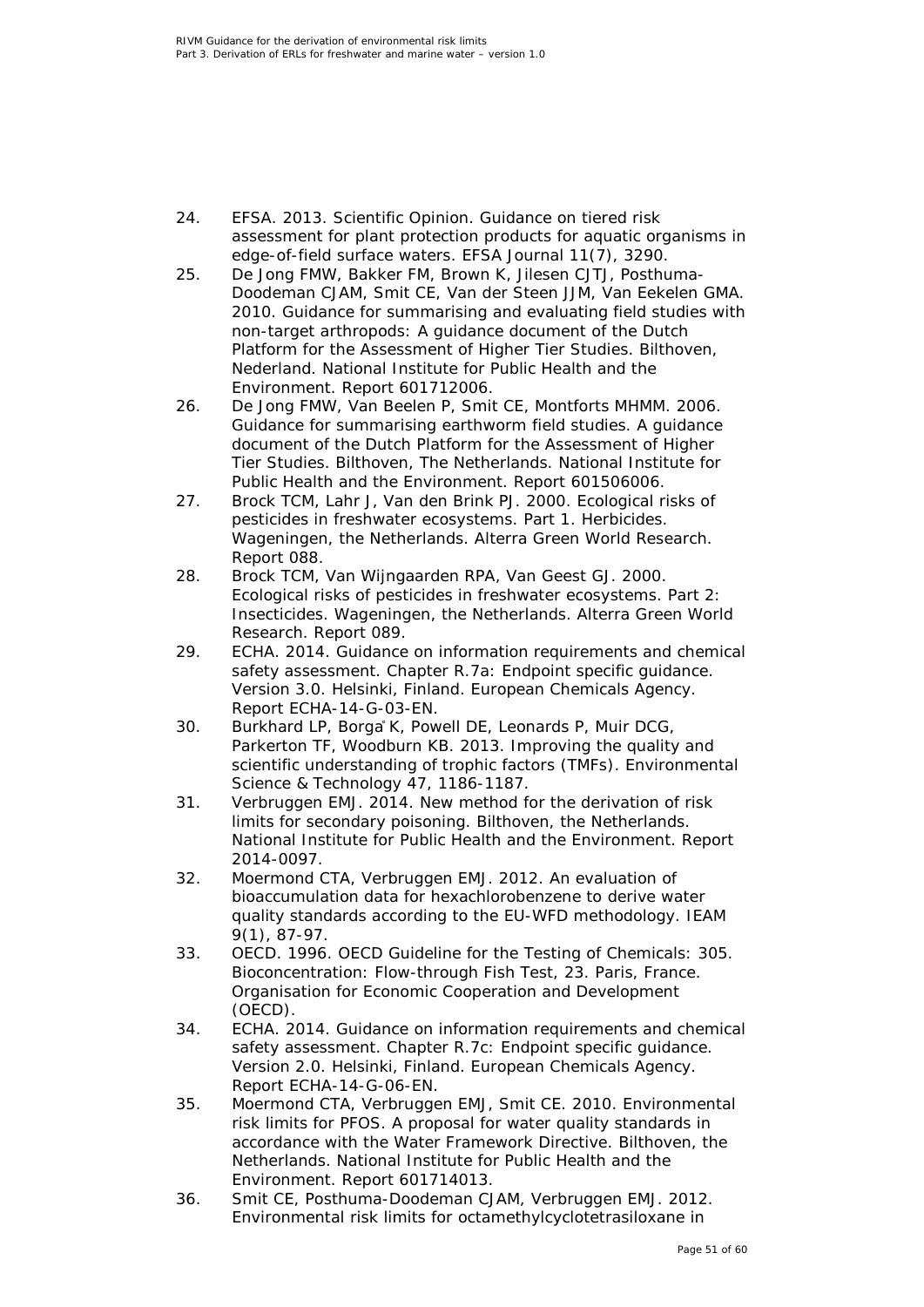24. EFSA. 2013. Scientific Opinion. Guidance on tiered risk assessment for plant protection products for aquatic organisms in edge-of-field surface waters. EFSA Journal 11(7), 3290.
25. De Jong FMW, Bakker FM, Brown K, Jilesen CJTJ, Posthuma-Doodeman CJAM, Smit CE, Van der Steen JJM, Van Eekelen GMA. 2010. Guidance for summarising and evaluating field studies with non-target arthropods: A guidance document of the Dutch Platform for the Assessment of Higher Tier Studies. Bilthoven, Nederland. National Institute for Public Health and the Environment. Report 601712006.
26. De Jong FMW, Van Beelen P, Smit CE, Montforts MHMM. 2006. Guidance for summarising earthworm field studies. A guidance document of the Dutch Platform for the Assessment of Higher Tier Studies. Bilthoven, The Netherlands. National Institute for Public Health and the Environment. Report 601506006.
27. Brock TCM, Lahr J, Van den Brink PJ. 2000. Ecological risks of pesticides in freshwater ecosystems. Part 1. Herbicides. Wageningen, the Netherlands. Alterra Green World Research. Report 088.
28. Brock TCM, Van Wijngaarden RPA, Van Geest GJ. 2000. Ecological risks of pesticides in freshwater ecosystems. Part 2: Insecticides. Wageningen, the Netherlands. Alterra Green World Research. Report 089.
29. ECHA. 2014. Guidance on information requirements and chemical safety assessment. Chapter R.7a: Endpoint specific guidance. Version 3.0. Helsinki, Finland. European Chemicals Agency. Report ECHA-14-G-03-EN.
30. Burkhard LP, Borgå K, Powell DE, Leonards P, Muir DCG, Parkerton TF, Woodburn KB. 2013. Improving the quality and scientific understanding of trophic factors (TMFs). Environmental Science & Technology 47, 1186-1187.
31. Verbruggen EMJ. 2014. New method for the derivation of risk limits for secondary poisoning. Bilthoven, the Netherlands. National Institute for Public Health and the Environment. Report 2014-0097.
32. Moermond CTA, Verbruggen EMJ. 2012. An evaluation of bioaccumulation data for hexachlorobenzene to derive water quality standards according to the EU-WFD methodology. IEAM 9(1), 87-97.
33. OECD. 1996. OECD Guideline for the Testing of Chemicals: 305. Bioconcentration: Flow-through Fish Test, 23. Paris, France. Organisation for Economic Cooperation and Development (OECD).
34. ECHA. 2014. Guidance on information requirements and chemical safety assessment. Chapter R.7c: Endpoint specific guidance. Version 2.0. Helsinki, Finland. European Chemicals Agency. Report ECHA-14-G-06-EN.
35. Moermond CTA, Verbruggen EMJ, Smit CE. 2010. Environmental risk limits for PFOS. A proposal for water quality standards in accordance with the Water Framework Directive. Bilthoven, the Netherlands. National Institute for Public Health and the Environment. Report 601714013.
36. Smit CE, Posthuma-Doodeman CJAM, Verbruggen EMJ. 2012. Environmental risk limits for octamethylcyclotetrasiloxane in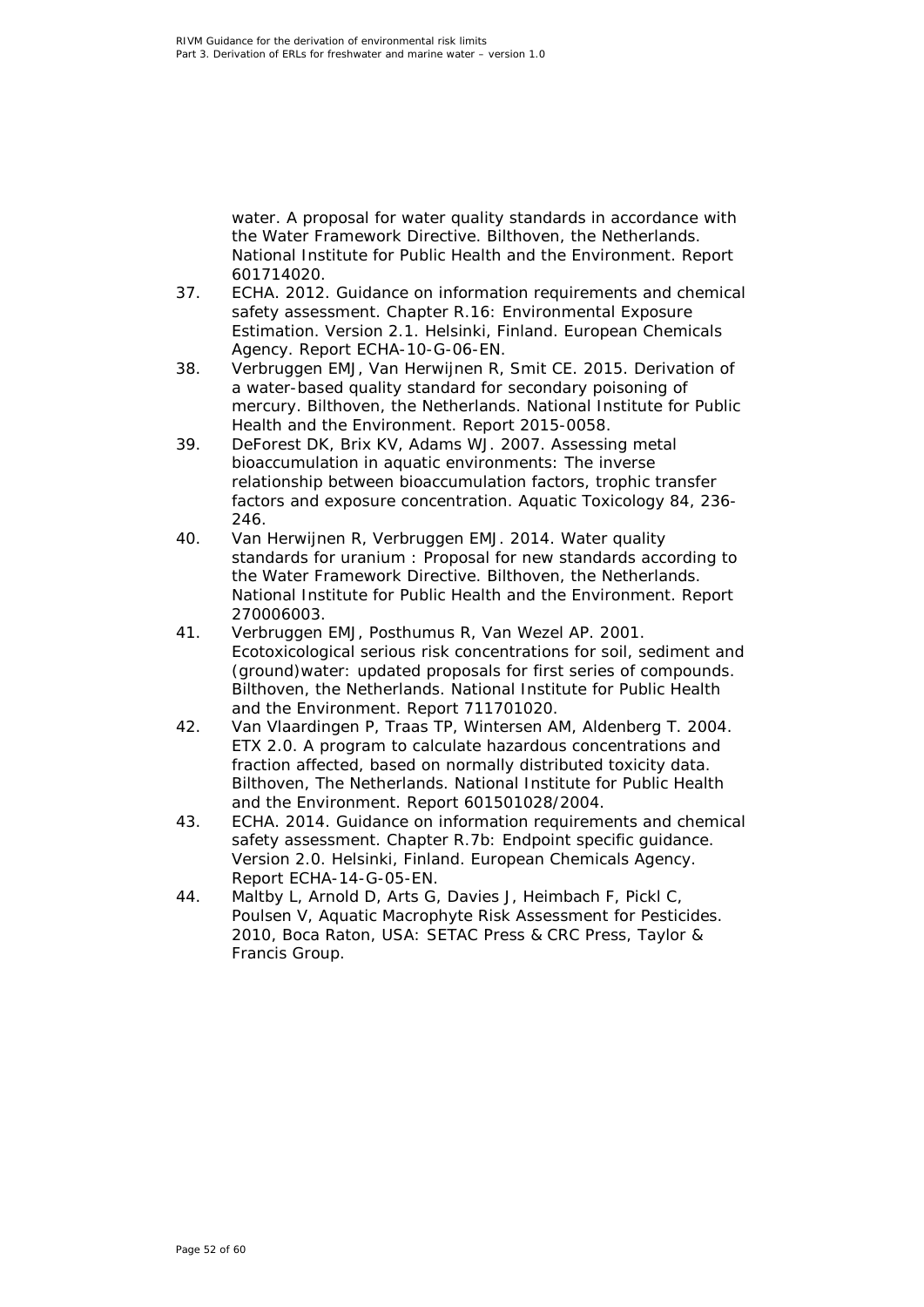water. A proposal for water quality standards in accordance with the Water Framework Directive. Bilthoven, the Netherlands. National Institute for Public Health and the Environment. Report 601714020.

37. ECHA. 2012. Guidance on information requirements and chemical safety assessment. Chapter R.16: Environmental Exposure Estimation. Version 2.1. Helsinki, Finland. European Chemicals Agency. Report ECHA-10-G-06-EN.
38. Verbruggen EMJ, Van Herwijnen R, Smit CE. 2015. Derivation of a water-based quality standard for secondary poisoning of mercury. Bilthoven, the Netherlands. National Institute for Public Health and the Environment. Report 2015-0058.
39. DeForest DK, Brix KV, Adams WJ. 2007. Assessing metal bioaccumulation in aquatic environments: The inverse relationship between bioaccumulation factors, trophic transfer factors and exposure concentration. Aquatic Toxicology 84, 236-246.
40. Van Herwijnen R, Verbruggen EMJ. 2014. Water quality standards for uranium : Proposal for new standards according to the Water Framework Directive. Bilthoven, the Netherlands. National Institute for Public Health and the Environment. Report 270006003.
41. Verbruggen EMJ, Posthumus R, Van Wezel AP. 2001. Ecotoxicological serious risk concentrations for soil, sediment and (ground)water: updated proposals for first series of compounds. Bilthoven, the Netherlands. National Institute for Public Health and the Environment. Report 711701020.
42. Van Vlaardingen P, Traas TP, Wintersen AM, Aldenberg T. 2004. ETX 2.0. A program to calculate hazardous concentrations and fraction affected, based on normally distributed toxicity data. Bilthoven, The Netherlands. National Institute for Public Health and the Environment. Report 601501028/2004.
43. ECHA. 2014. Guidance on information requirements and chemical safety assessment. Chapter R.7b: Endpoint specific guidance. Version 2.0. Helsinki, Finland. European Chemicals Agency. Report ECHA-14-G-05-EN.
44. Maltby L, Arnold D, Arts G, Davies J, Heimbach F, Pickl C, Poulsen V, Aquatic Macrophyte Risk Assessment for Pesticides. 2010, Boca Raton, USA: SETAC Press & CRC Press, Taylor & Francis Group.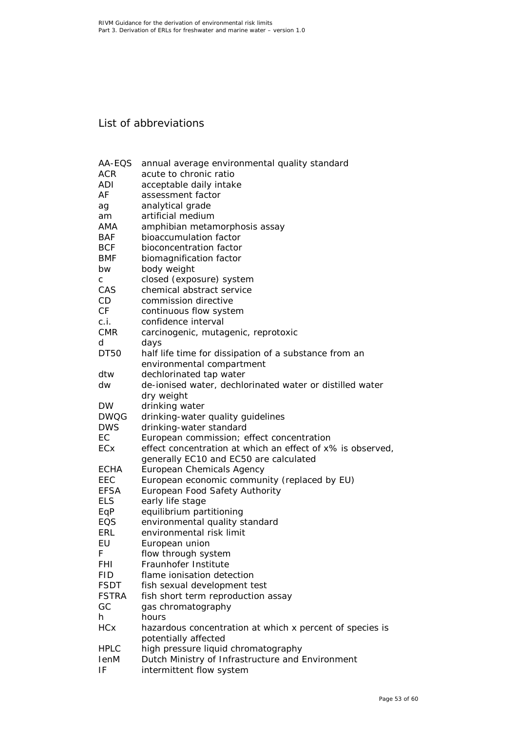## List of abbreviations

| | |
|---|---|
| AA-EQS | annual average environmental quality standard |
| ACR | acute to chronic ratio |
| ADI | acceptable daily intake |
| AF | assessment factor |
| ag | analytical grade |
| am | artificial medium |
| AMA | amphibian metamorphosis assay |
| BAF | bioaccumulation factor |
| BCF | bioconcentration factor |
| BMF | biomagnification factor |
| bw | body weight |
| c | closed (exposure) system |
| CAS | chemical abstract service |
| CD | commission directive |
| CF | continuous flow system |
| c.i. | confidence interval |
| CMR | carcinogenic, mutagenic, reprotoxic |
| d | days |
| DT50 | half life time for dissipation of a substance from an environmental compartment |
| dtw | dechlorinated tap water |
| dw | de-ionised water, dechlorinated water or distilled water<br>dry weight |
| DW | drinking water |
| DWQG | drinking-water quality guidelines |
| DWS | drinking-water standard |
| EC | European commission; effect concentration |
| ECx | effect concentration at which an effect of x% is observed, generally EC10 and EC50 are calculated |
| ECHA | European Chemicals Agency |
| EEC | European economic community (replaced by EU) |
| EFSA | European Food Safety Authority |
| ELS | early life stage |
| EqP | equilibrium partitioning |
| EQS | environmental quality standard |
| ERL | environmental risk limit |
| EU | European union |
| F | flow through system |
| FHI | Fraunhofer Institute |
| FID | flame ionisation detection |
| FSDT | fish sexual development test |
| FSTRA | fish short term reproduction assay |
| GC | gas chromatography |
| h | hours |
| HCx | hazardous concentration at which x percent of species is potentially affected |
| HPLC | high pressure liquid chromatography |
| IenM | Dutch Ministry of Infrastructure and Environment |
| IF | intermittent flow system |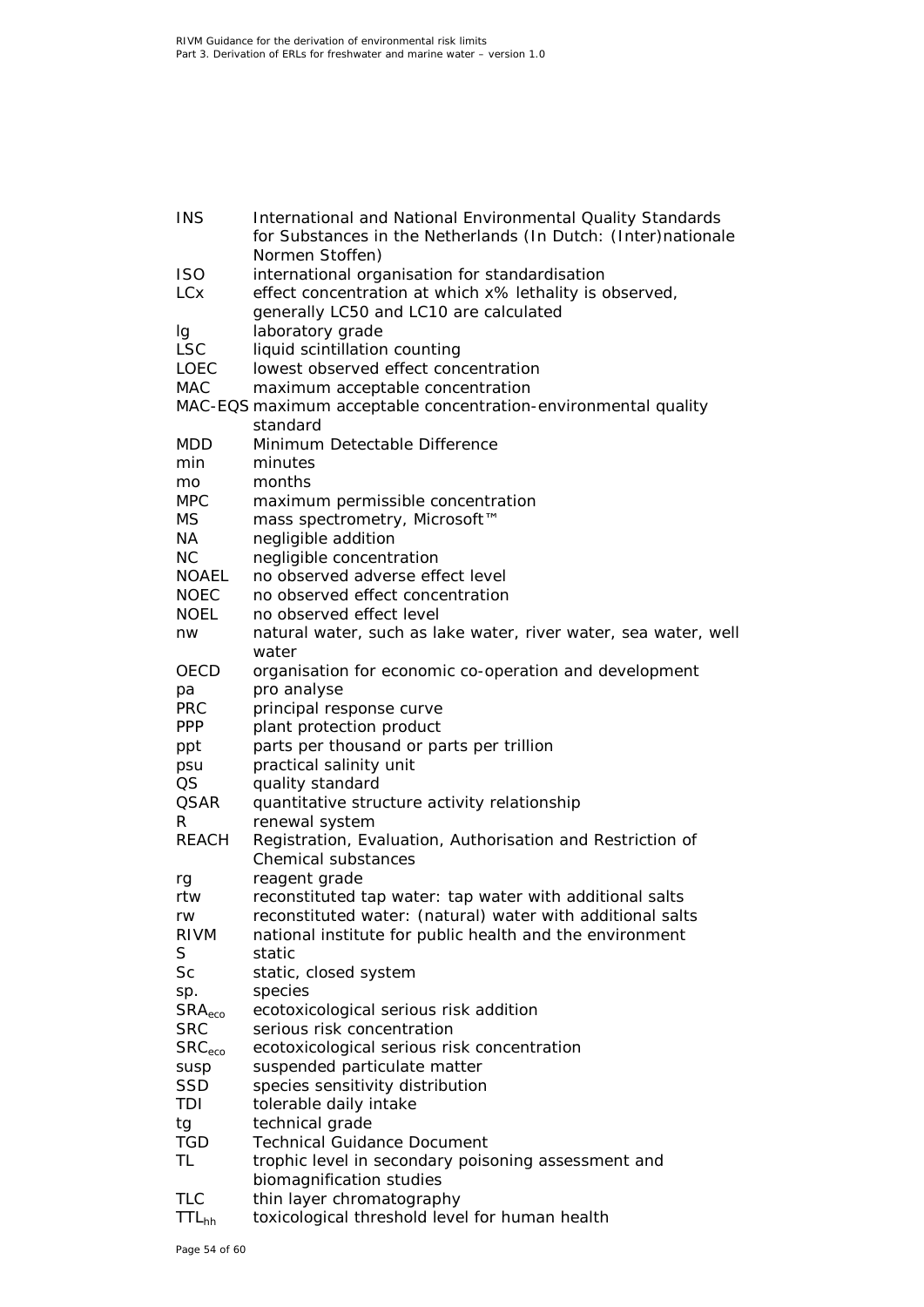| | |
|---|---|
| INS | International and National Environmental Quality Standards for Substances in the Netherlands (In Dutch: (Inter)nationale Normen Stoffen) |
| ISO | international organisation for standardisation |
| LCx | effect concentration at which x% lethality is observed, generally LC50 and LC10 are calculated |
| lg | laboratory grade |
| LSC | liquid scintillation counting |
| LOEC | lowest observed effect concentration |
| MAC | maximum acceptable concentration |
| MAC-EQS | maximum acceptable concentration-environmental quality standard |
| MDD | Minimum Detectable Difference |
| min | minutes |
| mo | months |
| MPC | maximum permissible concentration |
| MS | mass spectrometry, Microsoft™ |
| NA | negligible addition |
| NC | negligible concentration |
| NOAEL | no observed adverse effect level |
| NOEC | no observed effect concentration |
| NOEL | no observed effect level |
| nw | natural water, such as lake water, river water, sea water, well water |
| OECD | organisation for economic co-operation and development |
| pa | pro analyse |
| PRC | principal response curve |
| PPP | plant protection product |
| ppt | parts per thousand or parts per trillion |
| psu | practical salinity unit |
| QS | quality standard |
| QSAR | quantitative structure activity relationship |
| R | renewal system |
| REACH | Registration, Evaluation, Authorisation and Restriction of Chemical substances |
| rg | reagent grade |
| rtw | reconstituted tap water: tap water with additional salts |
| rw | reconstituted water: (natural) water with additional salts |
| RIVM | national institute for public health and the environment |
| S | static |
| Sc | static, closed system |
| sp. | species |
| $SRA_{eco}$ | ecotoxicological serious risk addition |
| SRC | serious risk concentration |
| $SRC_{eco}$ | ecotoxicological serious risk concentration |
| susp | suspended particulate matter |
| SSD | species sensitivity distribution |
| TDI | tolerable daily intake |
| tg | technical grade |
| TGD | Technical Guidance Document |
| TL | trophic level in secondary poisoning assessment and biomagnification studies |
| TLC | thin layer chromatography |
| $TTL_{hh}$ | toxicological threshold level for human health |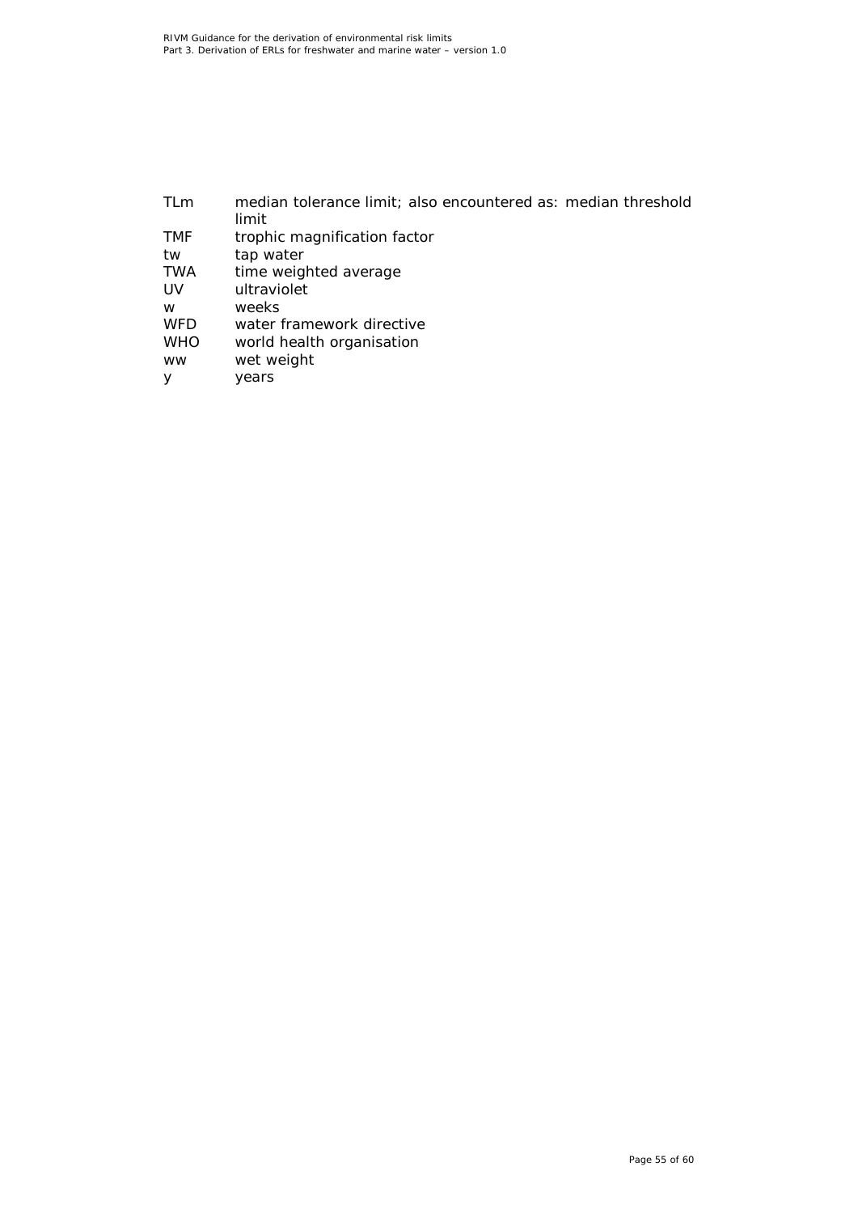| | |
|---|---|
| TLm | median tolerance limit; also encountered as: median threshold limit |
| TMF | trophic magnification factor |
| tw | tap water |
| TWA | time weighted average |
| UV | ultraviolet |
| w | weeks |
| WFD | water framework directive |
| WHO | world health organisation |
| ww | wet weight |
| y | years |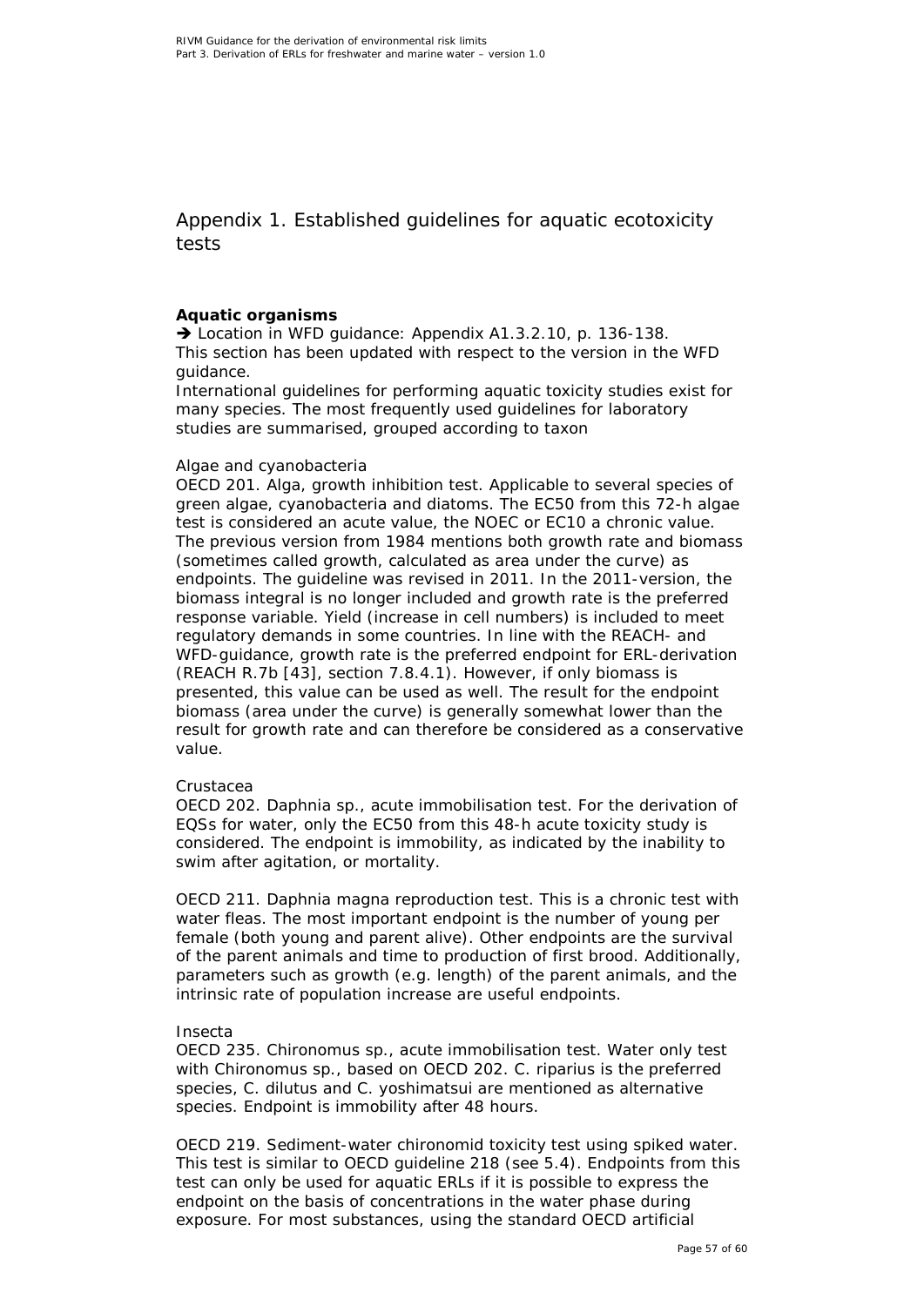# Appendix 1. Established guidelines for aquatic ecotoxicity tests

**Aquatic organisms**

➔ Location in WFD guidance: Appendix A1.3.2.10, p. 136-138.
This section has been updated with respect to the version in the WFD guidance.
International guidelines for performing aquatic toxicity studies exist for many species. The most frequently used guidelines for laboratory studies are summarised, grouped according to taxon

Algae and cyanobacteria

OECD 201. Alga, growth inhibition test. Applicable to several species of green algae, cyanobacteria and diatoms. The EC50 from this 72-h algae test is considered an acute value, the NOEC or EC10 a chronic value. The previous version from 1984 mentions both growth rate and biomass (sometimes called growth, calculated as area under the curve) as endpoints. The guideline was revised in 2011. In the 2011-version, the biomass integral is no longer included and growth rate is the preferred response variable. Yield (increase in cell numbers) is included to meet regulatory demands in some countries. In line with the REACH- and WFD-guidance, growth rate is the preferred endpoint for ERL-derivation (REACH R.7b [43], section 7.8.4.1). However, if only biomass is presented, this value can be used as well. The result for the endpoint biomass (area under the curve) is generally somewhat lower than the result for growth rate and can therefore be considered as a conservative value.

Crustacea

OECD 202. Daphnia sp., acute immobilisation test. For the derivation of EQSs for water, only the EC50 from this 48-h acute toxicity study is considered. The endpoint is immobility, as indicated by the inability to swim after agitation, or mortality.

OECD 211. Daphnia magna reproduction test. This is a chronic test with water fleas. The most important endpoint is the number of young per female (both young and parent alive). Other endpoints are the survival of the parent animals and time to production of first brood. Additionally, parameters such as growth (e.g. length) of the parent animals, and the intrinsic rate of population increase are useful endpoints.

Insecta

OECD 235. Chironomus sp., acute immobilisation test. Water only test with Chironomus sp., based on OECD 202. C. riparius is the preferred species, C. dilutus and C. yoshimatsui are mentioned as alternative species. Endpoint is immobility after 48 hours.

OECD 219. Sediment-water chironomid toxicity test using spiked water. This test is similar to OECD guideline 218 (see 5.4). Endpoints from this test can only be used for aquatic ERLs if it is possible to express the endpoint on the basis of concentrations in the water phase during exposure. For most substances, using the standard OECD artificial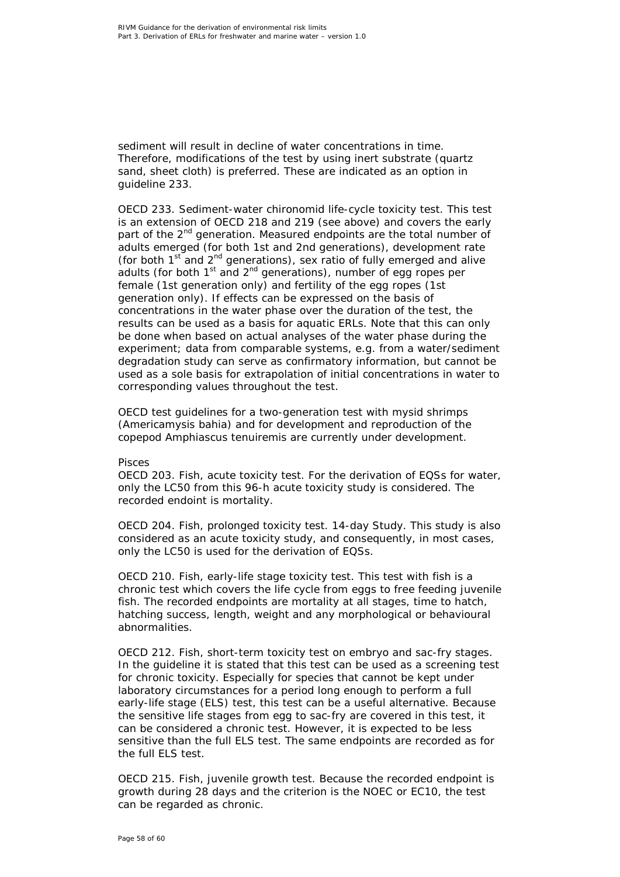sediment will result in decline of water concentrations in time. Therefore, modifications of the test by using inert substrate (quartz sand, sheet cloth) is preferred. These are indicated as an option in guideline 233.

OECD 233. Sediment-water chironomid life-cycle toxicity test. This test is an extension of OECD 218 and 219 (see above) and covers the early part of the 2nd generation. Measured endpoints are the total number of adults emerged (for both 1st and 2nd generations), development rate (for both 1st and 2nd generations), sex ratio of fully emerged and alive adults (for both 1st and 2nd generations), number of egg ropes per female (1st generation only) and fertility of the egg ropes (1st generation only). If effects can be expressed on the basis of concentrations in the water phase over the duration of the test, the results can be used as a basis for aquatic ERLs. Note that this can only be done when based on actual analyses of the water phase during the experiment; data from comparable systems, e.g. from a water/sediment degradation study can serve as confirmatory information, but cannot be used as a sole basis for extrapolation of initial concentrations in water to corresponding values throughout the test.

OECD test guidelines for a two-generation test with mysid shrimps (Americamysis bahia) and for development and reproduction of the copepod Amphiascus tenuiremis are currently under development.

Pisces

OECD 203. Fish, acute toxicity test. For the derivation of EQSs for water, only the LC50 from this 96-h acute toxicity study is considered. The recorded endoint is mortality.

OECD 204. Fish, prolonged toxicity test. 14-day Study. This study is also considered as an acute toxicity study, and consequently, in most cases, only the LC50 is used for the derivation of EQSs.

OECD 210. Fish, early-life stage toxicity test. This test with fish is a chronic test which covers the life cycle from eggs to free feeding juvenile fish. The recorded endpoints are mortality at all stages, time to hatch, hatching success, length, weight and any morphological or behavioural abnormalities.

OECD 212. Fish, short-term toxicity test on embryo and sac-fry stages. In the guideline it is stated that this test can be used as a screening test for chronic toxicity. Especially for species that cannot be kept under laboratory circumstances for a period long enough to perform a full early-life stage (ELS) test, this test can be a useful alternative. Because the sensitive life stages from egg to sac-fry are covered in this test, it can be considered a chronic test. However, it is expected to be less sensitive than the full ELS test. The same endpoints are recorded as for the full ELS test.

OECD 215. Fish, juvenile growth test. Because the recorded endpoint is growth during 28 days and the criterion is the NOEC or EC10, the test can be regarded as chronic.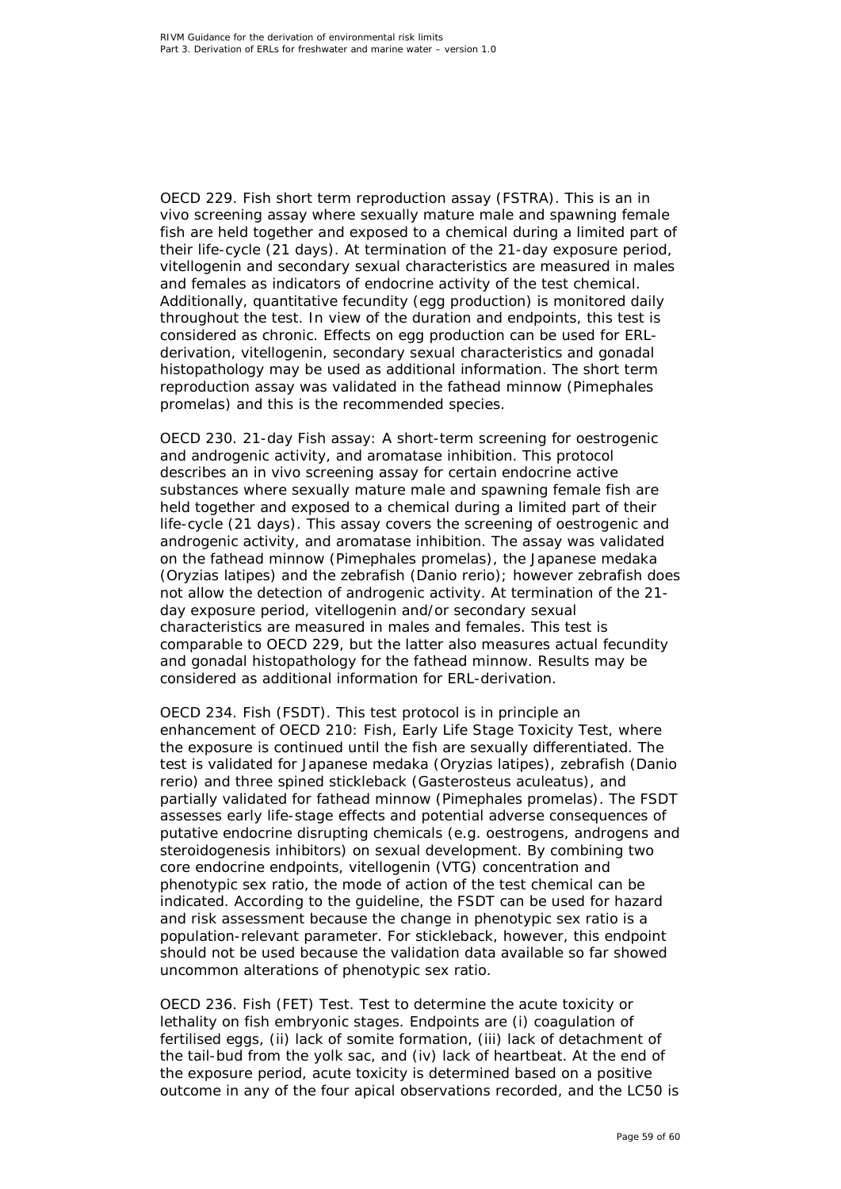OECD 229. Fish short term reproduction assay (FSTRA). This is an in vivo screening assay where sexually mature male and spawning female fish are held together and exposed to a chemical during a limited part of their life-cycle (21 days). At termination of the 21-day exposure period, vitellogenin and secondary sexual characteristics are measured in males and females as indicators of endocrine activity of the test chemical. Additionally, quantitative fecundity (egg production) is monitored daily throughout the test. In view of the duration and endpoints, this test is considered as chronic. Effects on egg production can be used for ERL-derivation, vitellogenin, secondary sexual characteristics and gonadal histopathology may be used as additional information. The short term reproduction assay was validated in the fathead minnow (Pimephales promelas) and this is the recommended species.

OECD 230. 21-day Fish assay: A short-term screening for oestrogenic and androgenic activity, and aromatase inhibition. This protocol describes an in vivo screening assay for certain endocrine active substances where sexually mature male and spawning female fish are held together and exposed to a chemical during a limited part of their life-cycle (21 days). This assay covers the screening of oestrogenic and androgenic activity, and aromatase inhibition. The assay was validated on the fathead minnow (Pimephales promelas), the Japanese medaka (Oryzias latipes) and the zebrafish (Danio rerio); however zebrafish does not allow the detection of androgenic activity. At termination of the 21-day exposure period, vitellogenin and/or secondary sexual characteristics are measured in males and females. This test is comparable to OECD 229, but the latter also measures actual fecundity and gonadal histopathology for the fathead minnow. Results may be considered as additional information for ERL-derivation.

OECD 234. Fish (FSDT). This test protocol is in principle an enhancement of OECD 210: Fish, Early Life Stage Toxicity Test, where the exposure is continued until the fish are sexually differentiated. The test is validated for Japanese medaka (Oryzias latipes), zebrafish (Danio rerio) and three spined stickleback (Gasterosteus aculeatus), and partially validated for fathead minnow (Pimephales promelas). The FSDT assesses early life-stage effects and potential adverse consequences of putative endocrine disrupting chemicals (e.g. oestrogens, androgens and steroidogenesis inhibitors) on sexual development. By combining two core endocrine endpoints, vitellogenin (VTG) concentration and phenotypic sex ratio, the mode of action of the test chemical can be indicated. According to the guideline, the FSDT can be used for hazard and risk assessment because the change in phenotypic sex ratio is a population-relevant parameter. For stickleback, however, this endpoint should not be used because the validation data available so far showed uncommon alterations of phenotypic sex ratio.

OECD 236. Fish (FET) Test. Test to determine the acute toxicity or lethality on fish embryonic stages. Endpoints are (i) coagulation of fertilised eggs, (ii) lack of somite formation, (iii) lack of detachment of the tail-bud from the yolk sac, and (iv) lack of heartbeat. At the end of the exposure period, acute toxicity is determined based on a positive outcome in any of the four apical observations recorded, and the LC50 is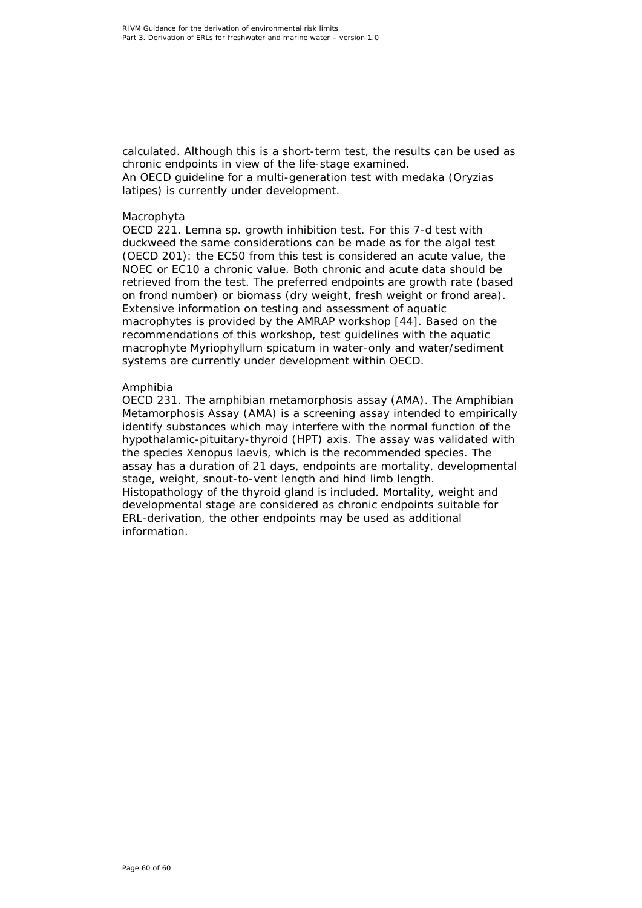calculated. Although this is a short-term test, the results can be used as chronic endpoints in view of the life-stage examined.
An OECD guideline for a multi-generation test with medaka (Oryzias latipes) is currently under development.

Macrophyta
OECD 221. Lemna sp. growth inhibition test. For this 7-d test with duckweed the same considerations can be made as for the algal test (OECD 201): the EC50 from this test is considered an acute value, the NOEC or EC10 a chronic value. Both chronic and acute data should be retrieved from the test. The preferred endpoints are growth rate (based on frond number) or biomass (dry weight, fresh weight or frond area). Extensive information on testing and assessment of aquatic macrophytes is provided by the AMRAP workshop [44]. Based on the recommendations of this workshop, test guidelines with the aquatic macrophyte Myriophyllum spicatum in water-only and water/sediment systems are currently under development within OECD.

Amphibia
OECD 231. The amphibian metamorphosis assay (AMA). The Amphibian Metamorphosis Assay (AMA) is a screening assay intended to empirically identify substances which may interfere with the normal function of the hypothalamic-pituitary-thyroid (HPT) axis. The assay was validated with the species Xenopus laevis, which is the recommended species. The assay has a duration of 21 days, endpoints are mortality, developmental stage, weight, snout-to-vent length and hind limb length. Histopathology of the thyroid gland is included. Mortality, weight and developmental stage are considered as chronic endpoints suitable for ERL-derivation, the other endpoints may be used as additional information.